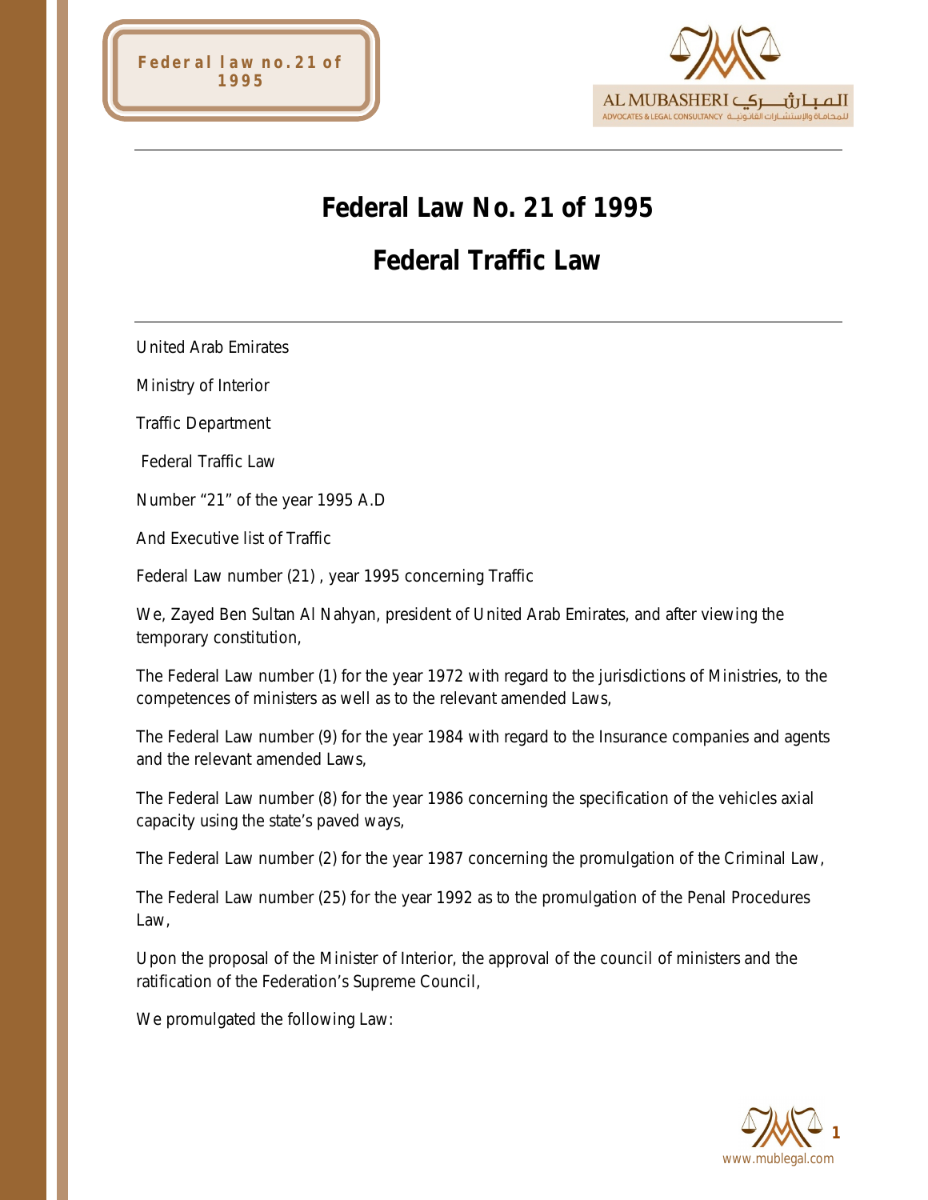# Federal Law No. 21 of 1995

# Federal Traffic Law

United Arab Emirates

Ministry of Interior

Traffic Department

Federal Traffic Law

Number "21" of the year 1995 A.D

And Executive list of Traffic

Federal Law number (21) , year 1995 concerning Traffic

We, Zayed Ben Sultan Al Nahyan, president of United Arab Emirates, and after viewing the temporary constitution,

The Federal Law number (1) for the year 1972 with regard to the jurisdictions of Ministries, to the competences of ministers as well as to the relevant amended Laws,

The Federal Law number (9) for the year 1984 with regard to the Insurance companies and agents and the relevant amended Laws,

The Federal Law number (8) for the year 1986 concerning the specification of the vehicles axial capacity using the state's paved ways,

The Federal Law number (2) for the year 1987 concerning the promulgation of the Criminal Law,

The Federal Law number (25) for the year 1992 as to the promulgation of the Penal Procedures Law,

Upon the proposal of the Minister of Interior, the approval of the council of ministers and the ratification of the Federation's Supreme Council,

We promulgated the following Law: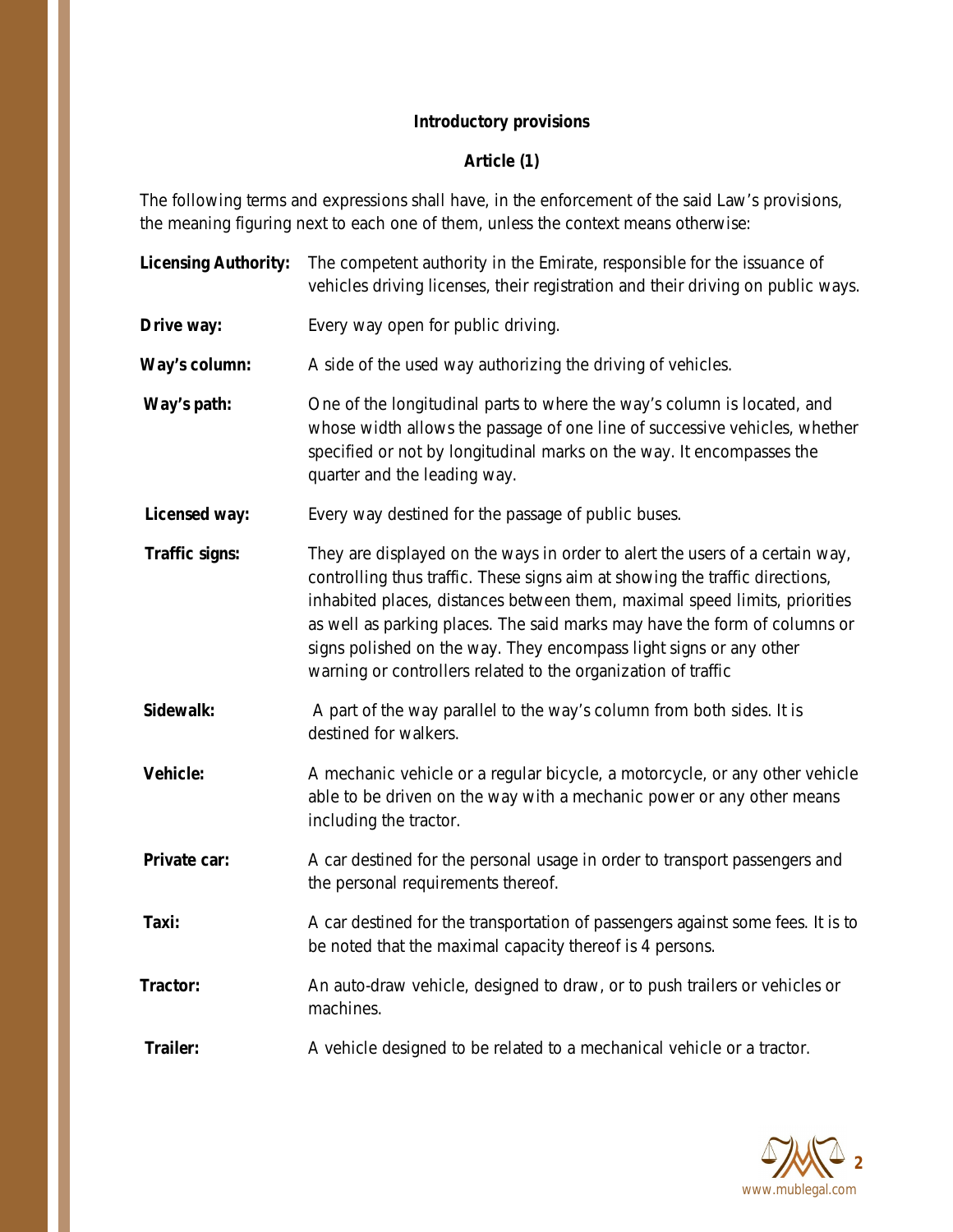## Introductory provisions

### Article (1)

The following terms and expressions shall have, in the enforcement of the said Law's provisions, the meaning figuring next to each one of them, unless the context means otherwise:

**Licensing Authority:** The competent authority in the Emirate, responsible for the issuance of vehicles driving licenses, their registration and their driving on public ways.

**Drive way:** Every way open for public driving.

**Way's column:** A side of the used way authorizing the driving of vehicles.

**Way's path:** One of the longitudinal parts to where the way's column is located, and whose width allows the passage of one line of successive vehicles, whether specified or not by longitudinal marks on the way. It encompasses the quarter and the leading way.

**Licensed way:** Every way destined for the passage of public buses.

**Traffic signs:** They are displayed on the ways in order to alert the users of a certain way, controlling thus traffic. These signs aim at showing the traffic directions, inhabited places, distances between them, maximal speed limits, priorities as well as parking places. The said marks may have the form of columns or signs polished on the way. They encompass light signs or any other warning or controllers related to the organization of traffic

**Sidewalk:** A part of the way parallel to the way's column from both sides. It is destined for walkers.

**Vehicle:** A mechanic vehicle or a regular bicycle, a motorcycle, or any other vehicle able to be driven on the way with a mechanic power or any other means including the tractor.

**Private car:** A car destined for the personal usage in order to transport passengers and the personal requirements thereof.

**Taxi:** A car destined for the transportation of passengers against some fees. It is to be noted that the maximal capacity thereof is 4 persons.

**Tractor:** An auto-draw vehicle, designed to draw, or to push trailers or vehicles or machines.

**Trailer:** A vehicle designed to be related to a mechanical vehicle or a tractor.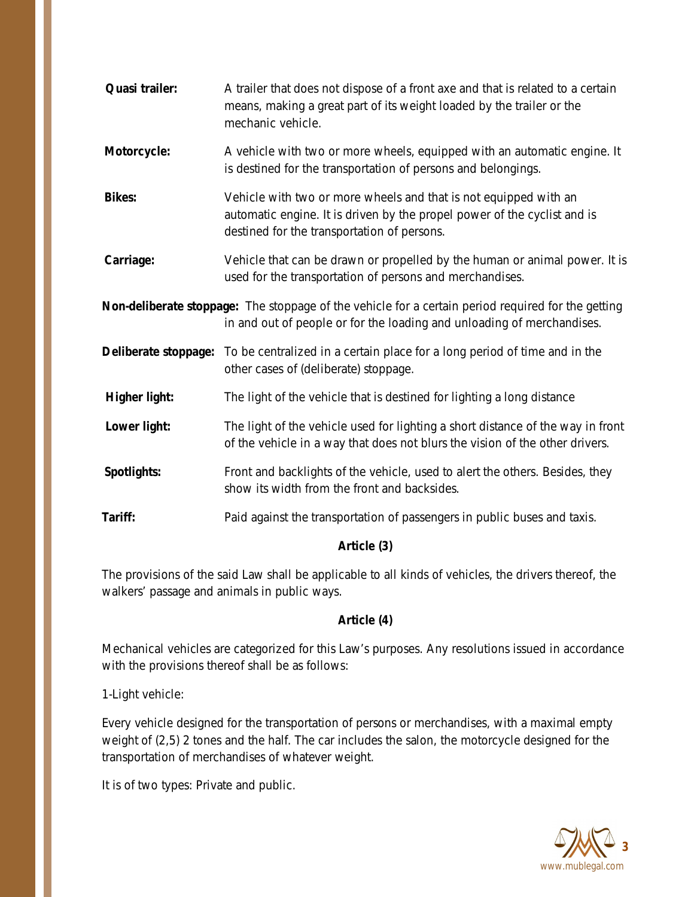**Quasi trailer:** A trailer that does not dispose of a front axe and that is related to a certain means, making a great part of its weight loaded by the trailer or the mechanic vehicle.

**Motorcycle:** A vehicle with two or more wheels, equipped with an automatic engine. It is destined for the transportation of persons and belongings.

**Bikes:** Vehicle with two or more wheels and that is not equipped with an automatic engine. It is driven by the propel power of the cyclist and is destined for the transportation of persons.

**Carriage:** Vehicle that can be drawn or propelled by the human or animal power. It is used for the transportation of persons and merchandises.

**Non-deliberate stoppage:** The stoppage of the vehicle for a certain period required for the getting in and out of people or for the loading and unloading of merchandises.

**Deliberate stoppage:** To be centralized in a certain place for a long period of time and in the other cases of (deliberate) stoppage.

**Higher light:** The light of the vehicle that is destined for lighting a long distance

**Lower light:** The light of the vehicle used for lighting a short distance of the way in front of the vehicle in a way that does not blurs the vision of the other drivers.

**Spotlights:** Front and backlights of the vehicle, used to alert the others. Besides, they show its width from the front and backsides.

**Tariff:** Paid against the transportation of passengers in public buses and taxis.

**Article (3)**

The provisions of the said Law shall be applicable to all kinds of vehicles, the drivers thereof, the walkers' passage and animals in public ways.

**Article (4)**

Mechanical vehicles are categorized for this Law's purposes. Any resolutions issued in accordance with the provisions thereof shall be as follows:

1-Light vehicle:

Every vehicle designed for the transportation of persons or merchandises, with a maximal empty weight of (2,5) 2 tones and the half. The car includes the salon, the motorcycle designed for the transportation of merchandises of whatever weight.

It is of two types: Private and public.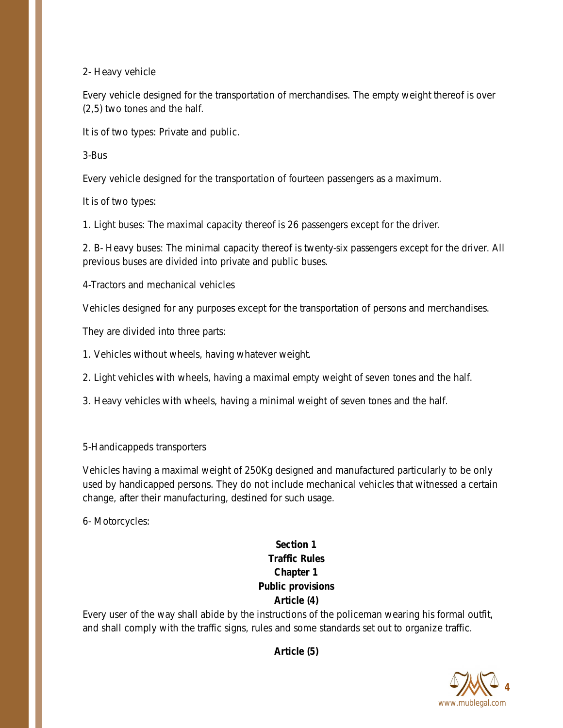2- Heavy vehicle

Every vehicle designed for the transportation of merchandises. The empty weight thereof is over (2,5) two tones and the half.

It is of two types: Private and public.

3-Bus

Every vehicle designed for the transportation of fourteen passengers as a maximum.

It is of two types:

1. Light buses: The maximal capacity thereof is 26 passengers except for the driver.

2. B- Heavy buses: The minimal capacity thereof is twenty-six passengers except for the driver. All previous buses are divided into private and public buses.

4-Tractors and mechanical vehicles

Vehicles designed for any purposes except for the transportation of persons and merchandises.

They are divided into three parts:

1. Vehicles without wheels, having whatever weight.

2. Light vehicles with wheels, having a maximal empty weight of seven tones and the half.

3. Heavy vehicles with wheels, having a minimal weight of seven tones and the half.

5-Handicappeds transporters

Vehicles having a maximal weight of 250Kg designed and manufactured particularly to be only used by handicapped persons. They do not include mechanical vehicles that witnessed a certain change, after their manufacturing, destined for such usage.

6- Motorcycles:

## Section 1
## Traffic Rules
## Chapter 1
## Public provisions
### Article (4)

Every user of the way shall abide by the instructions of the policeman wearing his formal outfit, and shall comply with the traffic signs, rules and some standards set out to organize traffic.

### Article (5)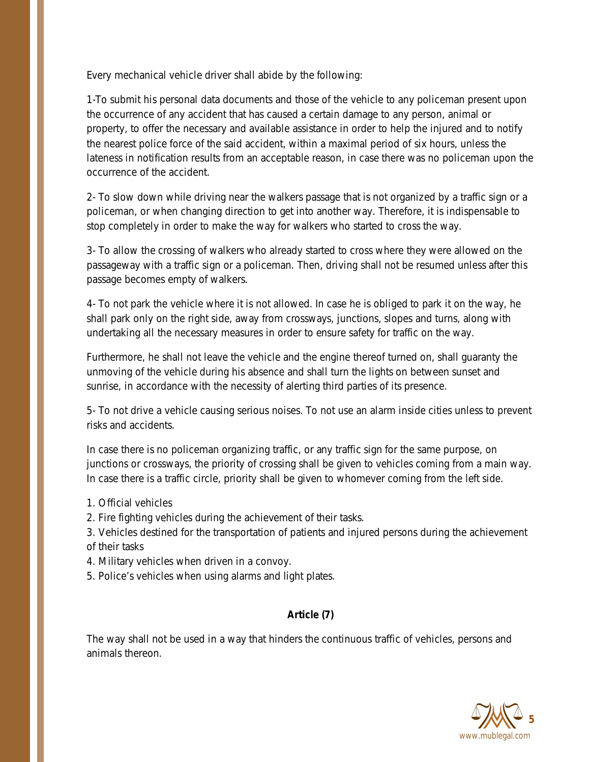Every mechanical vehicle driver shall abide by the following:

1-To submit his personal data documents and those of the vehicle to any policeman present upon the occurrence of any accident that has caused a certain damage to any person, animal or property, to offer the necessary and available assistance in order to help the injured and to notify the nearest police force of the said accident, within a maximal period of six hours, unless the lateness in notification results from an acceptable reason, in case there was no policeman upon the occurrence of the accident.

2- To slow down while driving near the walkers passage that is not organized by a traffic sign or a policeman, or when changing direction to get into another way. Therefore, it is indispensable to stop completely in order to make the way for walkers who started to cross the way.

3- To allow the crossing of walkers who already started to cross where they were allowed on the passageway with a traffic sign or a policeman. Then, driving shall not be resumed unless after this passage becomes empty of walkers.

4- To not park the vehicle where it is not allowed. In case he is obliged to park it on the way, he shall park only on the right side, away from crossways, junctions, slopes and turns, along with undertaking all the necessary measures in order to ensure safety for traffic on the way.

Furthermore, he shall not leave the vehicle and the engine thereof turned on, shall guaranty the unmoving of the vehicle during his absence and shall turn the lights on between sunset and sunrise, in accordance with the necessity of alerting third parties of its presence.

5- To not drive a vehicle causing serious noises. To not use an alarm inside cities unless to prevent risks and accidents.

In case there is no policeman organizing traffic, or any traffic sign for the same purpose, on junctions or crossways, the priority of crossing shall be given to vehicles coming from a main way. In case there is a traffic circle, priority shall be given to whomever coming from the left side.

1. Official vehicles
2. Fire fighting vehicles during the achievement of their tasks.
3. Vehicles destined for the transportation of patients and injured persons during the achievement of their tasks
4. Military vehicles when driven in a convoy.
5. Police's vehicles when using alarms and light plates.

### Article (7)

The way shall not be used in a way that hinders the continuous traffic of vehicles, persons and animals thereon.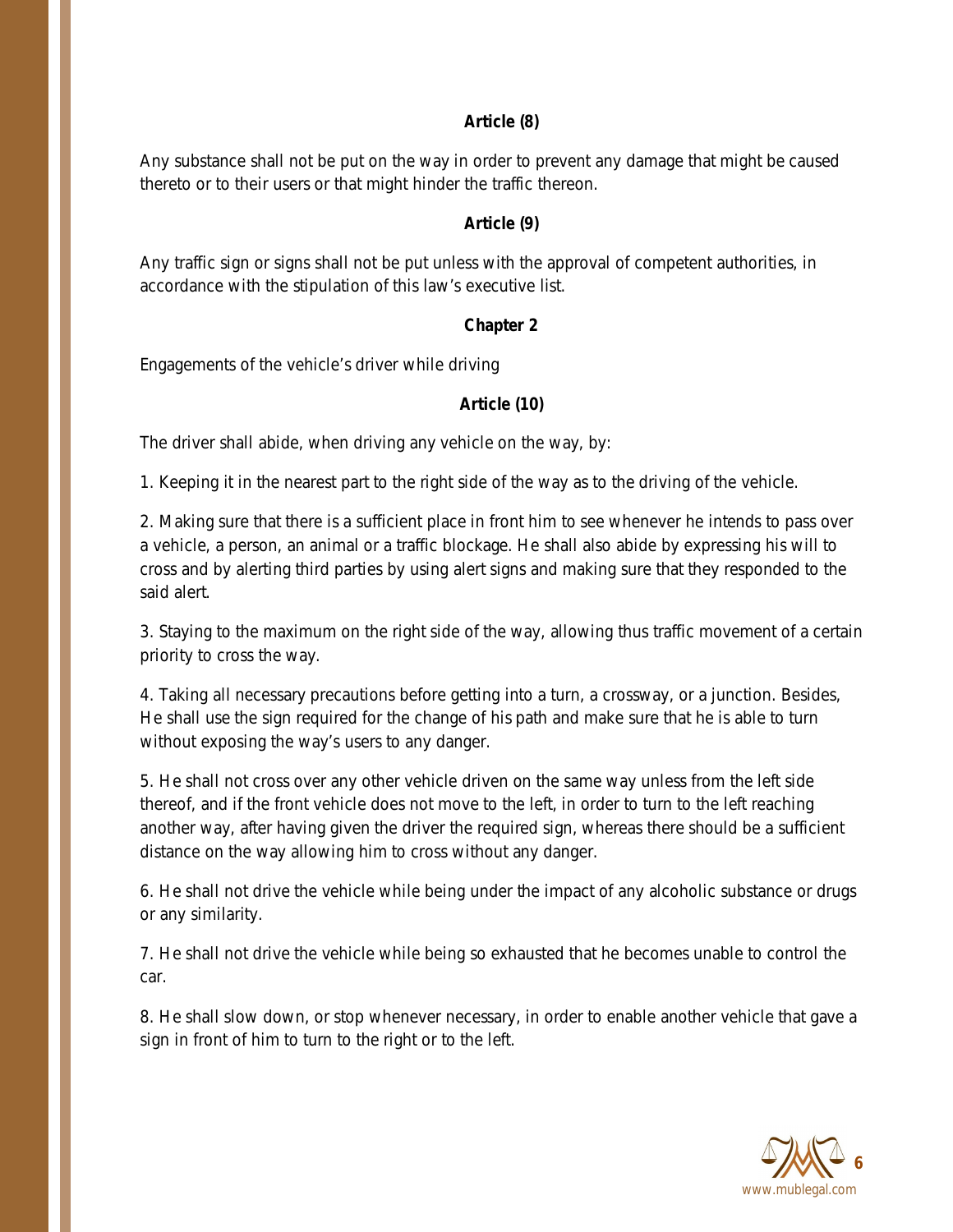**Article (8)**

Any substance shall not be put on the way in order to prevent any damage that might be caused thereto or to their users or that might hinder the traffic thereon.

**Article (9)**

Any traffic sign or signs shall not be put unless with the approval of competent authorities, in accordance with the stipulation of this law's executive list.

## Chapter 2

Engagements of the vehicle's driver while driving

**Article (10)**

The driver shall abide, when driving any vehicle on the way, by:

1. Keeping it in the nearest part to the right side of the way as to the driving of the vehicle.

2. Making sure that there is a sufficient place in front him to see whenever he intends to pass over a vehicle, a person, an animal or a traffic blockage. He shall also abide by expressing his will to cross and by alerting third parties by using alert signs and making sure that they responded to the said alert.

3. Staying to the maximum on the right side of the way, allowing thus traffic movement of a certain priority to cross the way.

4. Taking all necessary precautions before getting into a turn, a crossway, or a junction. Besides, He shall use the sign required for the change of his path and make sure that he is able to turn without exposing the way's users to any danger.

5. He shall not cross over any other vehicle driven on the same way unless from the left side thereof, and if the front vehicle does not move to the left, in order to turn to the left reaching another way, after having given the driver the required sign, whereas there should be a sufficient distance on the way allowing him to cross without any danger.

6. He shall not drive the vehicle while being under the impact of any alcoholic substance or drugs or any similarity.

7. He shall not drive the vehicle while being so exhausted that he becomes unable to control the car.

8. He shall slow down, or stop whenever necessary, in order to enable another vehicle that gave a sign in front of him to turn to the right or to the left.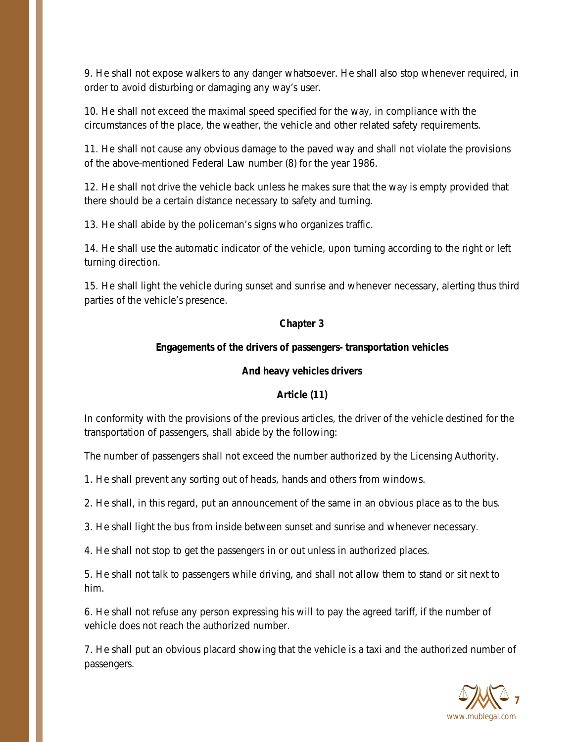9. He shall not expose walkers to any danger whatsoever. He shall also stop whenever required, in order to avoid disturbing or damaging any way's user.

10. He shall not exceed the maximal speed specified for the way, in compliance with the circumstances of the place, the weather, the vehicle and other related safety requirements.

11. He shall not cause any obvious damage to the paved way and shall not violate the provisions of the above-mentioned Federal Law number (8) for the year 1986.

12. He shall not drive the vehicle back unless he makes sure that the way is empty provided that there should be a certain distance necessary to safety and turning.

13. He shall abide by the policeman's signs who organizes traffic.

14. He shall use the automatic indicator of the vehicle, upon turning according to the right or left turning direction.

15. He shall light the vehicle during sunset and sunrise and whenever necessary, alerting thus third parties of the vehicle's presence.

## Chapter 3

## Engagements of the drivers of passengers- transportation vehicles

## And heavy vehicles drivers

### Article (11)

In conformity with the provisions of the previous articles, the driver of the vehicle destined for the transportation of passengers, shall abide by the following:

The number of passengers shall not exceed the number authorized by the Licensing Authority.

1. He shall prevent any sorting out of heads, hands and others from windows.

2. He shall, in this regard, put an announcement of the same in an obvious place as to the bus.

3. He shall light the bus from inside between sunset and sunrise and whenever necessary.

4. He shall not stop to get the passengers in or out unless in authorized places.

5. He shall not talk to passengers while driving, and shall not allow them to stand or sit next to him.

6. He shall not refuse any person expressing his will to pay the agreed tariff, if the number of vehicle does not reach the authorized number.

7. He shall put an obvious placard showing that the vehicle is a taxi and the authorized number of passengers.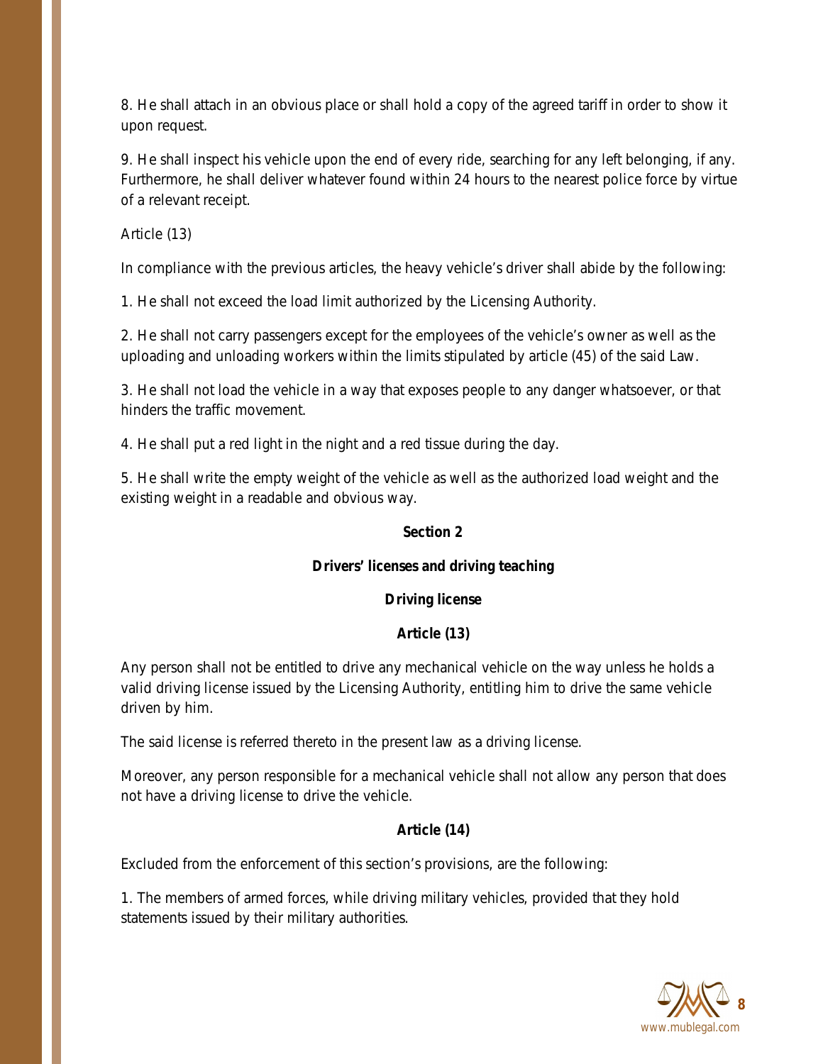8. He shall attach in an obvious place or shall hold a copy of the agreed tariff in order to show it upon request.

9. He shall inspect his vehicle upon the end of every ride, searching for any left belonging, if any. Furthermore, he shall deliver whatever found within 24 hours to the nearest police force by virtue of a relevant receipt.

Article (13)

In compliance with the previous articles, the heavy vehicle's driver shall abide by the following:

1. He shall not exceed the load limit authorized by the Licensing Authority.

2. He shall not carry passengers except for the employees of the vehicle's owner as well as the uploading and unloading workers within the limits stipulated by article (45) of the said Law.

3. He shall not load the vehicle in a way that exposes people to any danger whatsoever, or that hinders the traffic movement.

4. He shall put a red light in the night and a red tissue during the day.

5. He shall write the empty weight of the vehicle as well as the authorized load weight and the existing weight in a readable and obvious way.

## Section 2

## Drivers' licenses and driving teaching

### Driving license

### Article (13)

Any person shall not be entitled to drive any mechanical vehicle on the way unless he holds a valid driving license issued by the Licensing Authority, entitling him to drive the same vehicle driven by him.

The said license is referred thereto in the present law as a driving license.

Moreover, any person responsible for a mechanical vehicle shall not allow any person that does not have a driving license to drive the vehicle.

### Article (14)

Excluded from the enforcement of this section's provisions, are the following:

1. The members of armed forces, while driving military vehicles, provided that they hold statements issued by their military authorities.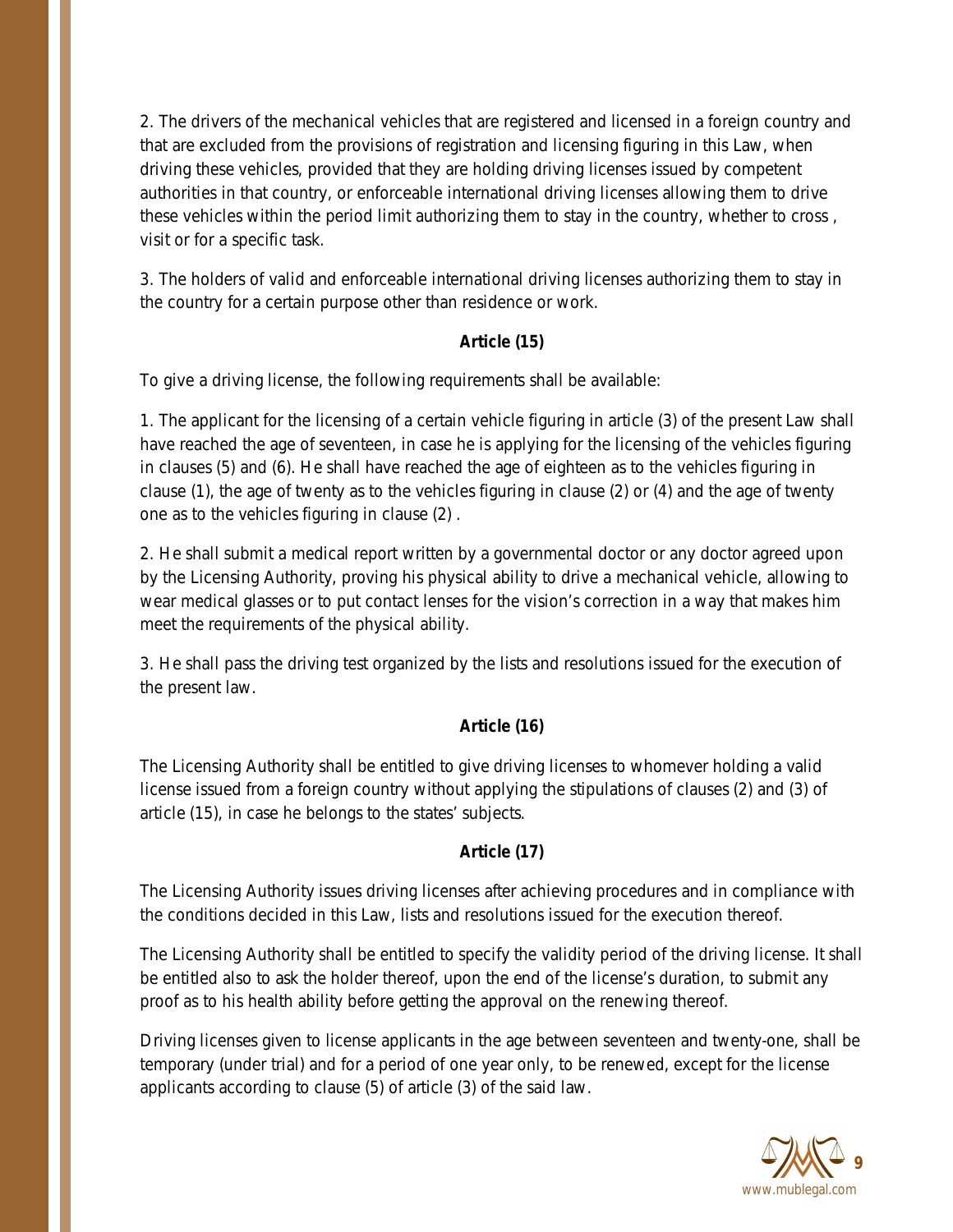2. The drivers of the mechanical vehicles that are registered and licensed in a foreign country and that are excluded from the provisions of registration and licensing figuring in this Law, when driving these vehicles, provided that they are holding driving licenses issued by competent authorities in that country, or enforceable international driving licenses allowing them to drive these vehicles within the period limit authorizing them to stay in the country, whether to cross , visit or for a specific task.

3. The holders of valid and enforceable international driving licenses authorizing them to stay in the country for a certain purpose other than residence or work.

**Article (15)**

To give a driving license, the following requirements shall be available:

1. The applicant for the licensing of a certain vehicle figuring in article (3) of the present Law shall have reached the age of seventeen, in case he is applying for the licensing of the vehicles figuring in clauses (5) and (6). He shall have reached the age of eighteen as to the vehicles figuring in clause (1), the age of twenty as to the vehicles figuring in clause (2) or (4) and the age of twenty one as to the vehicles figuring in clause (2) .

2. He shall submit a medical report written by a governmental doctor or any doctor agreed upon by the Licensing Authority, proving his physical ability to drive a mechanical vehicle, allowing to wear medical glasses or to put contact lenses for the vision's correction in a way that makes him meet the requirements of the physical ability.

3. He shall pass the driving test organized by the lists and resolutions issued for the execution of the present law.

**Article (16)**

The Licensing Authority shall be entitled to give driving licenses to whomever holding a valid license issued from a foreign country without applying the stipulations of clauses (2) and (3) of article (15), in case he belongs to the states' subjects.

**Article (17)**

The Licensing Authority issues driving licenses after achieving procedures and in compliance with the conditions decided in this Law, lists and resolutions issued for the execution thereof.

The Licensing Authority shall be entitled to specify the validity period of the driving license. It shall be entitled also to ask the holder thereof, upon the end of the license's duration, to submit any proof as to his health ability before getting the approval on the renewing thereof.

Driving licenses given to license applicants in the age between seventeen and twenty-one, shall be temporary (under trial) and for a period of one year only, to be renewed, except for the license applicants according to clause (5) of article (3) of the said law.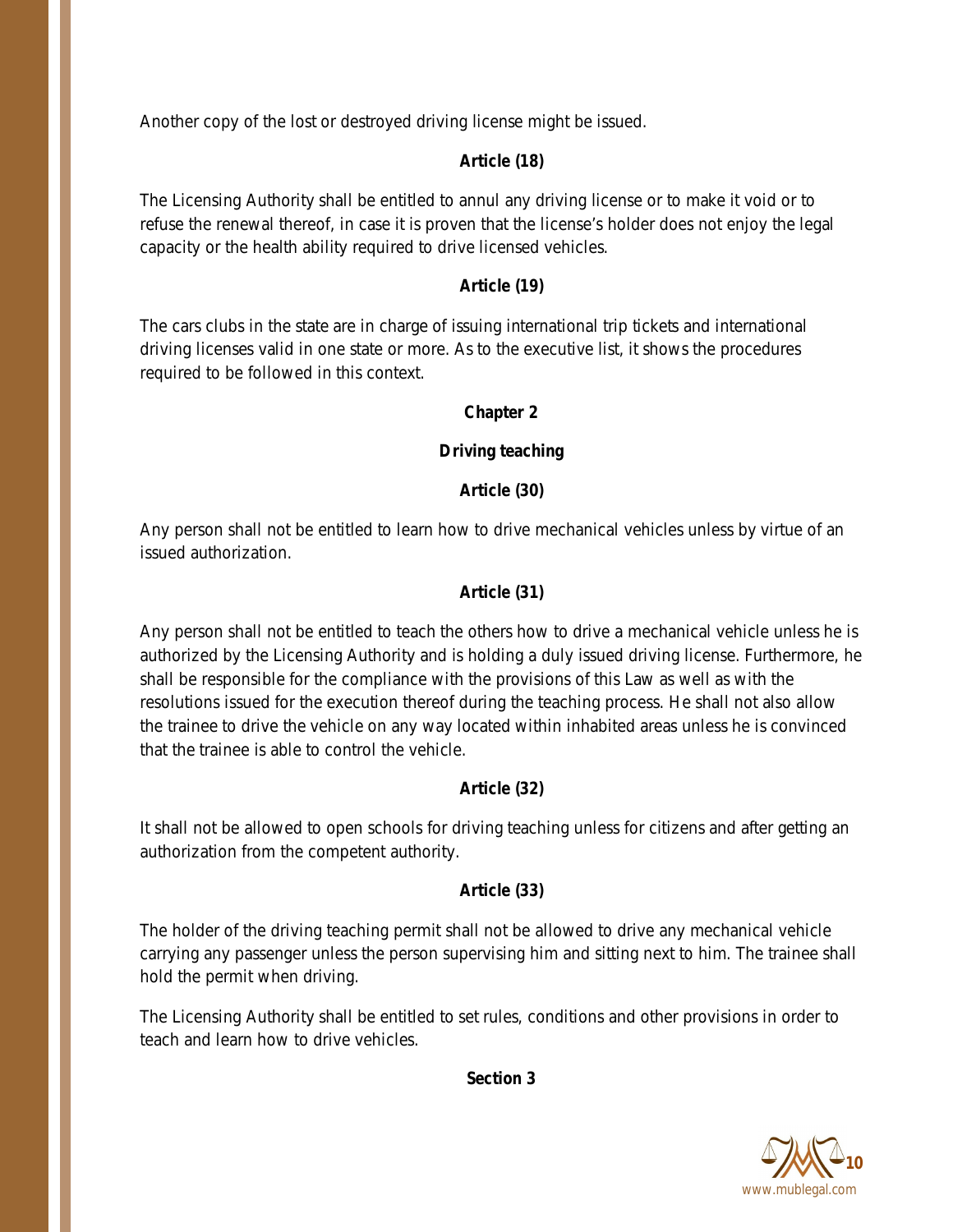Another copy of the lost or destroyed driving license might be issued.

### Article (18)

The Licensing Authority shall be entitled to annul any driving license or to make it void or to refuse the renewal thereof, in case it is proven that the license's holder does not enjoy the legal capacity or the health ability required to drive licensed vehicles.

### Article (19)

The cars clubs in the state are in charge of issuing international trip tickets and international driving licenses valid in one state or more. As to the executive list, it shows the procedures required to be followed in this context.

## Chapter 2

## Driving teaching

### Article (30)

Any person shall not be entitled to learn how to drive mechanical vehicles unless by virtue of an issued authorization.

### Article (31)

Any person shall not be entitled to teach the others how to drive a mechanical vehicle unless he is authorized by the Licensing Authority and is holding a duly issued driving license. Furthermore, he shall be responsible for the compliance with the provisions of this Law as well as with the resolutions issued for the execution thereof during the teaching process. He shall not also allow the trainee to drive the vehicle on any way located within inhabited areas unless he is convinced that the trainee is able to control the vehicle.

### Article (32)

It shall not be allowed to open schools for driving teaching unless for citizens and after getting an authorization from the competent authority.

### Article (33)

The holder of the driving teaching permit shall not be allowed to drive any mechanical vehicle carrying any passenger unless the person supervising him and sitting next to him. The trainee shall hold the permit when driving.

The Licensing Authority shall be entitled to set rules, conditions and other provisions in order to teach and learn how to drive vehicles.

## Section 3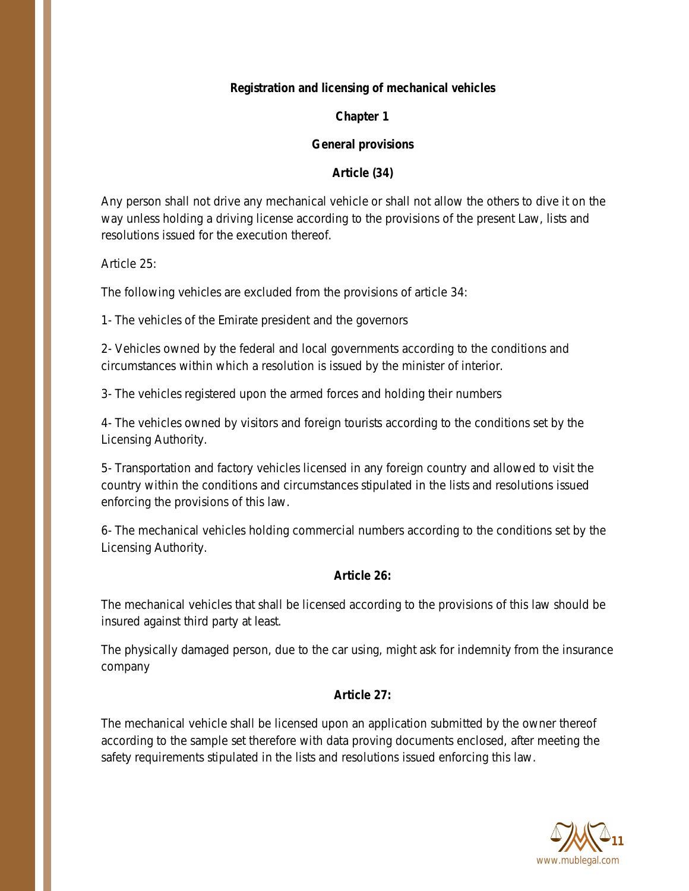**Registration and licensing of mechanical vehicles**

**Chapter 1**

**General provisions**

**Article (34)**

Any person shall not drive any mechanical vehicle or shall not allow the others to dive it on the way unless holding a driving license according to the provisions of the present Law, lists and resolutions issued for the execution thereof.

Article 25:

The following vehicles are excluded from the provisions of article 34:

1- The vehicles of the Emirate president and the governors

2- Vehicles owned by the federal and local governments according to the conditions and circumstances within which a resolution is issued by the minister of interior.

3- The vehicles registered upon the armed forces and holding their numbers

4- The vehicles owned by visitors and foreign tourists according to the conditions set by the Licensing Authority.

5- Transportation and factory vehicles licensed in any foreign country and allowed to visit the country within the conditions and circumstances stipulated in the lists and resolutions issued enforcing the provisions of this law.

6- The mechanical vehicles holding commercial numbers according to the conditions set by the Licensing Authority.

**Article 26:**

The mechanical vehicles that shall be licensed according to the provisions of this law should be insured against third party at least.

The physically damaged person, due to the car using, might ask for indemnity from the insurance company

**Article 27:**

The mechanical vehicle shall be licensed upon an application submitted by the owner thereof according to the sample set therefore with data proving documents enclosed, after meeting the safety requirements stipulated in the lists and resolutions issued enforcing this law.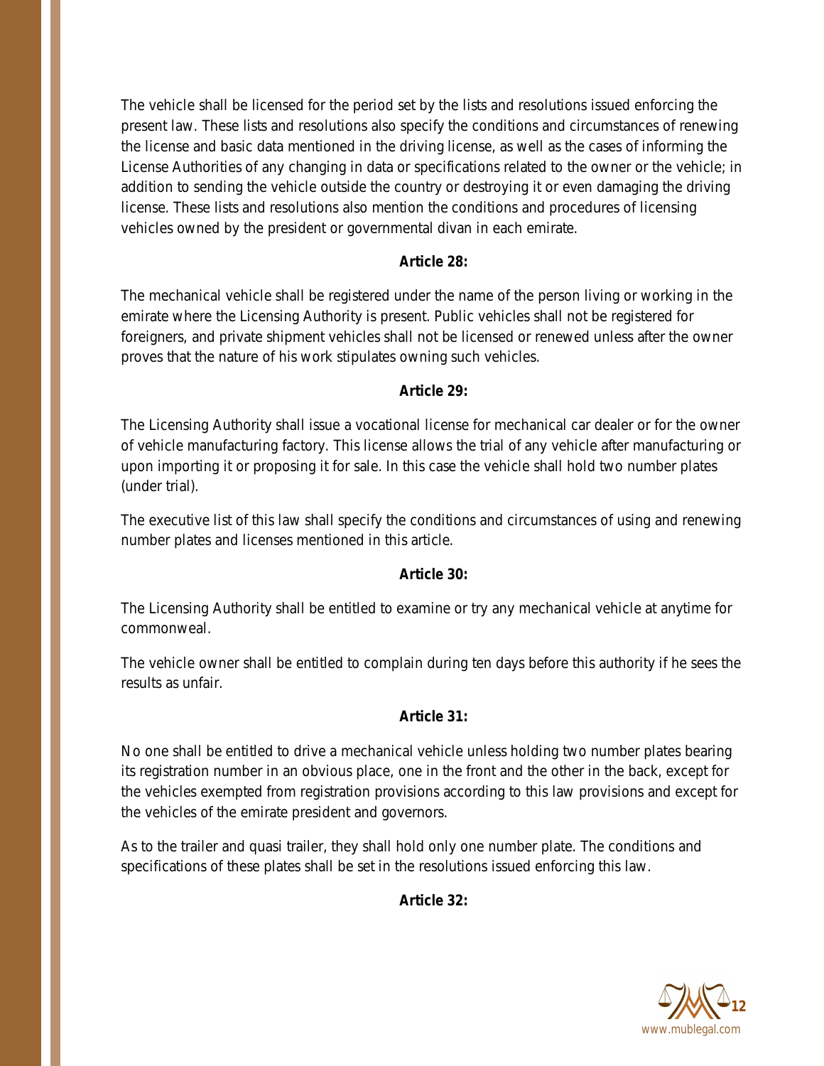The vehicle shall be licensed for the period set by the lists and resolutions issued enforcing the present law. These lists and resolutions also specify the conditions and circumstances of renewing the license and basic data mentioned in the driving license, as well as the cases of informing the License Authorities of any changing in data or specifications related to the owner or the vehicle; in addition to sending the vehicle outside the country or destroying it or even damaging the driving license. These lists and resolutions also mention the conditions and procedures of licensing vehicles owned by the president or governmental divan in each emirate.

**Article 28:**

The mechanical vehicle shall be registered under the name of the person living or working in the emirate where the Licensing Authority is present. Public vehicles shall not be registered for foreigners, and private shipment vehicles shall not be licensed or renewed unless after the owner proves that the nature of his work stipulates owning such vehicles.

**Article 29:**

The Licensing Authority shall issue a vocational license for mechanical car dealer or for the owner of vehicle manufacturing factory. This license allows the trial of any vehicle after manufacturing or upon importing it or proposing it for sale. In this case the vehicle shall hold two number plates (under trial).

The executive list of this law shall specify the conditions and circumstances of using and renewing number plates and licenses mentioned in this article.

**Article 30:**

The Licensing Authority shall be entitled to examine or try any mechanical vehicle at anytime for commonweal.

The vehicle owner shall be entitled to complain during ten days before this authority if he sees the results as unfair.

**Article 31:**

No one shall be entitled to drive a mechanical vehicle unless holding two number plates bearing its registration number in an obvious place, one in the front and the other in the back, except for the vehicles exempted from registration provisions according to this law provisions and except for the vehicles of the emirate president and governors.

As to the trailer and quasi trailer, they shall hold only one number plate. The conditions and specifications of these plates shall be set in the resolutions issued enforcing this law.

**Article 32:**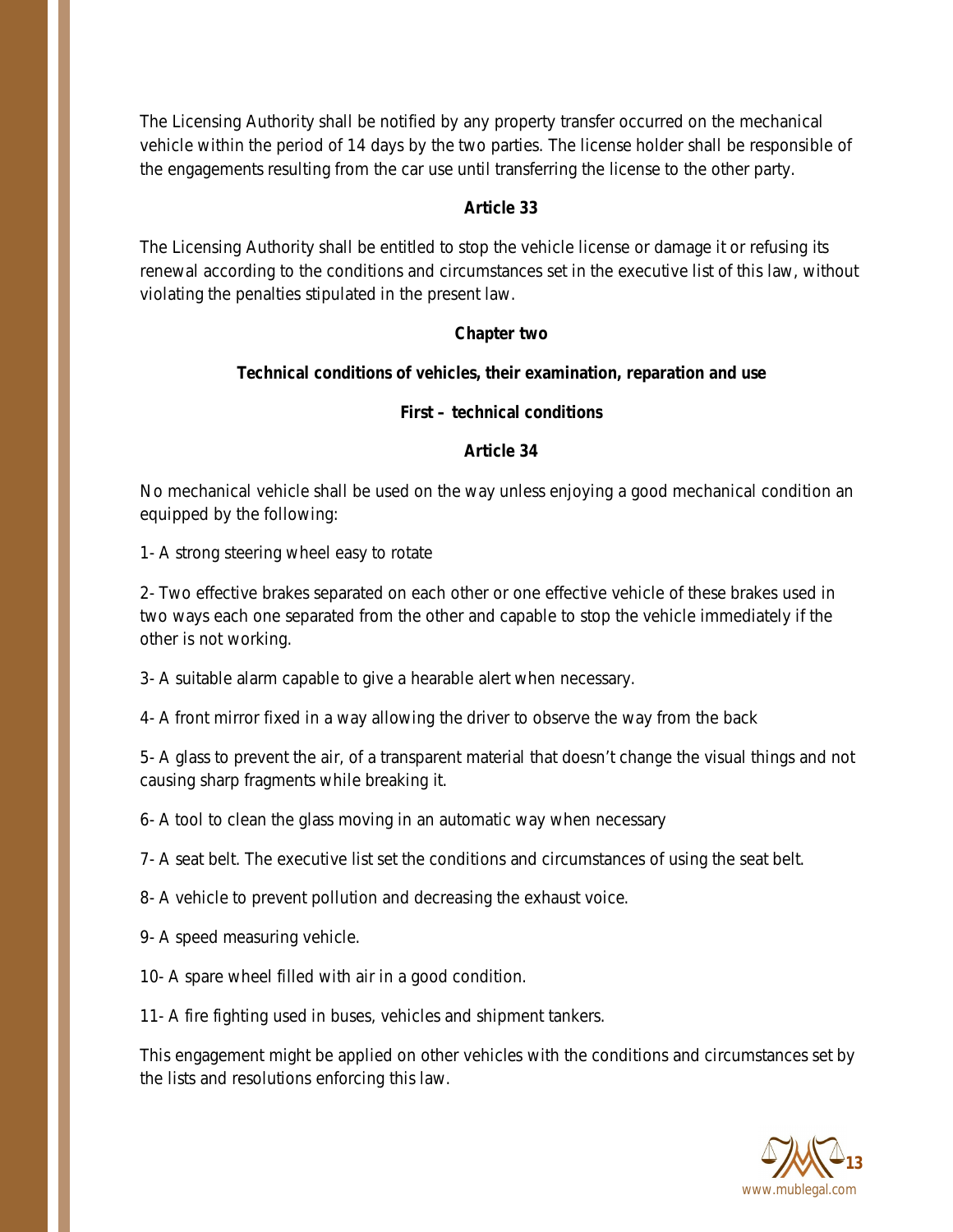The Licensing Authority shall be notified by any property transfer occurred on the mechanical vehicle within the period of 14 days by the two parties. The license holder shall be responsible of the engagements resulting from the car use until transferring the license to the other party.

**Article 33**

The Licensing Authority shall be entitled to stop the vehicle license or damage it or refusing its renewal according to the conditions and circumstances set in the executive list of this law, without violating the penalties stipulated in the present law.

## Chapter two

## Technical conditions of vehicles, their examination, reparation and use

### First – technical conditions

**Article 34**

No mechanical vehicle shall be used on the way unless enjoying a good mechanical condition an equipped by the following:

1- A strong steering wheel easy to rotate

2- Two effective brakes separated on each other or one effective vehicle of these brakes used in two ways each one separated from the other and capable to stop the vehicle immediately if the other is not working.

3- A suitable alarm capable to give a hearable alert when necessary.

4- A front mirror fixed in a way allowing the driver to observe the way from the back

5- A glass to prevent the air, of a transparent material that doesn't change the visual things and not causing sharp fragments while breaking it.

6- A tool to clean the glass moving in an automatic way when necessary

7- A seat belt. The executive list set the conditions and circumstances of using the seat belt.

8- A vehicle to prevent pollution and decreasing the exhaust voice.

9- A speed measuring vehicle.

10- A spare wheel filled with air in a good condition.

11- A fire fighting used in buses, vehicles and shipment tankers.

This engagement might be applied on other vehicles with the conditions and circumstances set by the lists and resolutions enforcing this law.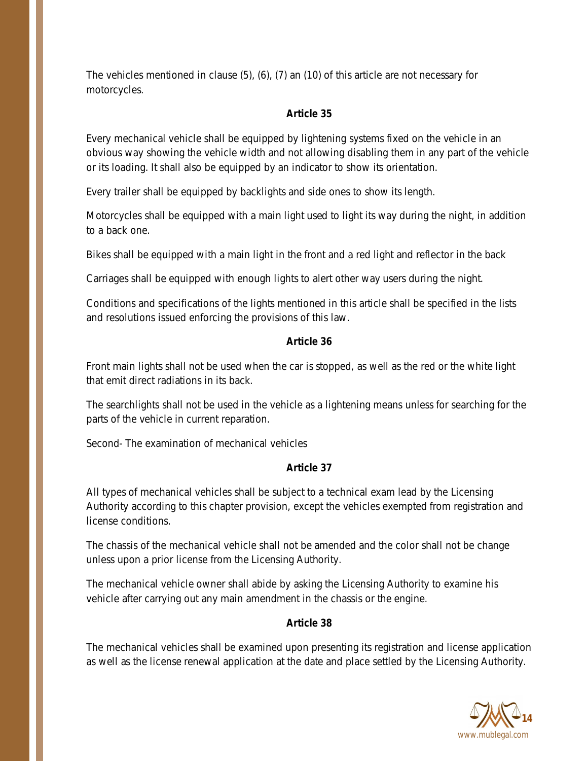The vehicles mentioned in clause (5), (6), (7) an (10) of this article are not necessary for motorcycles.

**Article 35**

Every mechanical vehicle shall be equipped by lightening systems fixed on the vehicle in an obvious way showing the vehicle width and not allowing disabling them in any part of the vehicle or its loading. It shall also be equipped by an indicator to show its orientation.

Every trailer shall be equipped by backlights and side ones to show its length.

Motorcycles shall be equipped with a main light used to light its way during the night, in addition to a back one.

Bikes shall be equipped with a main light in the front and a red light and reflector in the back

Carriages shall be equipped with enough lights to alert other way users during the night.

Conditions and specifications of the lights mentioned in this article shall be specified in the lists and resolutions issued enforcing the provisions of this law.

**Article 36**

Front main lights shall not be used when the car is stopped, as well as the red or the white light that emit direct radiations in its back.

The searchlights shall not be used in the vehicle as a lightening means unless for searching for the parts of the vehicle in current reparation.

Second- The examination of mechanical vehicles

**Article 37**

All types of mechanical vehicles shall be subject to a technical exam lead by the Licensing Authority according to this chapter provision, except the vehicles exempted from registration and license conditions.

The chassis of the mechanical vehicle shall not be amended and the color shall not be change unless upon a prior license from the Licensing Authority.

The mechanical vehicle owner shall abide by asking the Licensing Authority to examine his vehicle after carrying out any main amendment in the chassis or the engine.

**Article 38**

The mechanical vehicles shall be examined upon presenting its registration and license application as well as the license renewal application at the date and place settled by the Licensing Authority.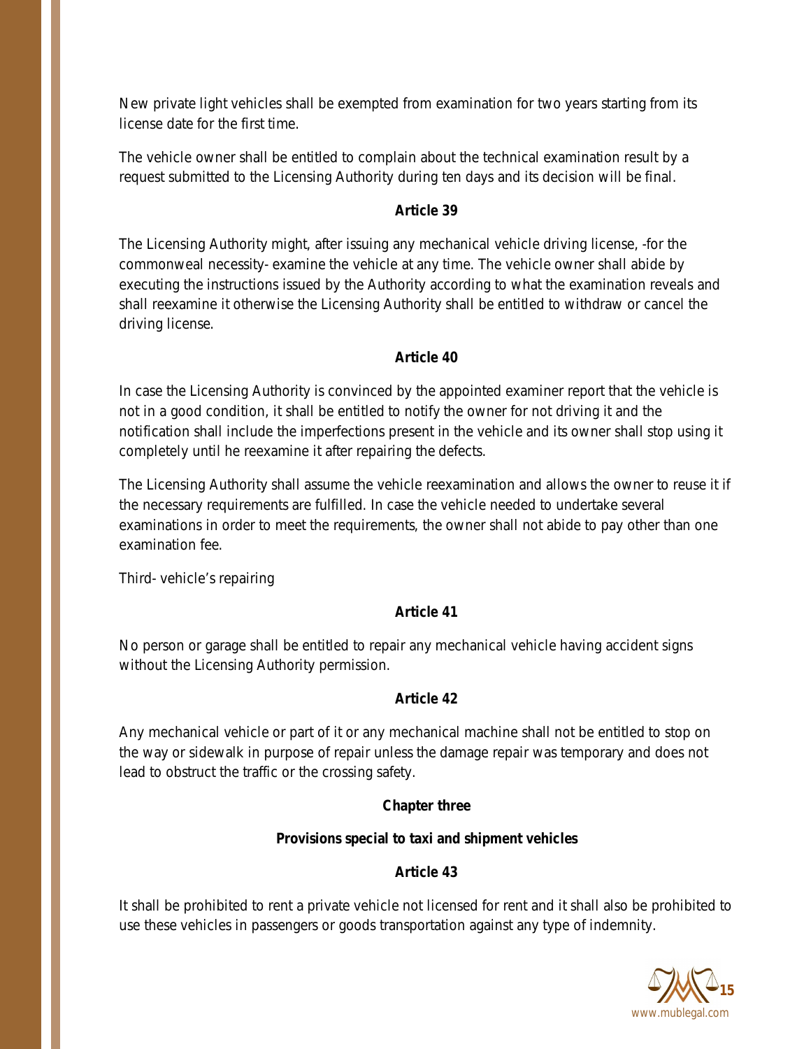New private light vehicles shall be exempted from examination for two years starting from its license date for the first time.

The vehicle owner shall be entitled to complain about the technical examination result by a request submitted to the Licensing Authority during ten days and its decision will be final.

**Article 39**

The Licensing Authority might, after issuing any mechanical vehicle driving license, -for the commonweal necessity- examine the vehicle at any time. The vehicle owner shall abide by executing the instructions issued by the Authority according to what the examination reveals and shall reexamine it otherwise the Licensing Authority shall be entitled to withdraw or cancel the driving license.

**Article 40**

In case the Licensing Authority is convinced by the appointed examiner report that the vehicle is not in a good condition, it shall be entitled to notify the owner for not driving it and the notification shall include the imperfections present in the vehicle and its owner shall stop using it completely until he reexamine it after repairing the defects.

The Licensing Authority shall assume the vehicle reexamination and allows the owner to reuse it if the necessary requirements are fulfilled. In case the vehicle needed to undertake several examinations in order to meet the requirements, the owner shall not abide to pay other than one examination fee.

Third- vehicle's repairing

**Article 41**

No person or garage shall be entitled to repair any mechanical vehicle having accident signs without the Licensing Authority permission.

**Article 42**

Any mechanical vehicle or part of it or any mechanical machine shall not be entitled to stop on the way or sidewalk in purpose of repair unless the damage repair was temporary and does not lead to obstruct the traffic or the crossing safety.

**Chapter three**

**Provisions special to taxi and shipment vehicles**

**Article 43**

It shall be prohibited to rent a private vehicle not licensed for rent and it shall also be prohibited to use these vehicles in passengers or goods transportation against any type of indemnity.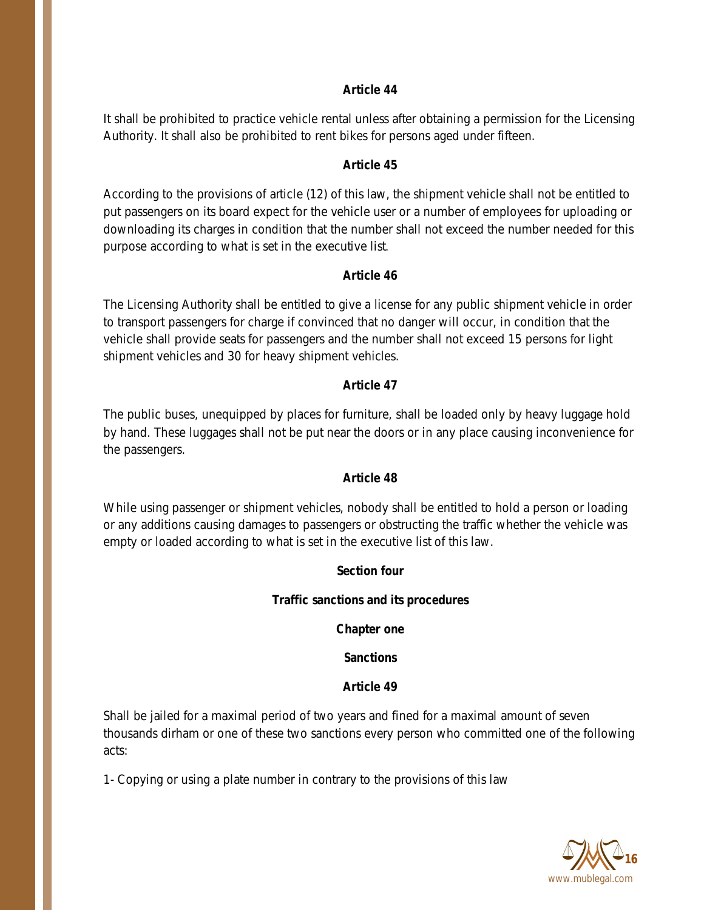**Article 44**

It shall be prohibited to practice vehicle rental unless after obtaining a permission for the Licensing Authority. It shall also be prohibited to rent bikes for persons aged under fifteen.

**Article 45**

According to the provisions of article (12) of this law, the shipment vehicle shall not be entitled to put passengers on its board expect for the vehicle user or a number of employees for uploading or downloading its charges in condition that the number shall not exceed the number needed for this purpose according to what is set in the executive list.

**Article 46**

The Licensing Authority shall be entitled to give a license for any public shipment vehicle in order to transport passengers for charge if convinced that no danger will occur, in condition that the vehicle shall provide seats for passengers and the number shall not exceed 15 persons for light shipment vehicles and 30 for heavy shipment vehicles.

**Article 47**

The public buses, unequipped by places for furniture, shall be loaded only by heavy luggage hold by hand. These luggages shall not be put near the doors or in any place causing inconvenience for the passengers.

**Article 48**

While using passenger or shipment vehicles, nobody shall be entitled to hold a person or loading or any additions causing damages to passengers or obstructing the traffic whether the vehicle was empty or loaded according to what is set in the executive list of this law.

## Section four

## Traffic sanctions and its procedures

### Chapter one

### Sanctions

**Article 49**

Shall be jailed for a maximal period of two years and fined for a maximal amount of seven thousands dirham or one of these two sanctions every person who committed one of the following acts:

1- Copying or using a plate number in contrary to the provisions of this law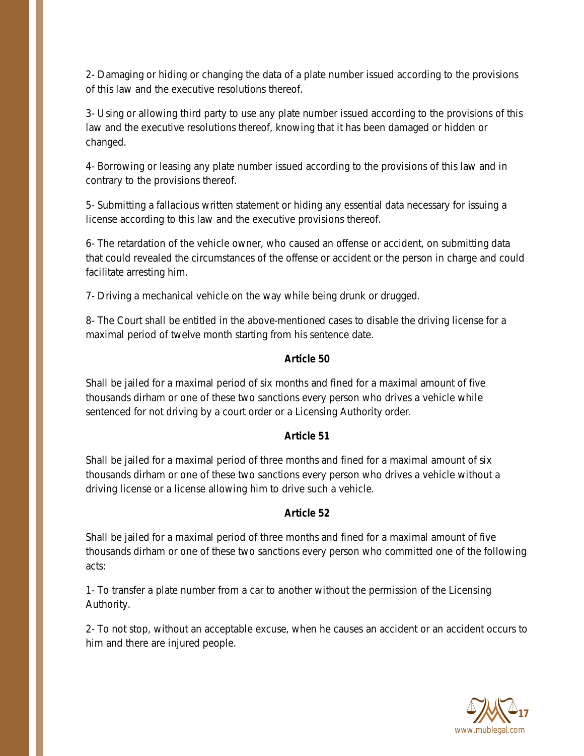2- Damaging or hiding or changing the data of a plate number issued according to the provisions of this law and the executive resolutions thereof.

3- Using or allowing third party to use any plate number issued according to the provisions of this law and the executive resolutions thereof, knowing that it has been damaged or hidden or changed.

4- Borrowing or leasing any plate number issued according to the provisions of this law and in contrary to the provisions thereof.

5- Submitting a fallacious written statement or hiding any essential data necessary for issuing a license according to this law and the executive provisions thereof.

6- The retardation of the vehicle owner, who caused an offense or accident, on submitting data that could revealed the circumstances of the offense or accident or the person in charge and could facilitate arresting him.

7- Driving a mechanical vehicle on the way while being drunk or drugged.

8- The Court shall be entitled in the above-mentioned cases to disable the driving license for a maximal period of twelve month starting from his sentence date.

**Article 50**

Shall be jailed for a maximal period of six months and fined for a maximal amount of five thousands dirham or one of these two sanctions every person who drives a vehicle while sentenced for not driving by a court order or a Licensing Authority order.

**Article 51**

Shall be jailed for a maximal period of three months and fined for a maximal amount of six thousands dirham or one of these two sanctions every person who drives a vehicle without a driving license or a license allowing him to drive such a vehicle.

**Article 52**

Shall be jailed for a maximal period of three months and fined for a maximal amount of five thousands dirham or one of these two sanctions every person who committed one of the following acts:

1- To transfer a plate number from a car to another without the permission of the Licensing Authority.

2- To not stop, without an acceptable excuse, when he causes an accident or an accident occurs to him and there are injured people.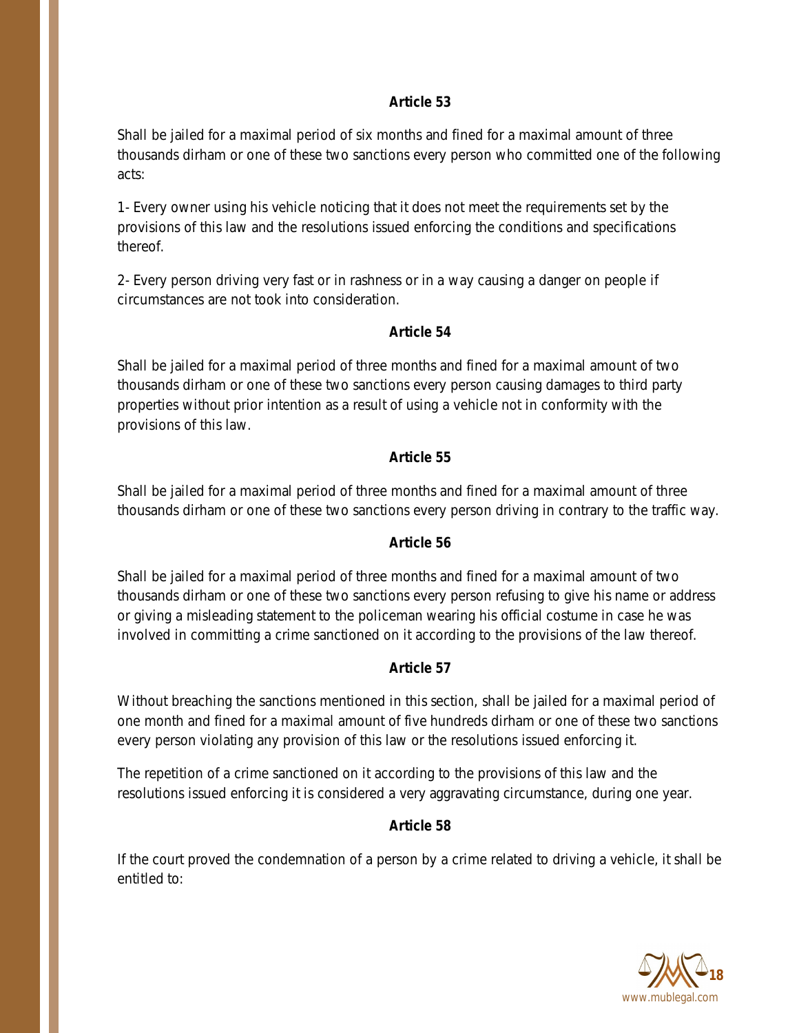### Article 53

Shall be jailed for a maximal period of six months and fined for a maximal amount of three thousands dirham or one of these two sanctions every person who committed one of the following acts:

1- Every owner using his vehicle noticing that it does not meet the requirements set by the provisions of this law and the resolutions issued enforcing the conditions and specifications thereof.

2- Every person driving very fast or in rashness or in a way causing a danger on people if circumstances are not took into consideration.

### Article 54

Shall be jailed for a maximal period of three months and fined for a maximal amount of two thousands dirham or one of these two sanctions every person causing damages to third party properties without prior intention as a result of using a vehicle not in conformity with the provisions of this law.

### Article 55

Shall be jailed for a maximal period of three months and fined for a maximal amount of three thousands dirham or one of these two sanctions every person driving in contrary to the traffic way.

### Article 56

Shall be jailed for a maximal period of three months and fined for a maximal amount of two thousands dirham or one of these two sanctions every person refusing to give his name or address or giving a misleading statement to the policeman wearing his official costume in case he was involved in committing a crime sanctioned on it according to the provisions of the law thereof.

### Article 57

Without breaching the sanctions mentioned in this section, shall be jailed for a maximal period of one month and fined for a maximal amount of five hundreds dirham or one of these two sanctions every person violating any provision of this law or the resolutions issued enforcing it.

The repetition of a crime sanctioned on it according to the provisions of this law and the resolutions issued enforcing it is considered a very aggravating circumstance, during one year.

### Article 58

If the court proved the condemnation of a person by a crime related to driving a vehicle, it shall be entitled to: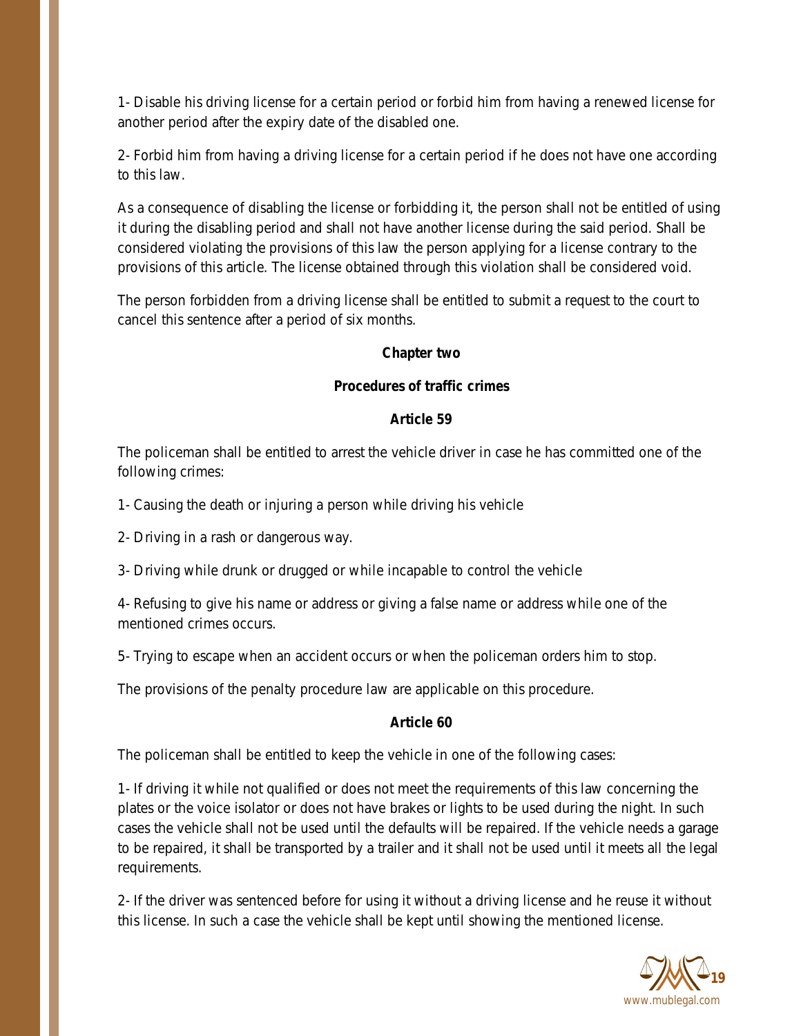1- Disable his driving license for a certain period or forbid him from having a renewed license for another period after the expiry date of the disabled one.

2- Forbid him from having a driving license for a certain period if he does not have one according to this law.

As a consequence of disabling the license or forbidding it, the person shall not be entitled of using it during the disabling period and shall not have another license during the said period. Shall be considered violating the provisions of this law the person applying for a license contrary to the provisions of this article. The license obtained through this violation shall be considered void.

The person forbidden from a driving license shall be entitled to submit a request to the court to cancel this sentence after a period of six months.

## Chapter two

## Procedures of traffic crimes

### Article 59

The policeman shall be entitled to arrest the vehicle driver in case he has committed one of the following crimes:

1- Causing the death or injuring a person while driving his vehicle

2- Driving in a rash or dangerous way.

3- Driving while drunk or drugged or while incapable to control the vehicle

4- Refusing to give his name or address or giving a false name or address while one of the mentioned crimes occurs.

5- Trying to escape when an accident occurs or when the policeman orders him to stop.

The provisions of the penalty procedure law are applicable on this procedure.

### Article 60

The policeman shall be entitled to keep the vehicle in one of the following cases:

1- If driving it while not qualified or does not meet the requirements of this law concerning the plates or the voice isolator or does not have brakes or lights to be used during the night. In such cases the vehicle shall not be used until the defaults will be repaired. If the vehicle needs a garage to be repaired, it shall be transported by a trailer and it shall not be used until it meets all the legal requirements.

2- If the driver was sentenced before for using it without a driving license and he reuse it without this license. In such a case the vehicle shall be kept until showing the mentioned license.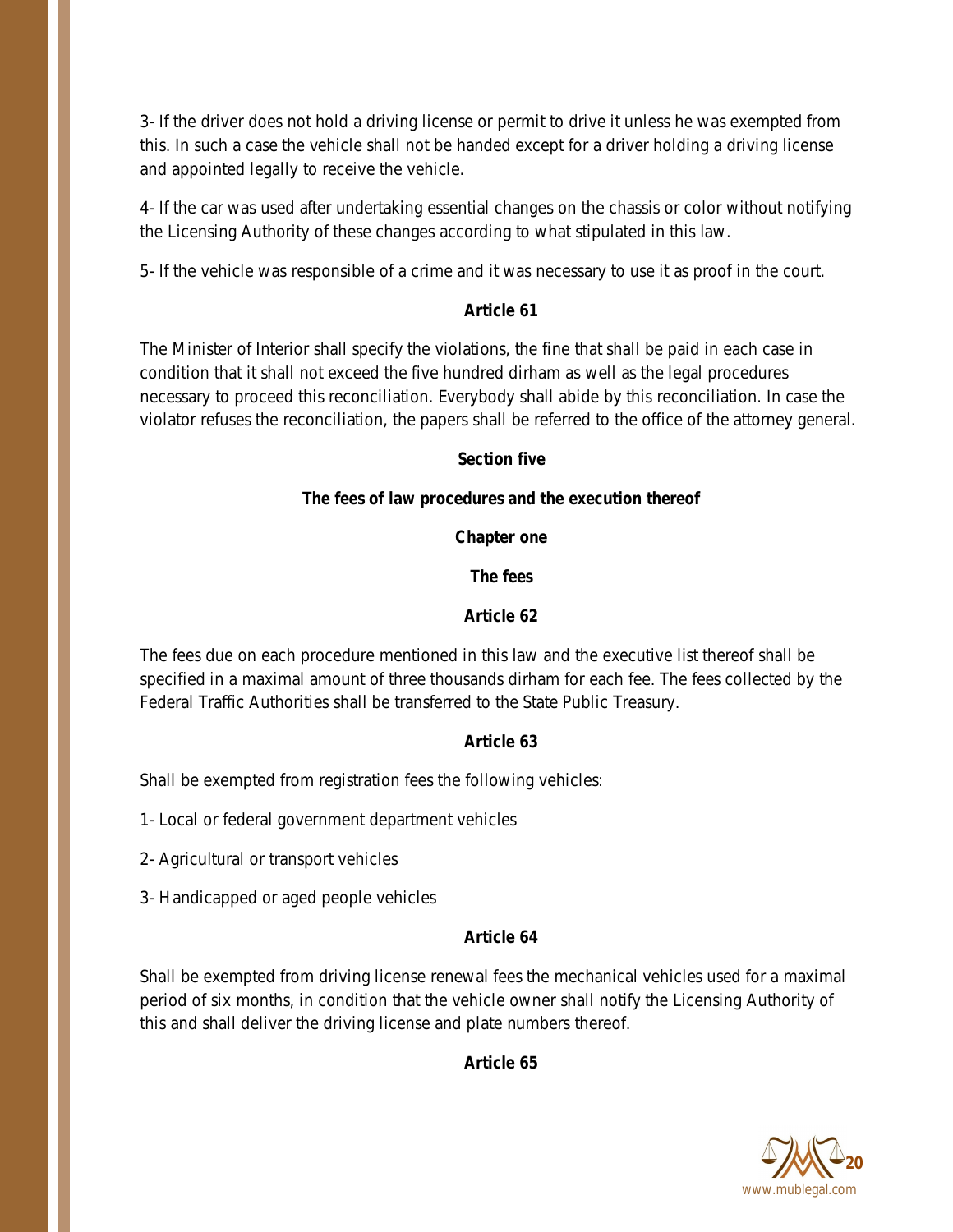3- If the driver does not hold a driving license or permit to drive it unless he was exempted from this. In such a case the vehicle shall not be handed except for a driver holding a driving license and appointed legally to receive the vehicle.

4- If the car was used after undertaking essential changes on the chassis or color without notifying the Licensing Authority of these changes according to what stipulated in this law.

5- If the vehicle was responsible of a crime and it was necessary to use it as proof in the court.

**Article 61**

The Minister of Interior shall specify the violations, the fine that shall be paid in each case in condition that it shall not exceed the five hundred dirham as well as the legal procedures necessary to proceed this reconciliation. Everybody shall abide by this reconciliation. In case the violator refuses the reconciliation, the papers shall be referred to the office of the attorney general.

## Section five

## The fees of law procedures and the execution thereof

### Chapter one

### The fees

**Article 62**

The fees due on each procedure mentioned in this law and the executive list thereof shall be specified in a maximal amount of three thousands dirham for each fee. The fees collected by the Federal Traffic Authorities shall be transferred to the State Public Treasury.

**Article 63**

Shall be exempted from registration fees the following vehicles:

1- Local or federal government department vehicles

2- Agricultural or transport vehicles

3- Handicapped or aged people vehicles

**Article 64**

Shall be exempted from driving license renewal fees the mechanical vehicles used for a maximal period of six months, in condition that the vehicle owner shall notify the Licensing Authority of this and shall deliver the driving license and plate numbers thereof.

**Article 65**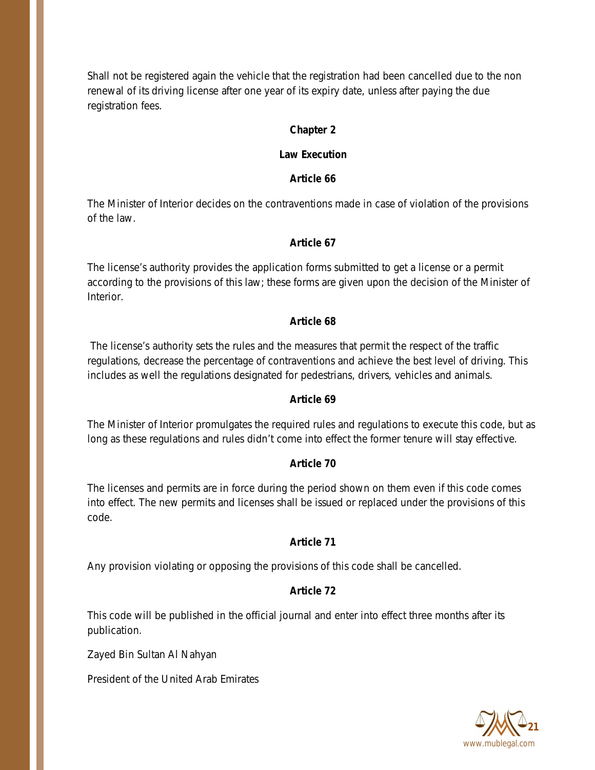Shall not be registered again the vehicle that the registration had been cancelled due to the non renewal of its driving license after one year of its expiry date, unless after paying the due registration fees.

## Chapter 2

## Law Execution

### Article 66

The Minister of Interior decides on the contraventions made in case of violation of the provisions of the law.

### Article 67

The license's authority provides the application forms submitted to get a license or a permit according to the provisions of this law; these forms are given upon the decision of the Minister of Interior.

### Article 68

The license's authority sets the rules and the measures that permit the respect of the traffic regulations, decrease the percentage of contraventions and achieve the best level of driving. This includes as well the regulations designated for pedestrians, drivers, vehicles and animals.

### Article 69

The Minister of Interior promulgates the required rules and regulations to execute this code, but as long as these regulations and rules didn't come into effect the former tenure will stay effective.

### Article 70

The licenses and permits are in force during the period shown on them even if this code comes into effect. The new permits and licenses shall be issued or replaced under the provisions of this code.

### Article 71

Any provision violating or opposing the provisions of this code shall be cancelled.

### Article 72

This code will be published in the official journal and enter into effect three months after its publication.

Zayed Bin Sultan Al Nahyan

President of the United Arab Emirates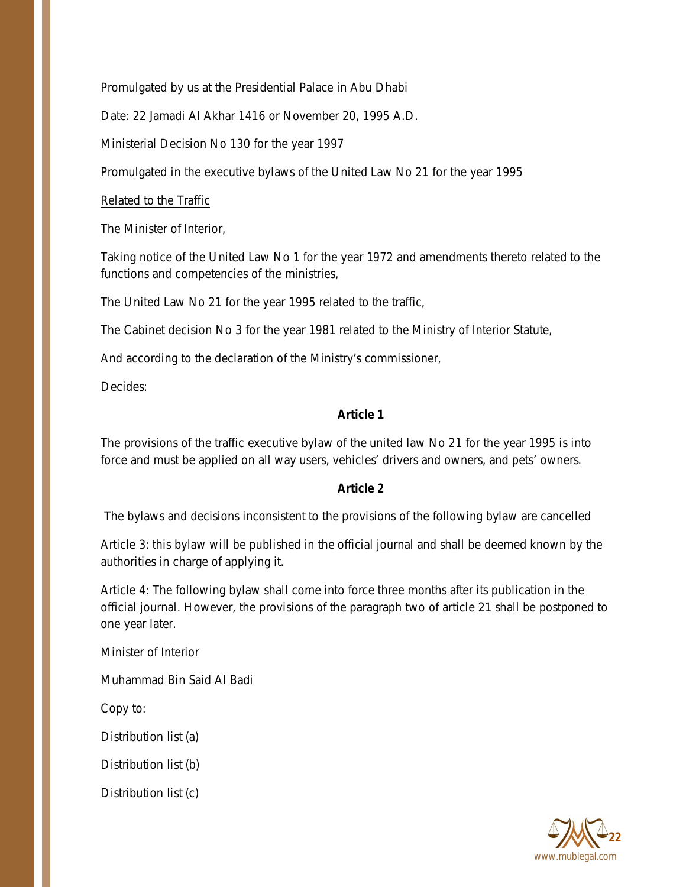Promulgated by us at the Presidential Palace in Abu Dhabi

Date: 22 Jamadi Al Akhar 1416 or November 20, 1995 A.D.

Ministerial Decision No 130 for the year 1997

Promulgated in the executive bylaws of the United Law No 21 for the year 1995

Related to the Traffic

The Minister of Interior,

Taking notice of the United Law No 1 for the year 1972 and amendments thereto related to the functions and competencies of the ministries,

The United Law No 21 for the year 1995 related to the traffic,

The Cabinet decision No 3 for the year 1981 related to the Ministry of Interior Statute,

And according to the declaration of the Ministry's commissioner,

Decides:

**Article 1**

The provisions of the traffic executive bylaw of the united law No 21 for the year 1995 is into force and must be applied on all way users, vehicles' drivers and owners, and pets' owners.

**Article 2**

The bylaws and decisions inconsistent to the provisions of the following bylaw are cancelled

Article 3: this bylaw will be published in the official journal and shall be deemed known by the authorities in charge of applying it.

Article 4: The following bylaw shall come into force three months after its publication in the official journal. However, the provisions of the paragraph two of article 21 shall be postponed to one year later.

Minister of Interior

Muhammad Bin Said Al Badi

Copy to:

Distribution list (a)

Distribution list (b)

Distribution list (c)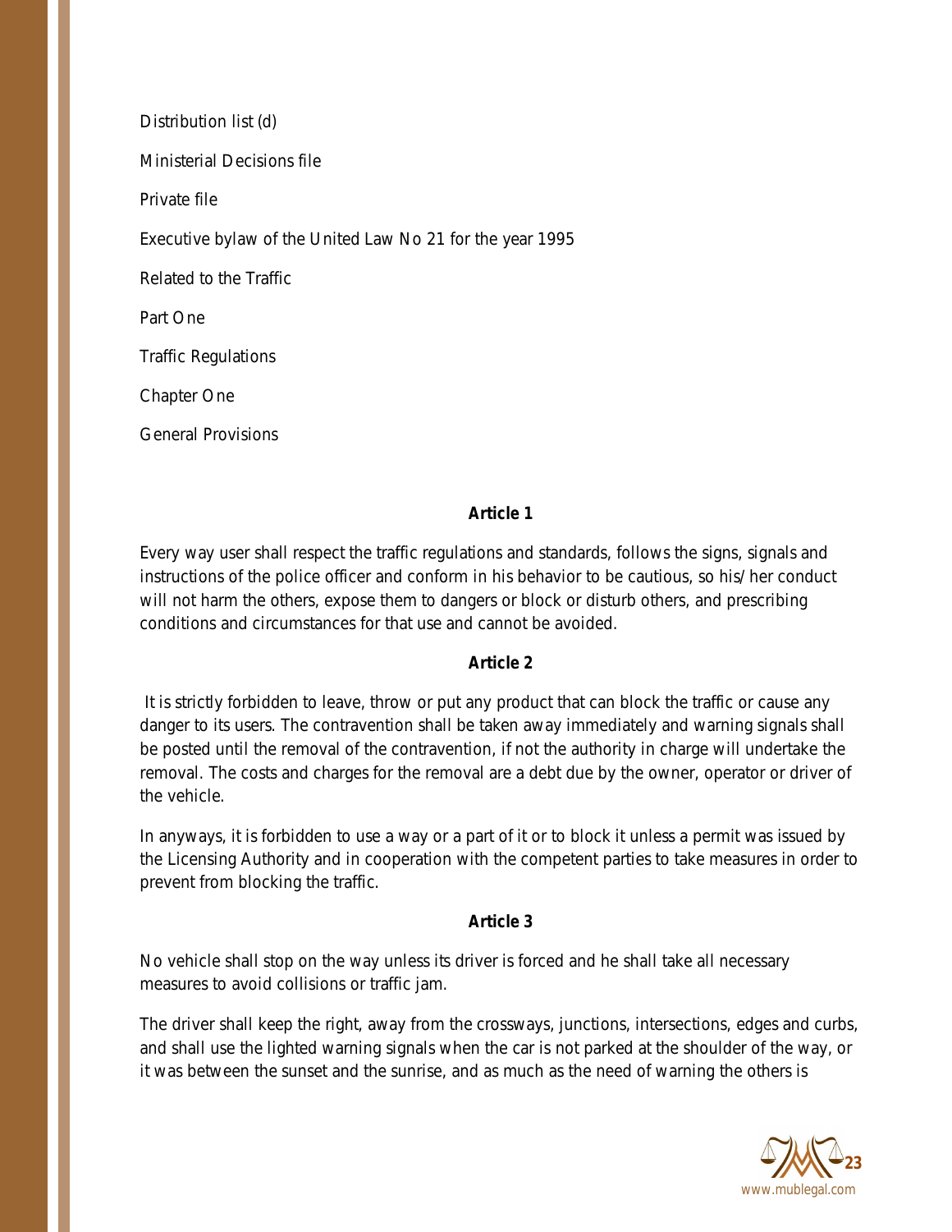Distribution list (d)

Ministerial Decisions file

Private file

Executive bylaw of the United Law No 21 for the year 1995

Related to the Traffic

Part One

Traffic Regulations

Chapter One

General Provisions

**Article 1**

Every way user shall respect the traffic regulations and standards, follows the signs, signals and instructions of the police officer and conform in his behavior to be cautious, so his/her conduct will not harm the others, expose them to dangers or block or disturb others, and prescribing conditions and circumstances for that use and cannot be avoided.

**Article 2**

It is strictly forbidden to leave, throw or put any product that can block the traffic or cause any danger to its users. The contravention shall be taken away immediately and warning signals shall be posted until the removal of the contravention, if not the authority in charge will undertake the removal. The costs and charges for the removal are a debt due by the owner, operator or driver of the vehicle.

In anyways, it is forbidden to use a way or a part of it or to block it unless a permit was issued by the Licensing Authority and in cooperation with the competent parties to take measures in order to prevent from blocking the traffic.

**Article 3**

No vehicle shall stop on the way unless its driver is forced and he shall take all necessary measures to avoid collisions or traffic jam.

The driver shall keep the right, away from the crossways, junctions, intersections, edges and curbs, and shall use the lighted warning signals when the car is not parked at the shoulder of the way, or it was between the sunset and the sunrise, and as much as the need of warning the others is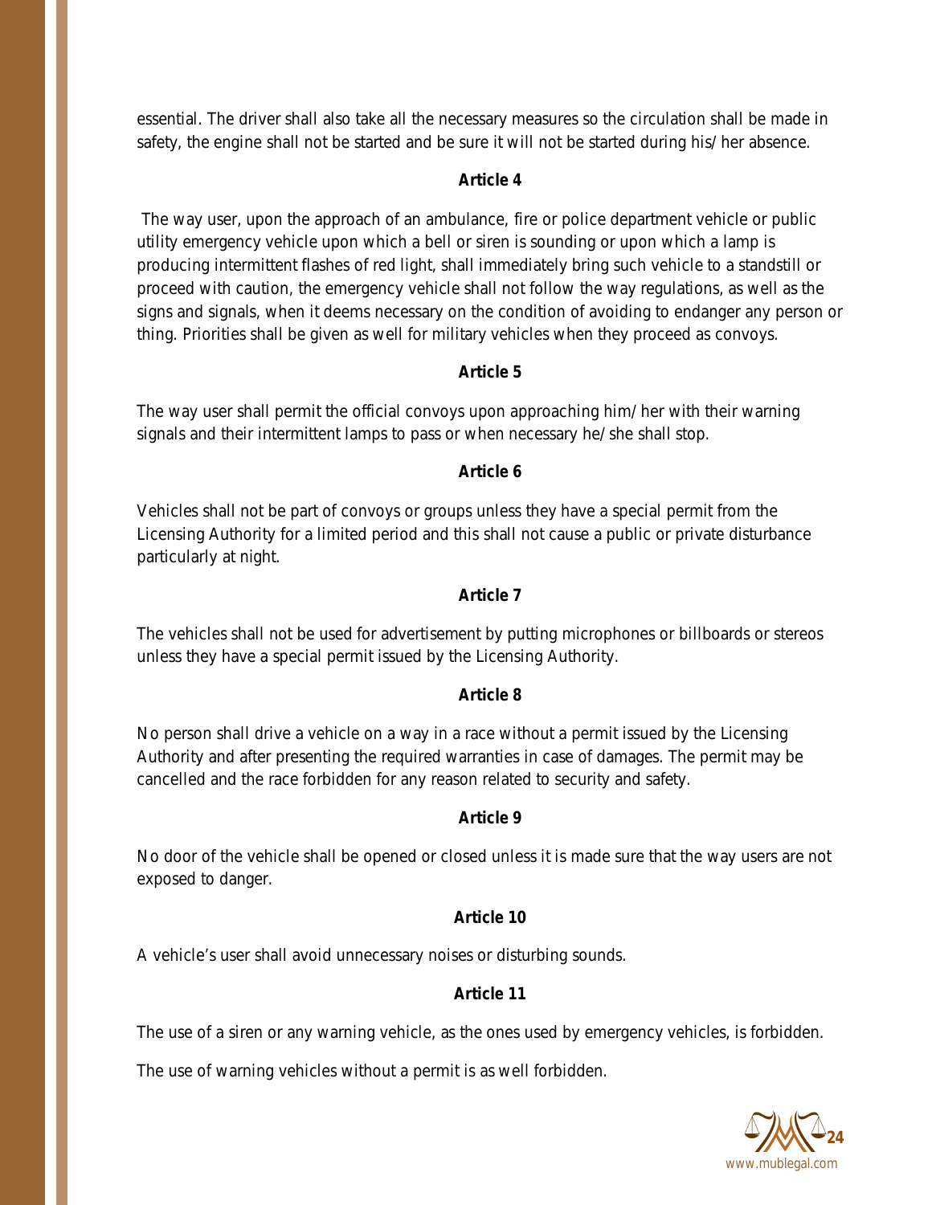essential. The driver shall also take all the necessary measures so the circulation shall be made in safety, the engine shall not be started and be sure it will not be started during his/her absence.

**Article 4**

The way user, upon the approach of an ambulance, fire or police department vehicle or public utility emergency vehicle upon which a bell or siren is sounding or upon which a lamp is producing intermittent flashes of red light, shall immediately bring such vehicle to a standstill or proceed with caution, the emergency vehicle shall not follow the way regulations, as well as the signs and signals, when it deems necessary on the condition of avoiding to endanger any person or thing. Priorities shall be given as well for military vehicles when they proceed as convoys.

**Article 5**

The way user shall permit the official convoys upon approaching him/her with their warning signals and their intermittent lamps to pass or when necessary he/she shall stop.

**Article 6**

Vehicles shall not be part of convoys or groups unless they have a special permit from the Licensing Authority for a limited period and this shall not cause a public or private disturbance particularly at night.

**Article 7**

The vehicles shall not be used for advertisement by putting microphones or billboards or stereos unless they have a special permit issued by the Licensing Authority.

**Article 8**

No person shall drive a vehicle on a way in a race without a permit issued by the Licensing Authority and after presenting the required warranties in case of damages. The permit may be cancelled and the race forbidden for any reason related to security and safety.

**Article 9**

No door of the vehicle shall be opened or closed unless it is made sure that the way users are not exposed to danger.

**Article 10**

A vehicle's user shall avoid unnecessary noises or disturbing sounds.

**Article 11**

The use of a siren or any warning vehicle, as the ones used by emergency vehicles, is forbidden.

The use of warning vehicles without a permit is as well forbidden.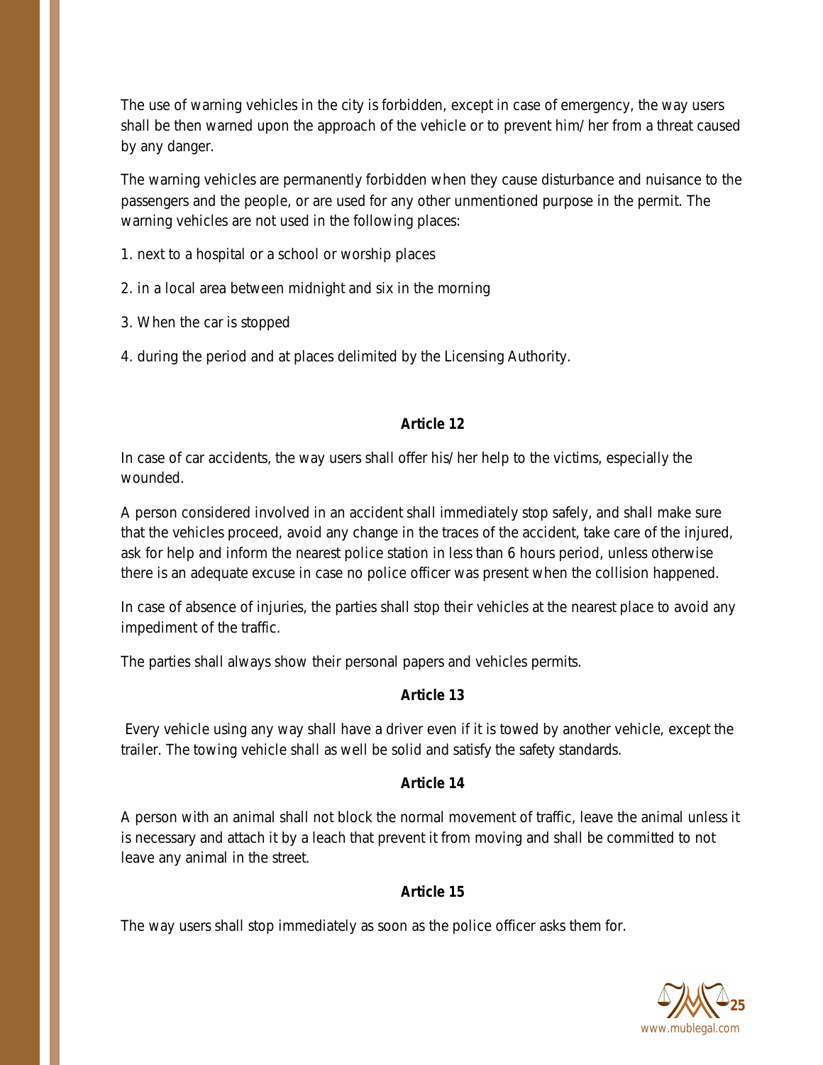The use of warning vehicles in the city is forbidden, except in case of emergency, the way users shall be then warned upon the approach of the vehicle or to prevent him/ her from a threat caused by any danger.

The warning vehicles are permanently forbidden when they cause disturbance and nuisance to the passengers and the people, or are used for any other unmentioned purpose in the permit. The warning vehicles are not used in the following places:

1. next to a hospital or a school or worship places
2. in a local area between midnight and six in the morning
3. When the car is stopped
4. during the period and at places delimited by the Licensing Authority.

**Article 12**

In case of car accidents, the way users shall offer his/ her help to the victims, especially the wounded.

A person considered involved in an accident shall immediately stop safely, and shall make sure that the vehicles proceed, avoid any change in the traces of the accident, take care of the injured, ask for help and inform the nearest police station in less than 6 hours period, unless otherwise there is an adequate excuse in case no police officer was present when the collision happened.

In case of absence of injuries, the parties shall stop their vehicles at the nearest place to avoid any impediment of the traffic.

The parties shall always show their personal papers and vehicles permits.

**Article 13**

Every vehicle using any way shall have a driver even if it is towed by another vehicle, except the trailer. The towing vehicle shall as well be solid and satisfy the safety standards.

**Article 14**

A person with an animal shall not block the normal movement of traffic, leave the animal unless it is necessary and attach it by a leach that prevent it from moving and shall be committed to not leave any animal in the street.

**Article 15**

The way users shall stop immediately as soon as the police officer asks them for.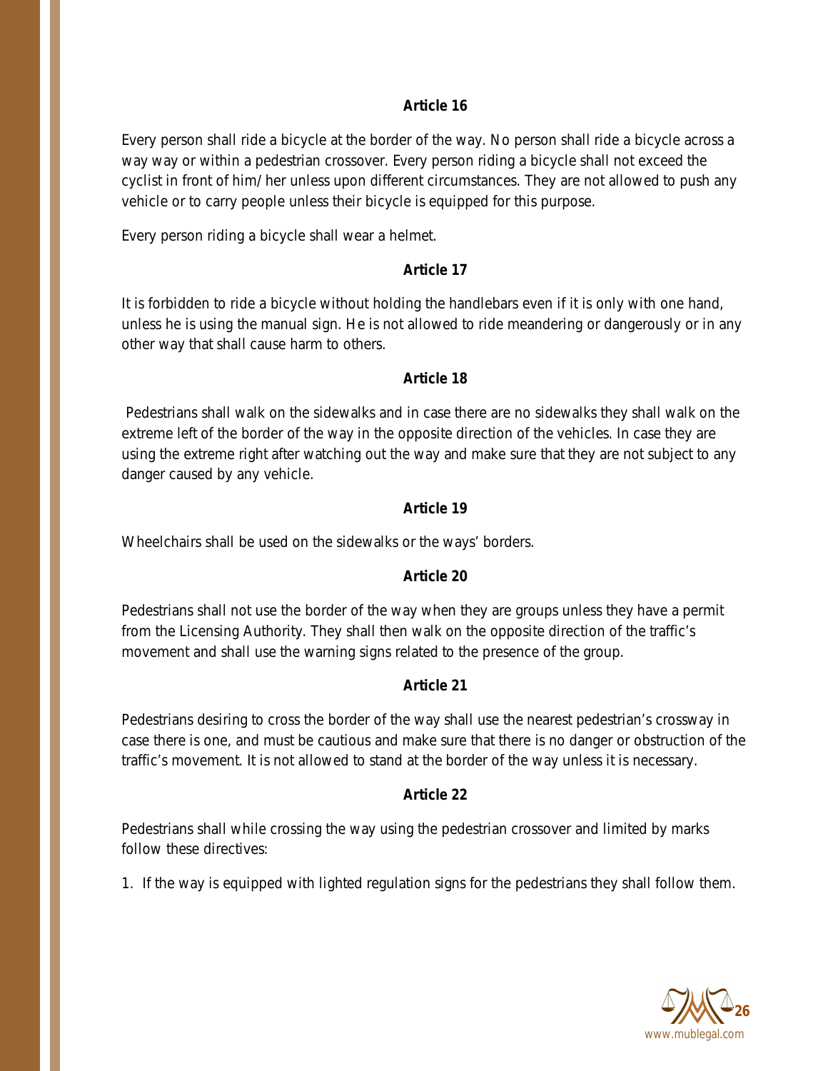### Article 16

Every person shall ride a bicycle at the border of the way. No person shall ride a bicycle across a way way or within a pedestrian crossover. Every person riding a bicycle shall not exceed the cyclist in front of him/her unless upon different circumstances. They are not allowed to push any vehicle or to carry people unless their bicycle is equipped for this purpose.

Every person riding a bicycle shall wear a helmet.

### Article 17

It is forbidden to ride a bicycle without holding the handlebars even if it is only with one hand, unless he is using the manual sign. He is not allowed to ride meandering or dangerously or in any other way that shall cause harm to others.

### Article 18

Pedestrians shall walk on the sidewalks and in case there are no sidewalks they shall walk on the extreme left of the border of the way in the opposite direction of the vehicles. In case they are using the extreme right after watching out the way and make sure that they are not subject to any danger caused by any vehicle.

### Article 19

Wheelchairs shall be used on the sidewalks or the ways' borders.

### Article 20

Pedestrians shall not use the border of the way when they are groups unless they have a permit from the Licensing Authority. They shall then walk on the opposite direction of the traffic's movement and shall use the warning signs related to the presence of the group.

### Article 21

Pedestrians desiring to cross the border of the way shall use the nearest pedestrian's crossway in case there is one, and must be cautious and make sure that there is no danger or obstruction of the traffic's movement. It is not allowed to stand at the border of the way unless it is necessary.

### Article 22

Pedestrians shall while crossing the way using the pedestrian crossover and limited by marks follow these directives:

1. If the way is equipped with lighted regulation signs for the pedestrians they shall follow them.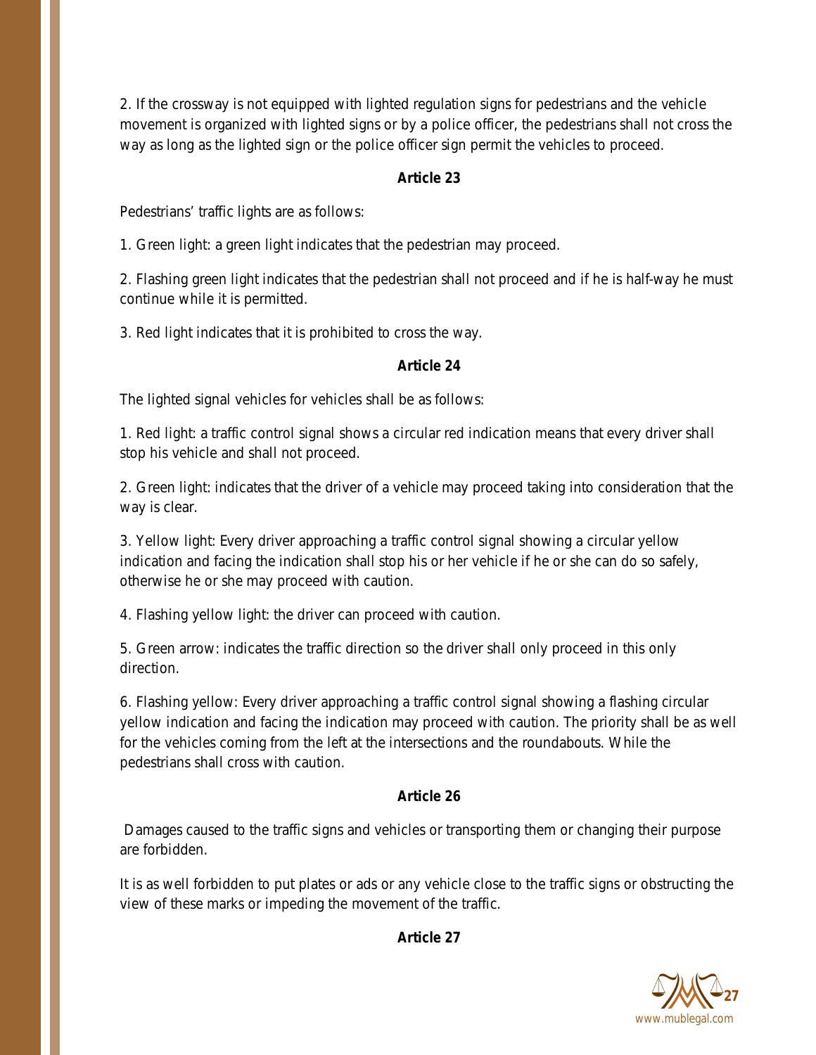2. If the crossway is not equipped with lighted regulation signs for pedestrians and the vehicle movement is organized with lighted signs or by a police officer, the pedestrians shall not cross the way as long as the lighted sign or the police officer sign permit the vehicles to proceed.

**Article 23**

Pedestrians' traffic lights are as follows:

1. Green light: a green light indicates that the pedestrian may proceed.

2. Flashing green light indicates that the pedestrian shall not proceed and if he is half-way he must continue while it is permitted.

3. Red light indicates that it is prohibited to cross the way.

**Article 24**

The lighted signal vehicles for vehicles shall be as follows:

1. Red light: a traffic control signal shows a circular red indication means that every driver shall stop his vehicle and shall not proceed.

2. Green light: indicates that the driver of a vehicle may proceed taking into consideration that the way is clear.

3. Yellow light: Every driver approaching a traffic control signal showing a circular yellow indication and facing the indication shall stop his or her vehicle if he or she can do so safely, otherwise he or she may proceed with caution.

4. Flashing yellow light: the driver can proceed with caution.

5. Green arrow: indicates the traffic direction so the driver shall only proceed in this only direction.

6. Flashing yellow: Every driver approaching a traffic control signal showing a flashing circular yellow indication and facing the indication may proceed with caution. The priority shall be as well for the vehicles coming from the left at the intersections and the roundabouts. While the pedestrians shall cross with caution.

**Article 26**

Damages caused to the traffic signs and vehicles or transporting them or changing their purpose are forbidden.

It is as well forbidden to put plates or ads or any vehicle close to the traffic signs or obstructing the view of these marks or impeding the movement of the traffic.

**Article 27**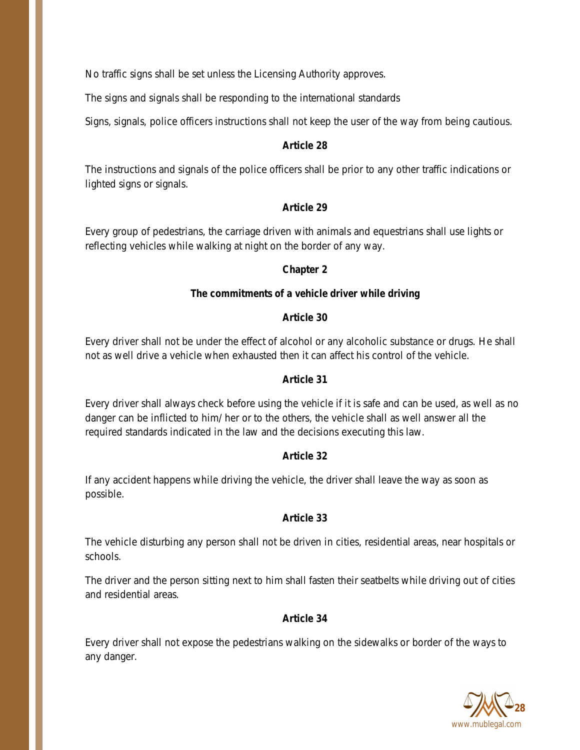No traffic signs shall be set unless the Licensing Authority approves.

The signs and signals shall be responding to the international standards

Signs, signals, police officers instructions shall not keep the user of the way from being cautious.

**Article 28**

The instructions and signals of the police officers shall be prior to any other traffic indications or lighted signs or signals.

**Article 29**

Every group of pedestrians, the carriage driven with animals and equestrians shall use lights or reflecting vehicles while walking at night on the border of any way.

## Chapter 2

## The commitments of a vehicle driver while driving

**Article 30**

Every driver shall not be under the effect of alcohol or any alcoholic substance or drugs. He shall not as well drive a vehicle when exhausted then it can affect his control of the vehicle.

**Article 31**

Every driver shall always check before using the vehicle if it is safe and can be used, as well as no danger can be inflicted to him/her or to the others, the vehicle shall as well answer all the required standards indicated in the law and the decisions executing this law.

**Article 32**

If any accident happens while driving the vehicle, the driver shall leave the way as soon as possible.

**Article 33**

The vehicle disturbing any person shall not be driven in cities, residential areas, near hospitals or schools.

The driver and the person sitting next to him shall fasten their seatbelts while driving out of cities and residential areas.

**Article 34**

Every driver shall not expose the pedestrians walking on the sidewalks or border of the ways to any danger.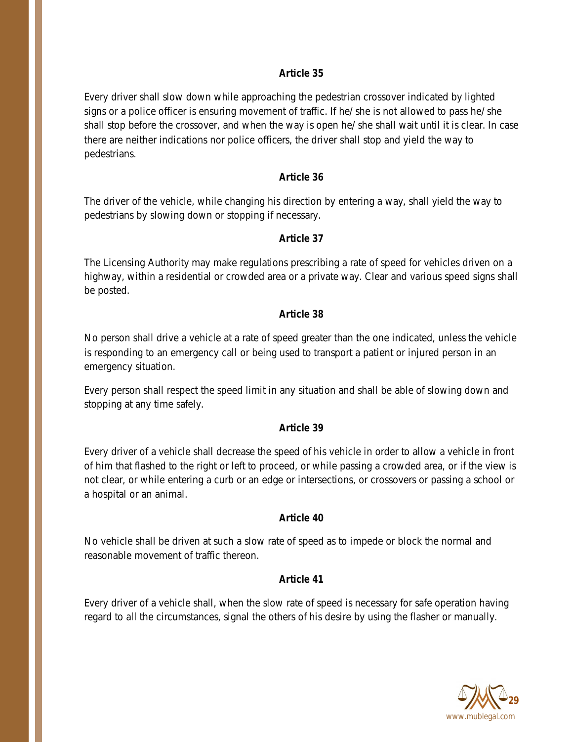### Article 35

Every driver shall slow down while approaching the pedestrian crossover indicated by lighted signs or a police officer is ensuring movement of traffic. If he/she is not allowed to pass he/she shall stop before the crossover, and when the way is open he/she shall wait until it is clear. In case there are neither indications nor police officers, the driver shall stop and yield the way to pedestrians.

### Article 36

The driver of the vehicle, while changing his direction by entering a way, shall yield the way to pedestrians by slowing down or stopping if necessary.

### Article 37

The Licensing Authority may make regulations prescribing a rate of speed for vehicles driven on a highway, within a residential or crowded area or a private way. Clear and various speed signs shall be posted.

### Article 38

No person shall drive a vehicle at a rate of speed greater than the one indicated, unless the vehicle is responding to an emergency call or being used to transport a patient or injured person in an emergency situation.

Every person shall respect the speed limit in any situation and shall be able of slowing down and stopping at any time safely.

### Article 39

Every driver of a vehicle shall decrease the speed of his vehicle in order to allow a vehicle in front of him that flashed to the right or left to proceed, or while passing a crowded area, or if the view is not clear, or while entering a curb or an edge or intersections, or crossovers or passing a school or a hospital or an animal.

### Article 40

No vehicle shall be driven at such a slow rate of speed as to impede or block the normal and reasonable movement of traffic thereon.

### Article 41

Every driver of a vehicle shall, when the slow rate of speed is necessary for safe operation having regard to all the circumstances, signal the others of his desire by using the flasher or manually.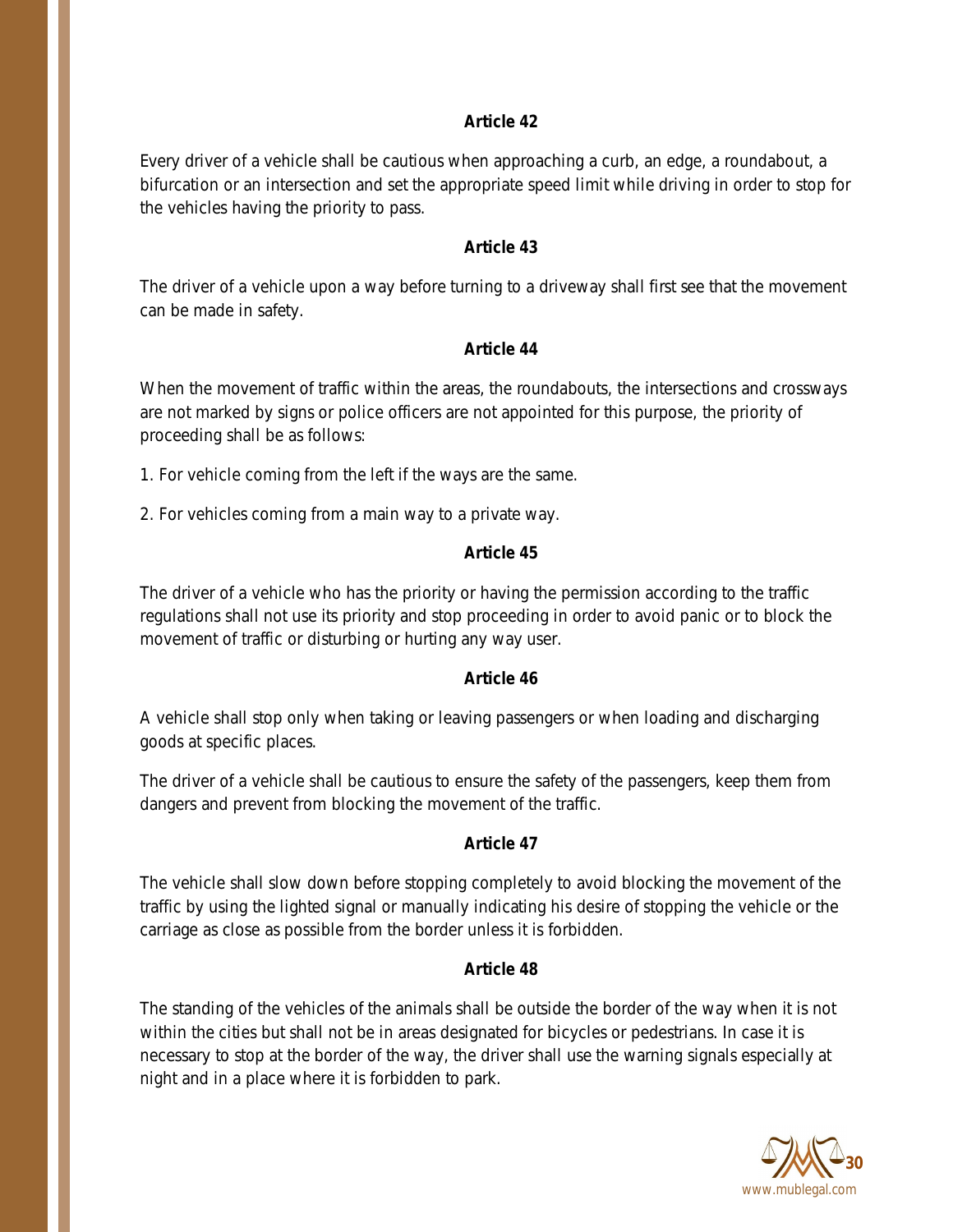### Article 42

Every driver of a vehicle shall be cautious when approaching a curb, an edge, a roundabout, a bifurcation or an intersection and set the appropriate speed limit while driving in order to stop for the vehicles having the priority to pass.

### Article 43

The driver of a vehicle upon a way before turning to a driveway shall first see that the movement can be made in safety.

### Article 44

When the movement of traffic within the areas, the roundabouts, the intersections and crossways are not marked by signs or police officers are not appointed for this purpose, the priority of proceeding shall be as follows:

1. For vehicle coming from the left if the ways are the same.

2. For vehicles coming from a main way to a private way.

### Article 45

The driver of a vehicle who has the priority or having the permission according to the traffic regulations shall not use its priority and stop proceeding in order to avoid panic or to block the movement of traffic or disturbing or hurting any way user.

### Article 46

A vehicle shall stop only when taking or leaving passengers or when loading and discharging goods at specific places.

The driver of a vehicle shall be cautious to ensure the safety of the passengers, keep them from dangers and prevent from blocking the movement of the traffic.

### Article 47

The vehicle shall slow down before stopping completely to avoid blocking the movement of the traffic by using the lighted signal or manually indicating his desire of stopping the vehicle or the carriage as close as possible from the border unless it is forbidden.

### Article 48

The standing of the vehicles of the animals shall be outside the border of the way when it is not within the cities but shall not be in areas designated for bicycles or pedestrians. In case it is necessary to stop at the border of the way, the driver shall use the warning signals especially at night and in a place where it is forbidden to park.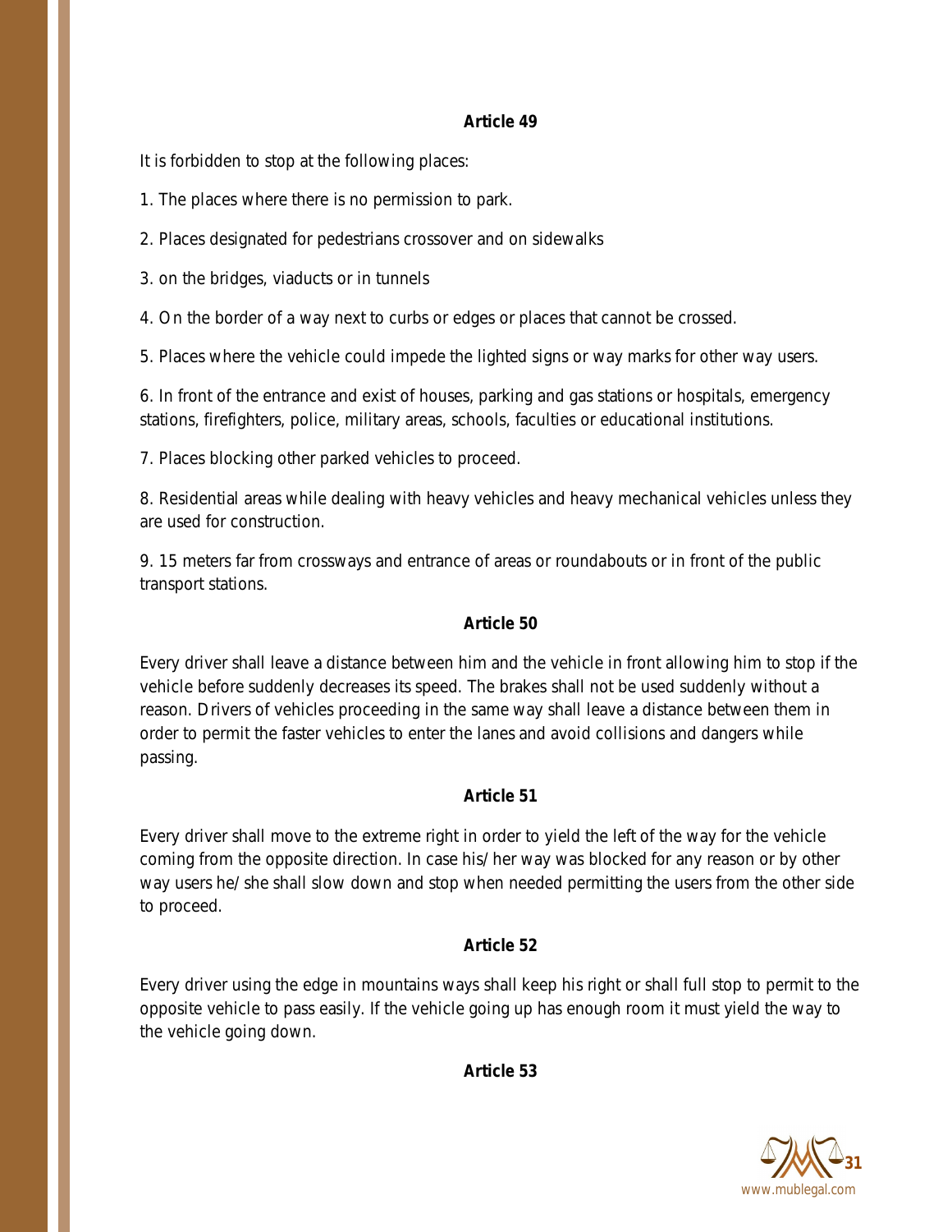**Article 49**

It is forbidden to stop at the following places:

1. The places where there is no permission to park.

2. Places designated for pedestrians crossover and on sidewalks

3. on the bridges, viaducts or in tunnels

4. On the border of a way next to curbs or edges or places that cannot be crossed.

5. Places where the vehicle could impede the lighted signs or way marks for other way users.

6. In front of the entrance and exist of houses, parking and gas stations or hospitals, emergency stations, firefighters, police, military areas, schools, faculties or educational institutions.

7. Places blocking other parked vehicles to proceed.

8. Residential areas while dealing with heavy vehicles and heavy mechanical vehicles unless they are used for construction.

9. 15 meters far from crossways and entrance of areas or roundabouts or in front of the public transport stations.

**Article 50**

Every driver shall leave a distance between him and the vehicle in front allowing him to stop if the vehicle before suddenly decreases its speed. The brakes shall not be used suddenly without a reason. Drivers of vehicles proceeding in the same way shall leave a distance between them in order to permit the faster vehicles to enter the lanes and avoid collisions and dangers while passing.

**Article 51**

Every driver shall move to the extreme right in order to yield the left of the way for the vehicle coming from the opposite direction. In case his/her way was blocked for any reason or by other way users he/she shall slow down and stop when needed permitting the users from the other side to proceed.

**Article 52**

Every driver using the edge in mountains ways shall keep his right or shall full stop to permit to the opposite vehicle to pass easily. If the vehicle going up has enough room it must yield the way to the vehicle going down.

**Article 53**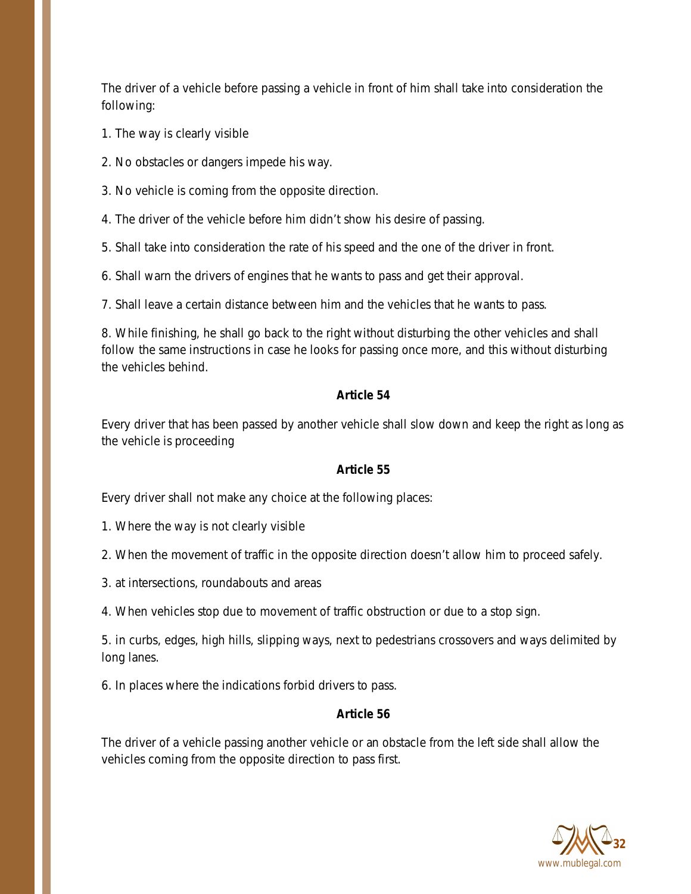The driver of a vehicle before passing a vehicle in front of him shall take into consideration the following:

1. The way is clearly visible

2. No obstacles or dangers impede his way.

3. No vehicle is coming from the opposite direction.

4. The driver of the vehicle before him didn't show his desire of passing.

5. Shall take into consideration the rate of his speed and the one of the driver in front.

6. Shall warn the drivers of engines that he wants to pass and get their approval.

7. Shall leave a certain distance between him and the vehicles that he wants to pass.

8. While finishing, he shall go back to the right without disturbing the other vehicles and shall follow the same instructions in case he looks for passing once more, and this without disturbing the vehicles behind.

**Article 54**

Every driver that has been passed by another vehicle shall slow down and keep the right as long as the vehicle is proceeding

**Article 55**

Every driver shall not make any choice at the following places:

1. Where the way is not clearly visible

2. When the movement of traffic in the opposite direction doesn't allow him to proceed safely.

3. at intersections, roundabouts and areas

4. When vehicles stop due to movement of traffic obstruction or due to a stop sign.

5. in curbs, edges, high hills, slipping ways, next to pedestrians crossovers and ways delimited by long lanes.

6. In places where the indications forbid drivers to pass.

**Article 56**

The driver of a vehicle passing another vehicle or an obstacle from the left side shall allow the vehicles coming from the opposite direction to pass first.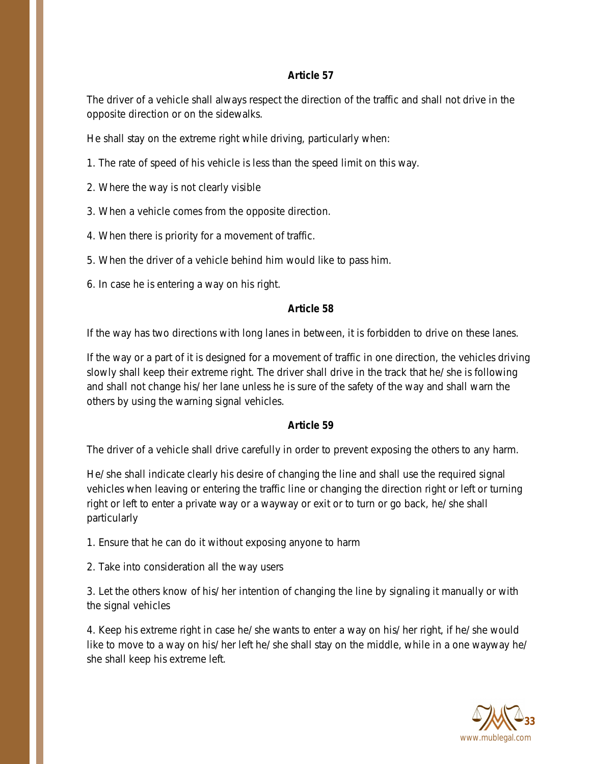### Article 57

The driver of a vehicle shall always respect the direction of the traffic and shall not drive in the opposite direction or on the sidewalks.

He shall stay on the extreme right while driving, particularly when:

1. The rate of speed of his vehicle is less than the speed limit on this way.
2. Where the way is not clearly visible
3. When a vehicle comes from the opposite direction.
4. When there is priority for a movement of traffic.
5. When the driver of a vehicle behind him would like to pass him.
6. In case he is entering a way on his right.

### Article 58

If the way has two directions with long lanes in between, it is forbidden to drive on these lanes.

If the way or a part of it is designed for a movement of traffic in one direction, the vehicles driving slowly shall keep their extreme right. The driver shall drive in the track that he/she is following and shall not change his/her lane unless he is sure of the safety of the way and shall warn the others by using the warning signal vehicles.

### Article 59

The driver of a vehicle shall drive carefully in order to prevent exposing the others to any harm.

He/she shall indicate clearly his desire of changing the line and shall use the required signal vehicles when leaving or entering the traffic line or changing the direction right or left or turning right or left to enter a private way or a wayway or exit or to turn or go back, he/she shall particularly

1. Ensure that he can do it without exposing anyone to harm
2. Take into consideration all the way users
3. Let the others know of his/her intention of changing the line by signaling it manually or with the signal vehicles
4. Keep his extreme right in case he/she wants to enter a way on his/her right, if he/she would like to move to a way on his/her left he/she shall stay on the middle, while in a one wayway he/she shall keep his extreme left.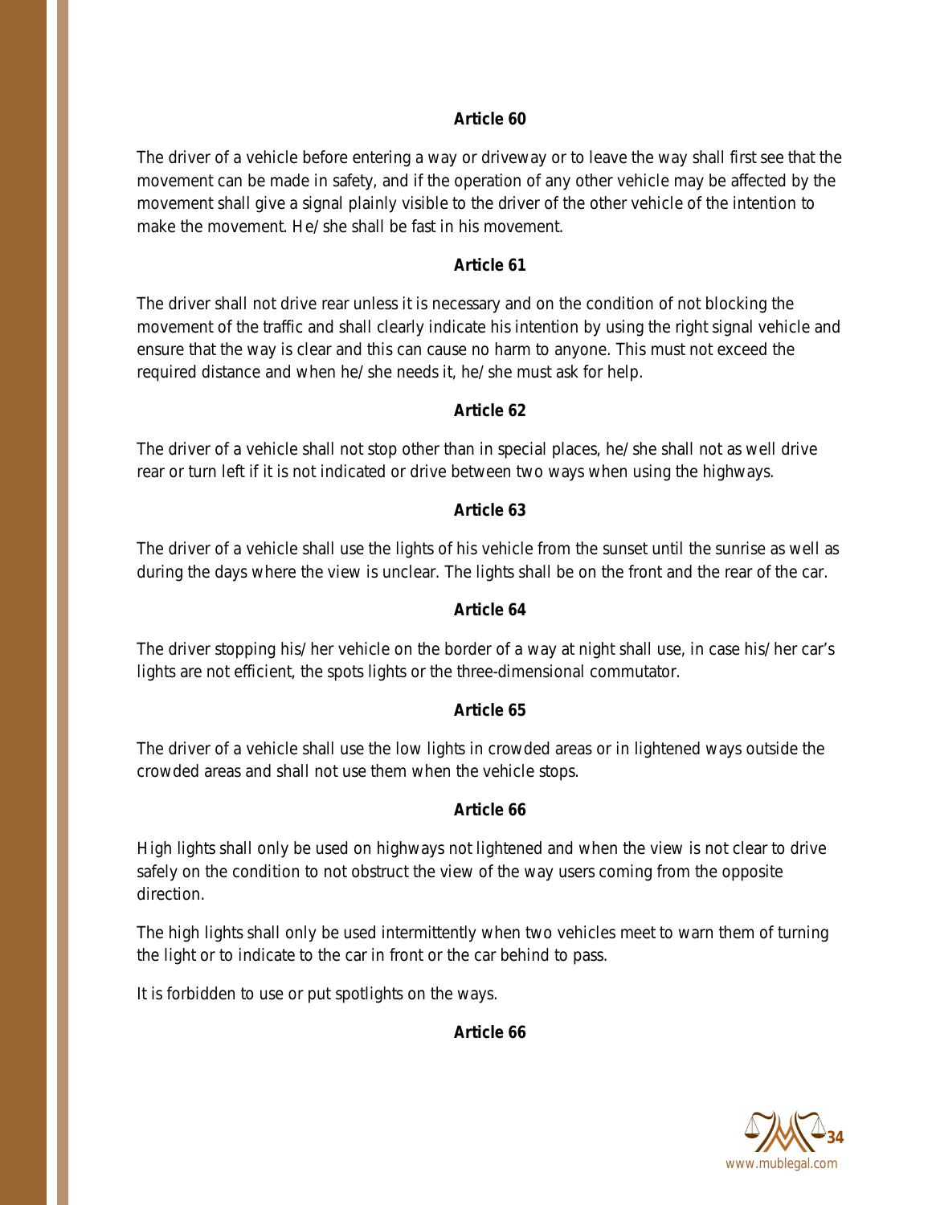### Article 60

The driver of a vehicle before entering a way or driveway or to leave the way shall first see that the movement can be made in safety, and if the operation of any other vehicle may be affected by the movement shall give a signal plainly visible to the driver of the other vehicle of the intention to make the movement. He/she shall be fast in his movement.

### Article 61

The driver shall not drive rear unless it is necessary and on the condition of not blocking the movement of the traffic and shall clearly indicate his intention by using the right signal vehicle and ensure that the way is clear and this can cause no harm to anyone. This must not exceed the required distance and when he/she needs it, he/she must ask for help.

### Article 62

The driver of a vehicle shall not stop other than in special places, he/she shall not as well drive rear or turn left if it is not indicated or drive between two ways when using the highways.

### Article 63

The driver of a vehicle shall use the lights of his vehicle from the sunset until the sunrise as well as during the days where the view is unclear. The lights shall be on the front and the rear of the car.

### Article 64

The driver stopping his/her vehicle on the border of a way at night shall use, in case his/her car's lights are not efficient, the spots lights or the three-dimensional commutator.

### Article 65

The driver of a vehicle shall use the low lights in crowded areas or in lightened ways outside the crowded areas and shall not use them when the vehicle stops.

### Article 66

High lights shall only be used on highways not lightened and when the view is not clear to drive safely on the condition to not obstruct the view of the way users coming from the opposite direction.

The high lights shall only be used intermittently when two vehicles meet to warn them of turning the light or to indicate to the car in front or the car behind to pass.

It is forbidden to use or put spotlights on the ways.

### Article 66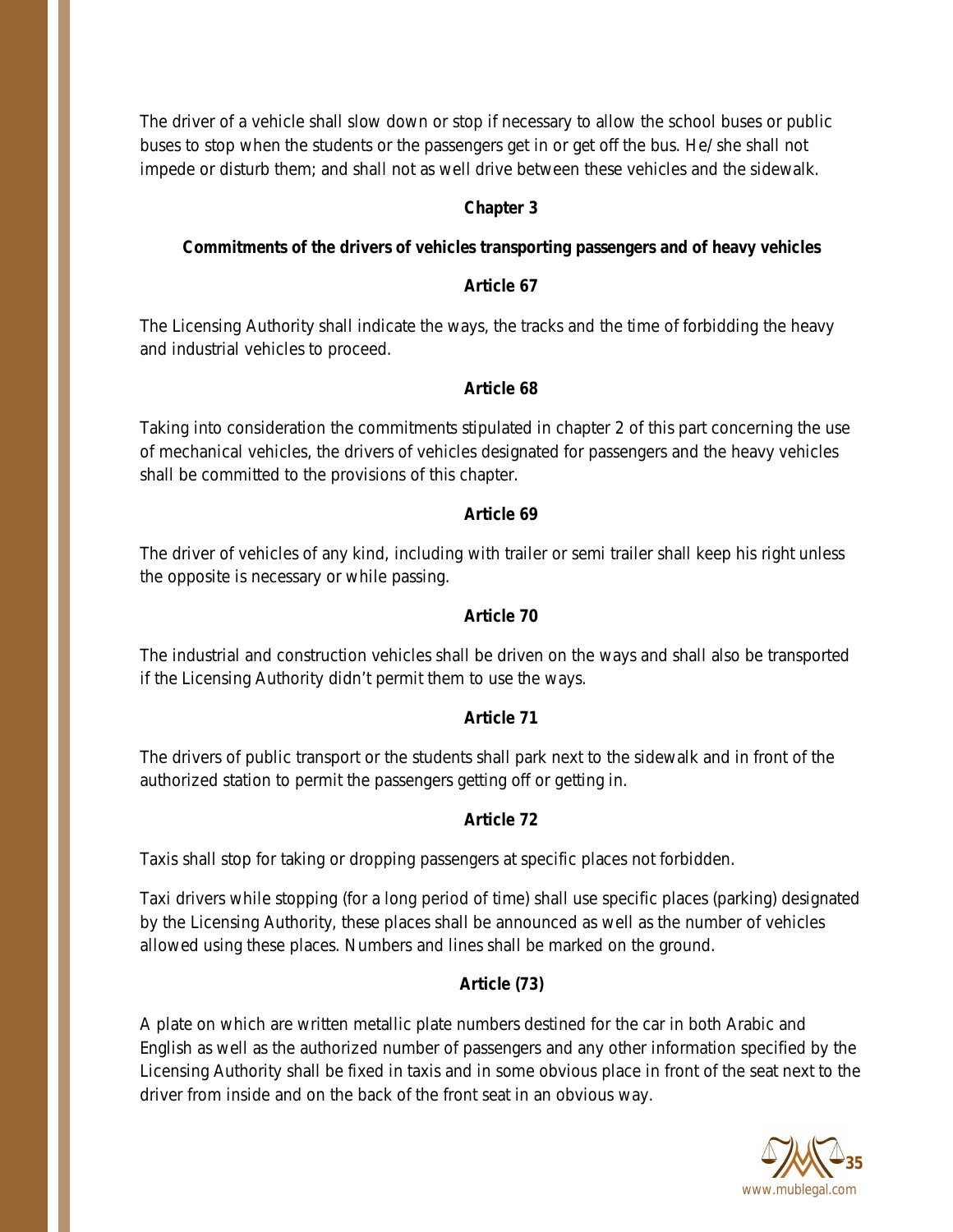The driver of a vehicle shall slow down or stop if necessary to allow the school buses or public buses to stop when the students or the passengers get in or get off the bus. He/she shall not impede or disturb them; and shall not as well drive between these vehicles and the sidewalk.

## Chapter 3

## Commitments of the drivers of vehicles transporting passengers and of heavy vehicles

### Article 67

The Licensing Authority shall indicate the ways, the tracks and the time of forbidding the heavy and industrial vehicles to proceed.

### Article 68

Taking into consideration the commitments stipulated in chapter 2 of this part concerning the use of mechanical vehicles, the drivers of vehicles designated for passengers and the heavy vehicles shall be committed to the provisions of this chapter.

### Article 69

The driver of vehicles of any kind, including with trailer or semi trailer shall keep his right unless the opposite is necessary or while passing.

### Article 70

The industrial and construction vehicles shall be driven on the ways and shall also be transported if the Licensing Authority didn't permit them to use the ways.

### Article 71

The drivers of public transport or the students shall park next to the sidewalk and in front of the authorized station to permit the passengers getting off or getting in.

### Article 72

Taxis shall stop for taking or dropping passengers at specific places not forbidden.

Taxi drivers while stopping (for a long period of time) shall use specific places (parking) designated by the Licensing Authority, these places shall be announced as well as the number of vehicles allowed using these places. Numbers and lines shall be marked on the ground.

### Article (73)

A plate on which are written metallic plate numbers destined for the car in both Arabic and English as well as the authorized number of passengers and any other information specified by the Licensing Authority shall be fixed in taxis and in some obvious place in front of the seat next to the driver from inside and on the back of the front seat in an obvious way.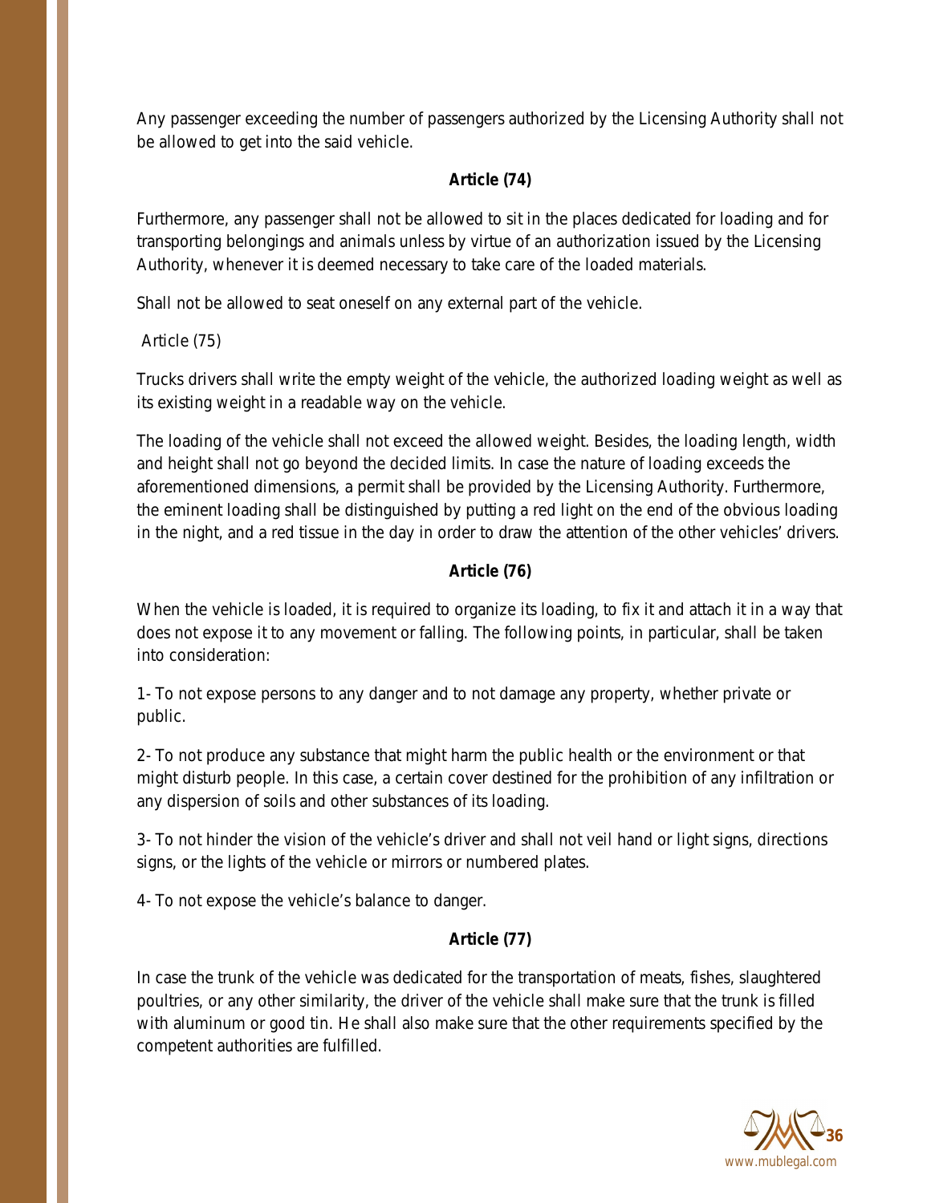Any passenger exceeding the number of passengers authorized by the Licensing Authority shall not be allowed to get into the said vehicle.

**Article (74)**

Furthermore, any passenger shall not be allowed to sit in the places dedicated for loading and for transporting belongings and animals unless by virtue of an authorization issued by the Licensing Authority, whenever it is deemed necessary to take care of the loaded materials.

Shall not be allowed to seat oneself on any external part of the vehicle.

Article (75)

Trucks drivers shall write the empty weight of the vehicle, the authorized loading weight as well as its existing weight in a readable way on the vehicle.

The loading of the vehicle shall not exceed the allowed weight. Besides, the loading length, width and height shall not go beyond the decided limits. In case the nature of loading exceeds the aforementioned dimensions, a permit shall be provided by the Licensing Authority. Furthermore, the eminent loading shall be distinguished by putting a red light on the end of the obvious loading in the night, and a red tissue in the day in order to draw the attention of the other vehicles' drivers.

**Article (76)**

When the vehicle is loaded, it is required to organize its loading, to fix it and attach it in a way that does not expose it to any movement or falling. The following points, in particular, shall be taken into consideration:

1- To not expose persons to any danger and to not damage any property, whether private or public.

2- To not produce any substance that might harm the public health or the environment or that might disturb people. In this case, a certain cover destined for the prohibition of any infiltration or any dispersion of soils and other substances of its loading.

3- To not hinder the vision of the vehicle's driver and shall not veil hand or light signs, directions signs, or the lights of the vehicle or mirrors or numbered plates.

4- To not expose the vehicle's balance to danger.

**Article (77)**

In case the trunk of the vehicle was dedicated for the transportation of meats, fishes, slaughtered poultries, or any other similarity, the driver of the vehicle shall make sure that the trunk is filled with aluminum or good tin. He shall also make sure that the other requirements specified by the competent authorities are fulfilled.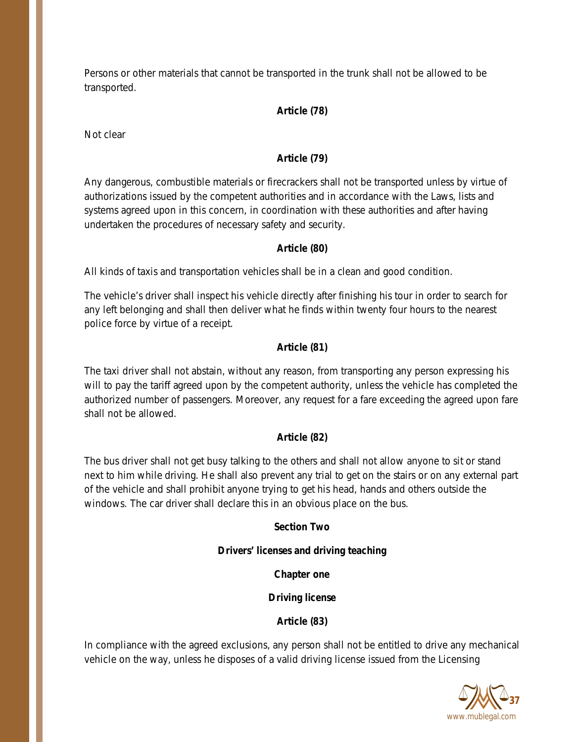Persons or other materials that cannot be transported in the trunk shall not be allowed to be transported.

**Article (78)**

Not clear

**Article (79)**

Any dangerous, combustible materials or firecrackers shall not be transported unless by virtue of authorizations issued by the competent authorities and in accordance with the Laws, lists and systems agreed upon in this concern, in coordination with these authorities and after having undertaken the procedures of necessary safety and security.

**Article (80)**

All kinds of taxis and transportation vehicles shall be in a clean and good condition.

The vehicle's driver shall inspect his vehicle directly after finishing his tour in order to search for any left belonging and shall then deliver what he finds within twenty four hours to the nearest police force by virtue of a receipt.

**Article (81)**

The taxi driver shall not abstain, without any reason, from transporting any person expressing his will to pay the tariff agreed upon by the competent authority, unless the vehicle has completed the authorized number of passengers. Moreover, any request for a fare exceeding the agreed upon fare shall not be allowed.

**Article (82)**

The bus driver shall not get busy talking to the others and shall not allow anyone to sit or stand next to him while driving. He shall also prevent any trial to get on the stairs or on any external part of the vehicle and shall prohibit anyone trying to get his head, hands and others outside the windows. The car driver shall declare this in an obvious place on the bus.

## Section Two

## Drivers' licenses and driving teaching

### Chapter one

### Driving license

**Article (83)**

In compliance with the agreed exclusions, any person shall not be entitled to drive any mechanical vehicle on the way, unless he disposes of a valid driving license issued from the Licensing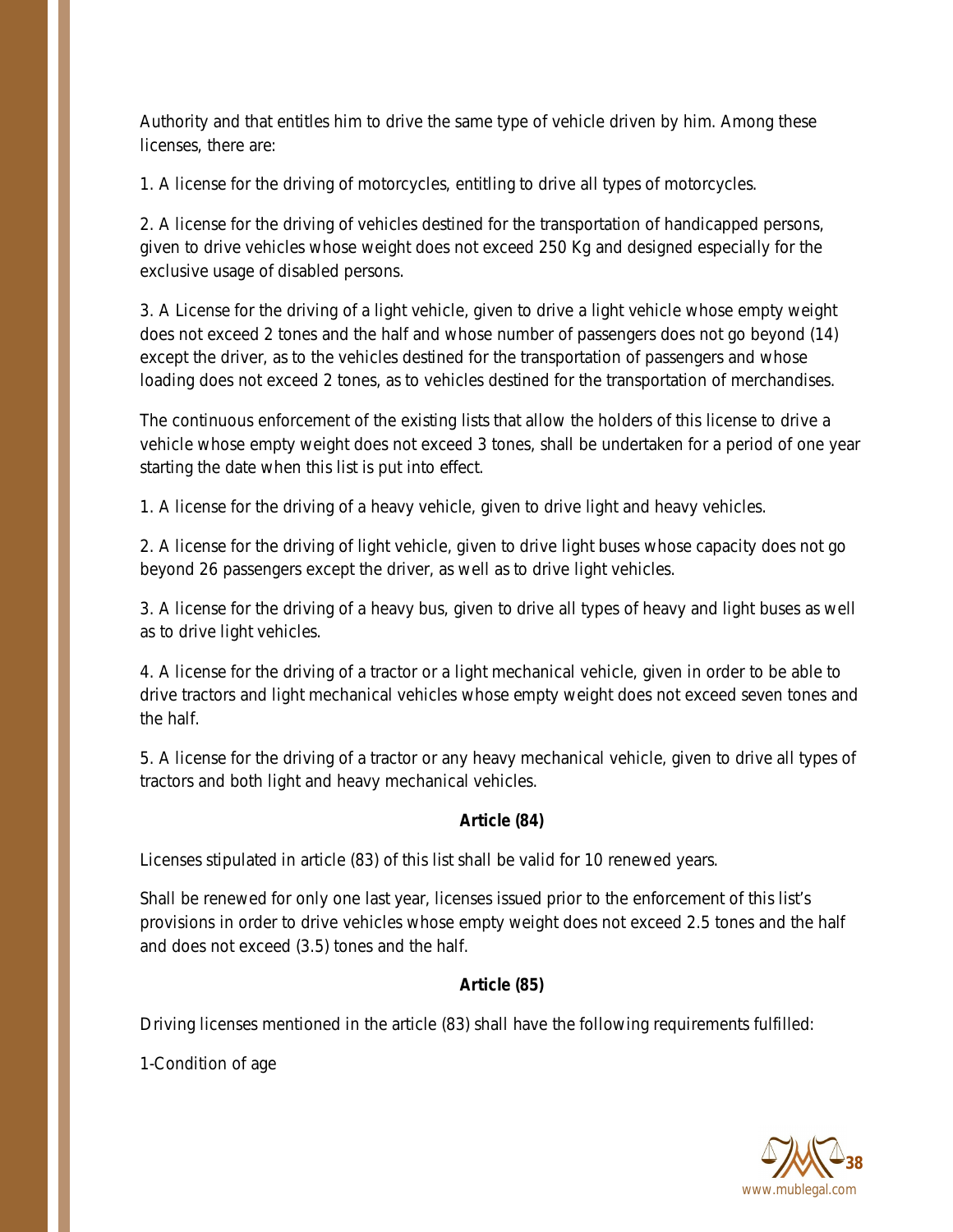Authority and that entitles him to drive the same type of vehicle driven by him. Among these licenses, there are:

1. A license for the driving of motorcycles, entitling to drive all types of motorcycles.

2. A license for the driving of vehicles destined for the transportation of handicapped persons, given to drive vehicles whose weight does not exceed 250 Kg and designed especially for the exclusive usage of disabled persons.

3. A License for the driving of a light vehicle, given to drive a light vehicle whose empty weight does not exceed 2 tones and the half and whose number of passengers does not go beyond (14) except the driver, as to the vehicles destined for the transportation of passengers and whose loading does not exceed 2 tones, as to vehicles destined for the transportation of merchandises.

The continuous enforcement of the existing lists that allow the holders of this license to drive a vehicle whose empty weight does not exceed 3 tones, shall be undertaken for a period of one year starting the date when this list is put into effect.

1. A license for the driving of a heavy vehicle, given to drive light and heavy vehicles.

2. A license for the driving of light vehicle, given to drive light buses whose capacity does not go beyond 26 passengers except the driver, as well as to drive light vehicles.

3. A license for the driving of a heavy bus, given to drive all types of heavy and light buses as well as to drive light vehicles.

4. A license for the driving of a tractor or a light mechanical vehicle, given in order to be able to drive tractors and light mechanical vehicles whose empty weight does not exceed seven tones and the half.

5. A license for the driving of a tractor or any heavy mechanical vehicle, given to drive all types of tractors and both light and heavy mechanical vehicles.

**Article (84)**

Licenses stipulated in article (83) of this list shall be valid for 10 renewed years.

Shall be renewed for only one last year, licenses issued prior to the enforcement of this list's provisions in order to drive vehicles whose empty weight does not exceed 2.5 tones and the half and does not exceed (3.5) tones and the half.

**Article (85)**

Driving licenses mentioned in the article (83) shall have the following requirements fulfilled:

1-Condition of age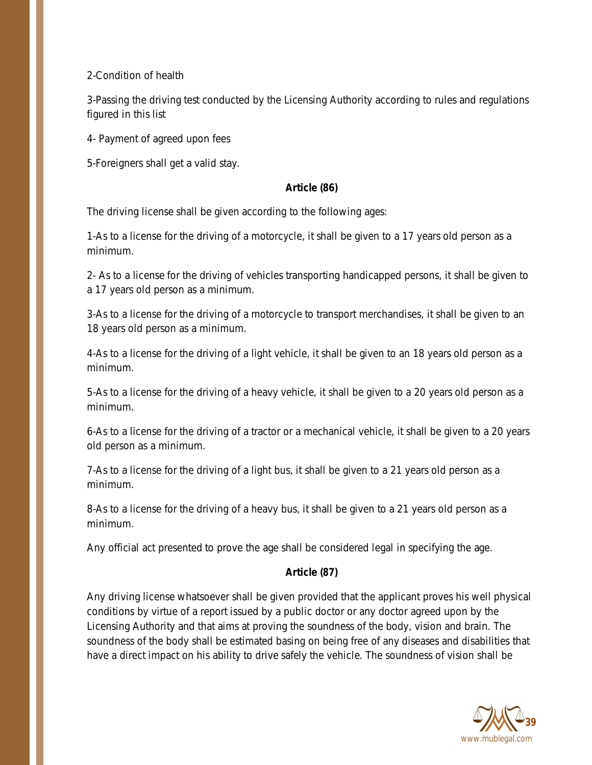2-Condition of health

3-Passing the driving test conducted by the Licensing Authority according to rules and regulations figured in this list

4- Payment of agreed upon fees

5-Foreigners shall get a valid stay.

**Article (86)**

The driving license shall be given according to the following ages:

1-As to a license for the driving of a motorcycle, it shall be given to a 17 years old person as a minimum.

2- As to a license for the driving of vehicles transporting handicapped persons, it shall be given to a 17 years old person as a minimum.

3-As to a license for the driving of a motorcycle to transport merchandises, it shall be given to an 18 years old person as a minimum.

4-As to a license for the driving of a light vehicle, it shall be given to an 18 years old person as a minimum.

5-As to a license for the driving of a heavy vehicle, it shall be given to a 20 years old person as a minimum.

6-As to a license for the driving of a tractor or a mechanical vehicle, it shall be given to a 20 years old person as a minimum.

7-As to a license for the driving of a light bus, it shall be given to a 21 years old person as a minimum.

8-As to a license for the driving of a heavy bus, it shall be given to a 21 years old person as a minimum.

Any official act presented to prove the age shall be considered legal in specifying the age.

**Article (87)**

Any driving license whatsoever shall be given provided that the applicant proves his well physical conditions by virtue of a report issued by a public doctor or any doctor agreed upon by the Licensing Authority and that aims at proving the soundness of the body, vision and brain. The soundness of the body shall be estimated basing on being free of any diseases and disabilities that have a direct impact on his ability to drive safely the vehicle. The soundness of vision shall be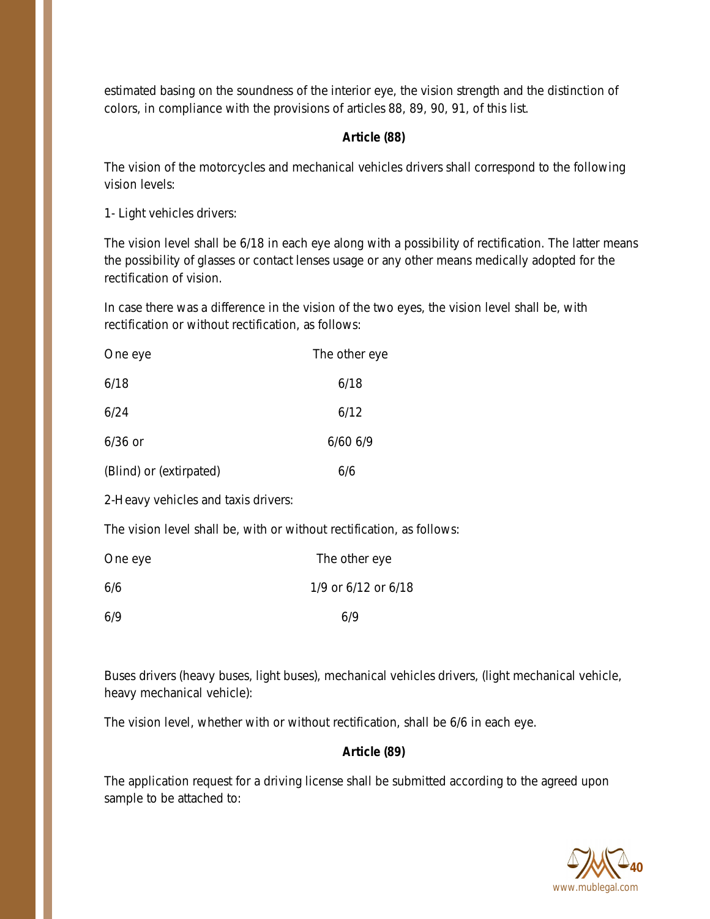estimated basing on the soundness of the interior eye, the vision strength and the distinction of colors, in compliance with the provisions of articles 88, 89, 90, 91, of this list.

**Article (88)**

The vision of the motorcycles and mechanical vehicles drivers shall correspond to the following vision levels:

1- Light vehicles drivers:

The vision level shall be 6/18 in each eye along with a possibility of rectification. The latter means the possibility of glasses or contact lenses usage or any other means medically adopted for the rectification of vision.

In case there was a difference in the vision of the two eyes, the vision level shall be, with rectification or without rectification, as follows:

| One eye | The other eye |
|---|---|
| 6/18 | 6/18 |
| 6/24 | 6/12 |
| 6/36 or | 6/60 6/9 |
| (Blind) or (extirpated) | 6/6 |

2-Heavy vehicles and taxis drivers:

The vision level shall be, with or without rectification, as follows:

| One eye | The other eye |
|---|---|
| 6/6 | 1/9 or 6/12 or 6/18 |
| 6/9 | 6/9 |

Buses drivers (heavy buses, light buses), mechanical vehicles drivers, (light mechanical vehicle, heavy mechanical vehicle):

The vision level, whether with or without rectification, shall be 6/6 in each eye.

**Article (89)**

The application request for a driving license shall be submitted according to the agreed upon sample to be attached to: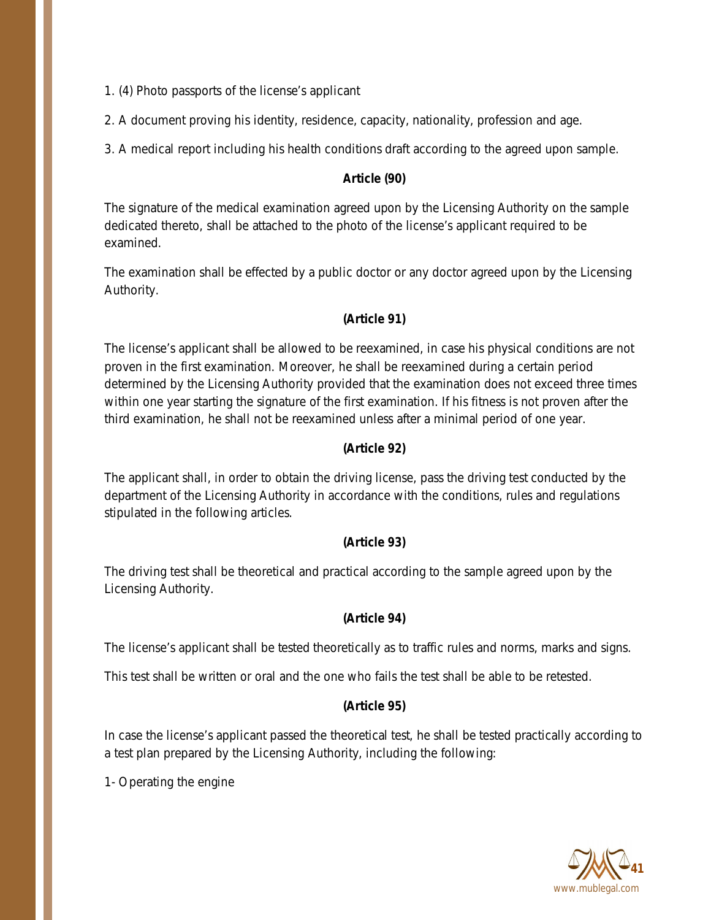1. (4) Photo passports of the license's applicant

2. A document proving his identity, residence, capacity, nationality, profession and age.

3. A medical report including his health conditions draft according to the agreed upon sample.

**Article (90)**

The signature of the medical examination agreed upon by the Licensing Authority on the sample dedicated thereto, shall be attached to the photo of the license's applicant required to be examined.

The examination shall be effected by a public doctor or any doctor agreed upon by the Licensing Authority.

**(Article 91)**

The license's applicant shall be allowed to be reexamined, in case his physical conditions are not proven in the first examination. Moreover, he shall be reexamined during a certain period determined by the Licensing Authority provided that the examination does not exceed three times within one year starting the signature of the first examination. If his fitness is not proven after the third examination, he shall not be reexamined unless after a minimal period of one year.

**(Article 92)**

The applicant shall, in order to obtain the driving license, pass the driving test conducted by the department of the Licensing Authority in accordance with the conditions, rules and regulations stipulated in the following articles.

**(Article 93)**

The driving test shall be theoretical and practical according to the sample agreed upon by the Licensing Authority.

**(Article 94)**

The license's applicant shall be tested theoretically as to traffic rules and norms, marks and signs.

This test shall be written or oral and the one who fails the test shall be able to be retested.

**(Article 95)**

In case the license's applicant passed the theoretical test, he shall be tested practically according to a test plan prepared by the Licensing Authority, including the following:

1- Operating the engine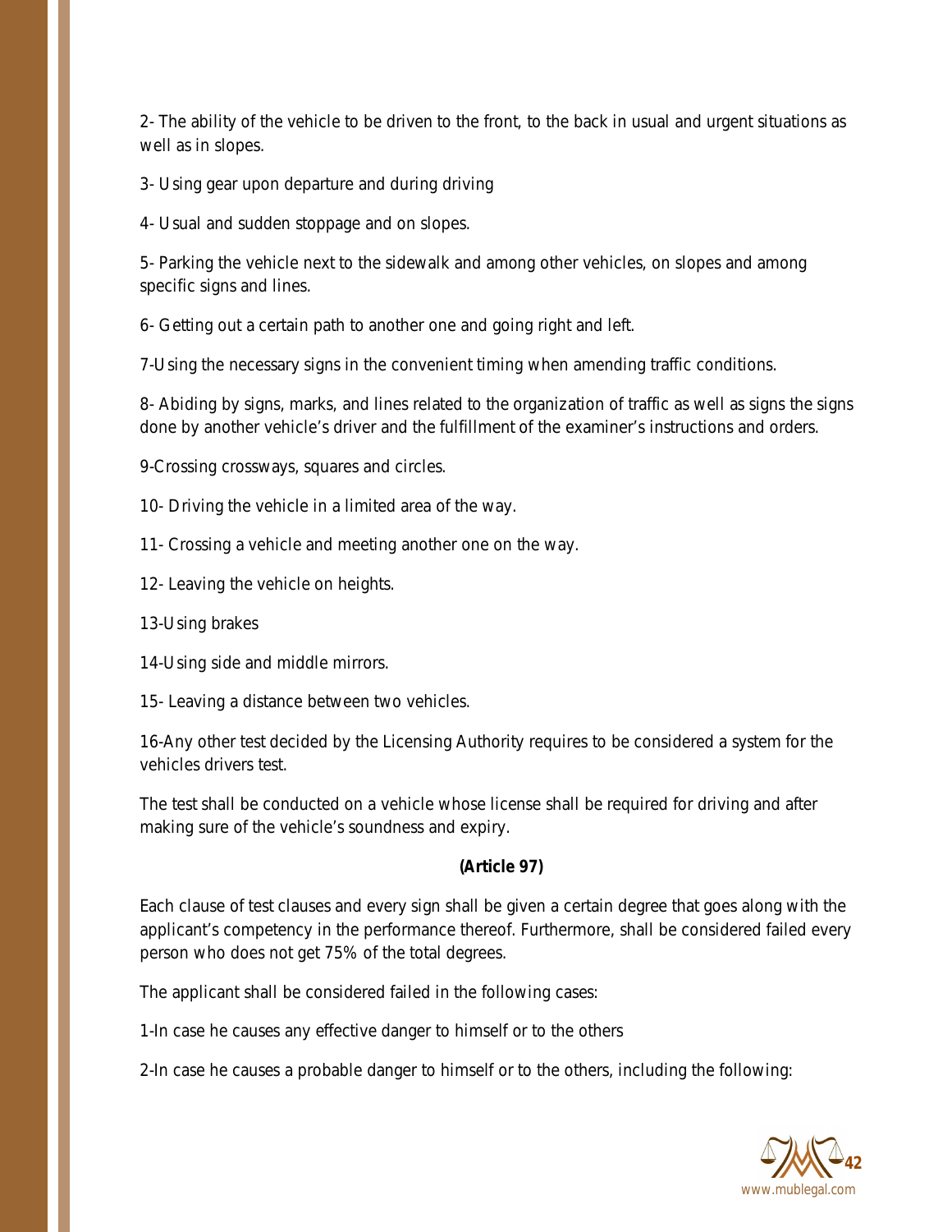2- The ability of the vehicle to be driven to the front, to the back in usual and urgent situations as well as in slopes.

3- Using gear upon departure and during driving

4- Usual and sudden stoppage and on slopes.

5- Parking the vehicle next to the sidewalk and among other vehicles, on slopes and among specific signs and lines.

6- Getting out a certain path to another one and going right and left.

7-Using the necessary signs in the convenient timing when amending traffic conditions.

8- Abiding by signs, marks, and lines related to the organization of traffic as well as signs the signs done by another vehicle's driver and the fulfillment of the examiner's instructions and orders.

9-Crossing crossways, squares and circles.

10- Driving the vehicle in a limited area of the way.

11- Crossing a vehicle and meeting another one on the way.

12- Leaving the vehicle on heights.

13-Using brakes

14-Using side and middle mirrors.

15- Leaving a distance between two vehicles.

16-Any other test decided by the Licensing Authority requires to be considered a system for the vehicles drivers test.

The test shall be conducted on a vehicle whose license shall be required for driving and after making sure of the vehicle's soundness and expiry.

**(Article 97)**

Each clause of test clauses and every sign shall be given a certain degree that goes along with the applicant's competency in the performance thereof. Furthermore, shall be considered failed every person who does not get 75% of the total degrees.

The applicant shall be considered failed in the following cases:

1-In case he causes any effective danger to himself or to the others

2-In case he causes a probable danger to himself or to the others, including the following: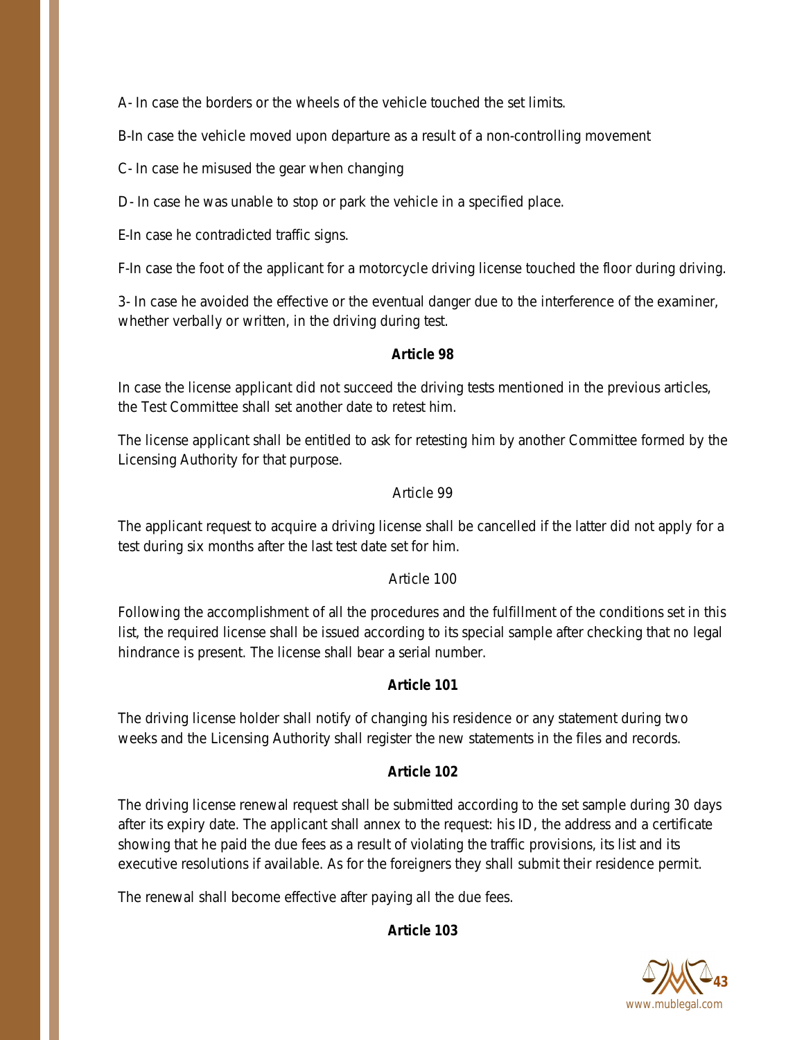A- In case the borders or the wheels of the vehicle touched the set limits.

B-In case the vehicle moved upon departure as a result of a non-controlling movement

C- In case he misused the gear when changing

D- In case he was unable to stop or park the vehicle in a specified place.

E-In case he contradicted traffic signs.

F-In case the foot of the applicant for a motorcycle driving license touched the floor during driving.

3- In case he avoided the effective or the eventual danger due to the interference of the examiner, whether verbally or written, in the driving during test.

**Article 98**

In case the license applicant did not succeed the driving tests mentioned in the previous articles, the Test Committee shall set another date to retest him.

The license applicant shall be entitled to ask for retesting him by another Committee formed by the Licensing Authority for that purpose.

Article 99

The applicant request to acquire a driving license shall be cancelled if the latter did not apply for a test during six months after the last test date set for him.

Article 100

Following the accomplishment of all the procedures and the fulfillment of the conditions set in this list, the required license shall be issued according to its special sample after checking that no legal hindrance is present. The license shall bear a serial number.

**Article 101**

The driving license holder shall notify of changing his residence or any statement during two weeks and the Licensing Authority shall register the new statements in the files and records.

**Article 102**

The driving license renewal request shall be submitted according to the set sample during 30 days after its expiry date. The applicant shall annex to the request: his ID, the address and a certificate showing that he paid the due fees as a result of violating the traffic provisions, its list and its executive resolutions if available. As for the foreigners they shall submit their residence permit.

The renewal shall become effective after paying all the due fees.

**Article 103**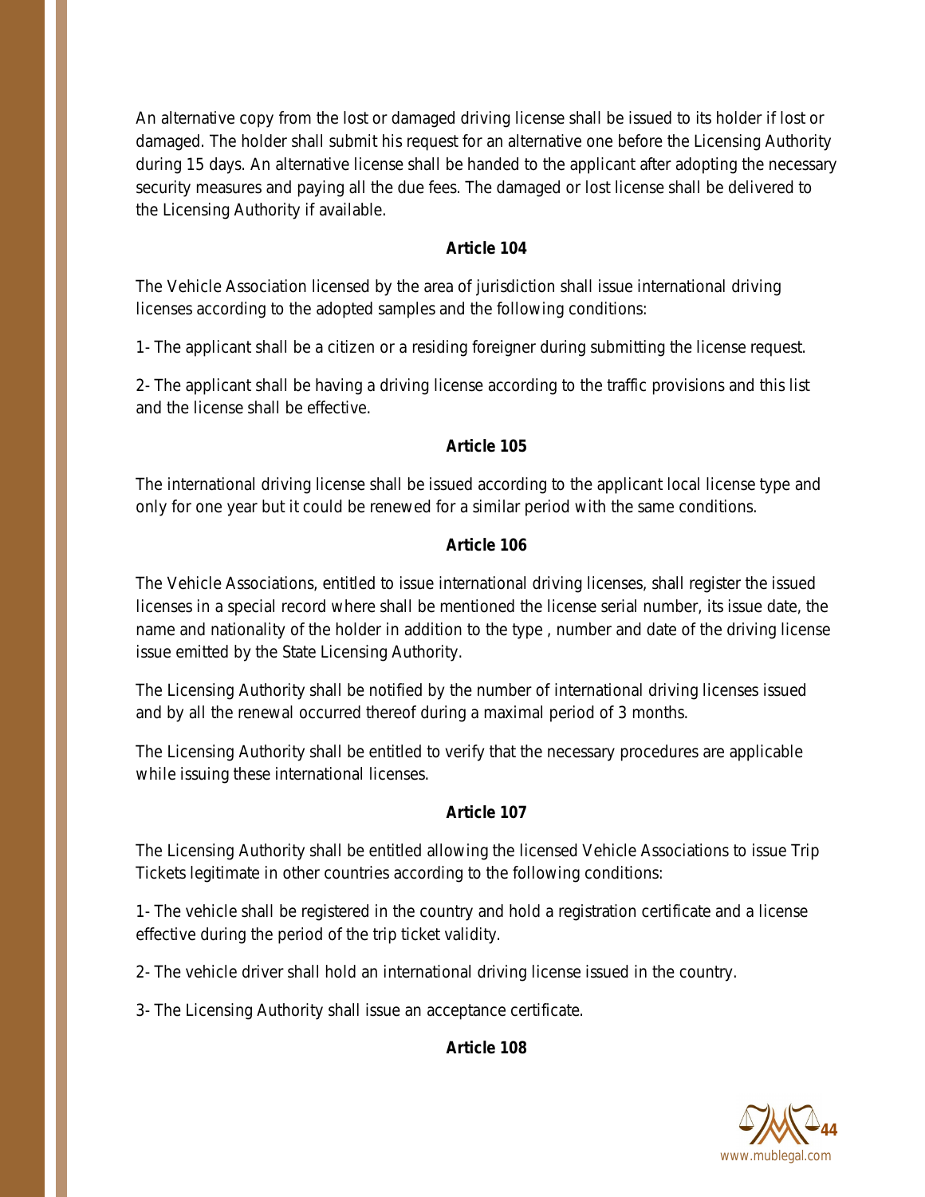An alternative copy from the lost or damaged driving license shall be issued to its holder if lost or damaged. The holder shall submit his request for an alternative one before the Licensing Authority during 15 days. An alternative license shall be handed to the applicant after adopting the necessary security measures and paying all the due fees. The damaged or lost license shall be delivered to the Licensing Authority if available.

**Article 104**

The Vehicle Association licensed by the area of jurisdiction shall issue international driving licenses according to the adopted samples and the following conditions:

1- The applicant shall be a citizen or a residing foreigner during submitting the license request.

2- The applicant shall be having a driving license according to the traffic provisions and this list and the license shall be effective.

**Article 105**

The international driving license shall be issued according to the applicant local license type and only for one year but it could be renewed for a similar period with the same conditions.

**Article 106**

The Vehicle Associations, entitled to issue international driving licenses, shall register the issued licenses in a special record where shall be mentioned the license serial number, its issue date, the name and nationality of the holder in addition to the type , number and date of the driving license issue emitted by the State Licensing Authority.

The Licensing Authority shall be notified by the number of international driving licenses issued and by all the renewal occurred thereof during a maximal period of 3 months.

The Licensing Authority shall be entitled to verify that the necessary procedures are applicable while issuing these international licenses.

**Article 107**

The Licensing Authority shall be entitled allowing the licensed Vehicle Associations to issue Trip Tickets legitimate in other countries according to the following conditions:

1- The vehicle shall be registered in the country and hold a registration certificate and a license effective during the period of the trip ticket validity.

2- The vehicle driver shall hold an international driving license issued in the country.

3- The Licensing Authority shall issue an acceptance certificate.

**Article 108**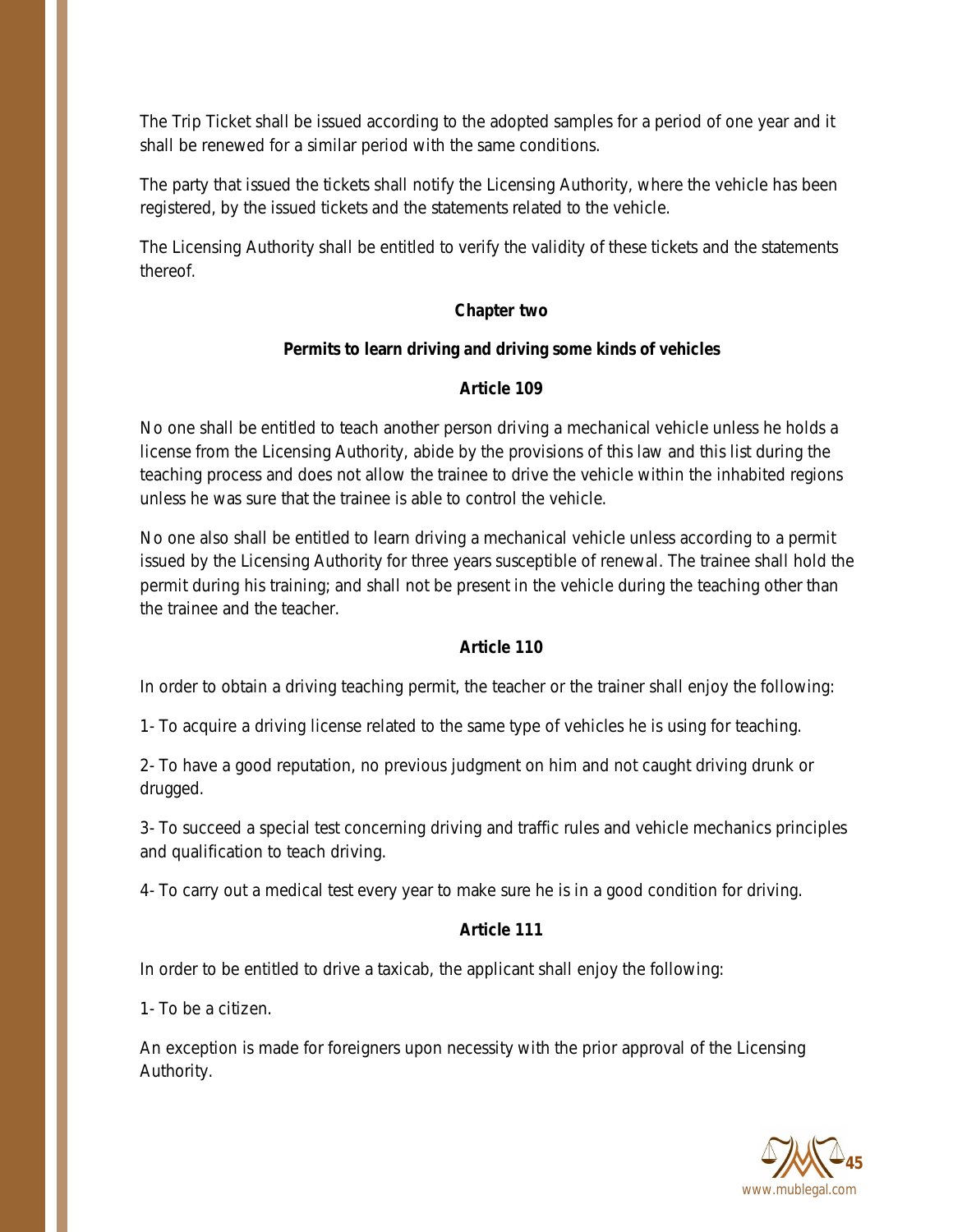The Trip Ticket shall be issued according to the adopted samples for a period of one year and it shall be renewed for a similar period with the same conditions.

The party that issued the tickets shall notify the Licensing Authority, where the vehicle has been registered, by the issued tickets and the statements related to the vehicle.

The Licensing Authority shall be entitled to verify the validity of these tickets and the statements thereof.

## Chapter two

## Permits to learn driving and driving some kinds of vehicles

### Article 109

No one shall be entitled to teach another person driving a mechanical vehicle unless he holds a license from the Licensing Authority, abide by the provisions of this law and this list during the teaching process and does not allow the trainee to drive the vehicle within the inhabited regions unless he was sure that the trainee is able to control the vehicle.

No one also shall be entitled to learn driving a mechanical vehicle unless according to a permit issued by the Licensing Authority for three years susceptible of renewal. The trainee shall hold the permit during his training; and shall not be present in the vehicle during the teaching other than the trainee and the teacher.

### Article 110

In order to obtain a driving teaching permit, the teacher or the trainer shall enjoy the following:

1- To acquire a driving license related to the same type of vehicles he is using for teaching.

2- To have a good reputation, no previous judgment on him and not caught driving drunk or drugged.

3- To succeed a special test concerning driving and traffic rules and vehicle mechanics principles and qualification to teach driving.

4- To carry out a medical test every year to make sure he is in a good condition for driving.

### Article 111

In order to be entitled to drive a taxicab, the applicant shall enjoy the following:

1- To be a citizen.

An exception is made for foreigners upon necessity with the prior approval of the Licensing Authority.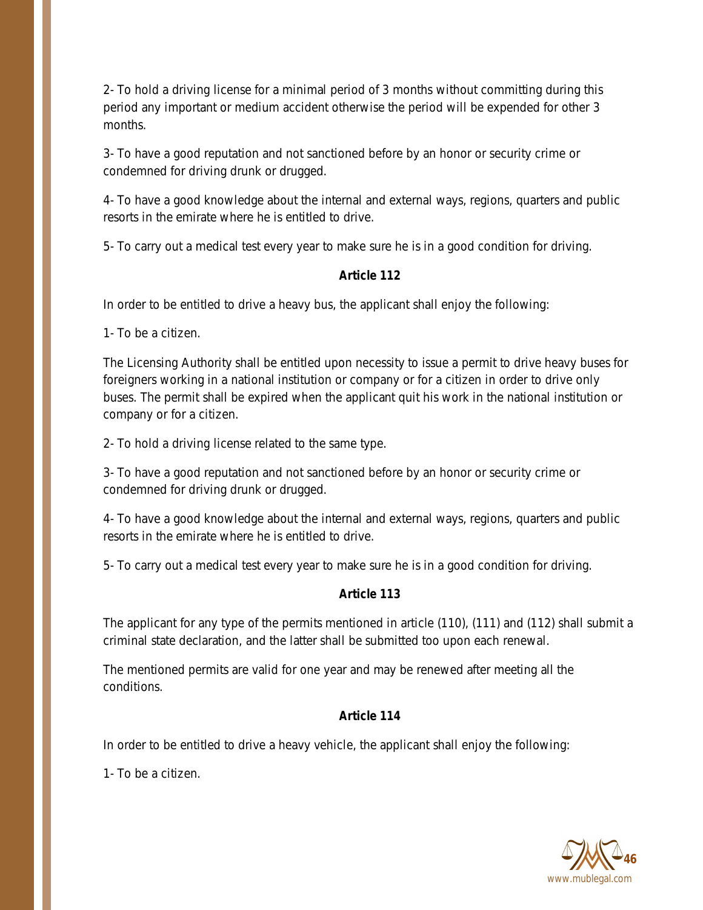2- To hold a driving license for a minimal period of 3 months without committing during this period any important or medium accident otherwise the period will be expended for other 3 months.

3- To have a good reputation and not sanctioned before by an honor or security crime or condemned for driving drunk or drugged.

4- To have a good knowledge about the internal and external ways, regions, quarters and public resorts in the emirate where he is entitled to drive.

5- To carry out a medical test every year to make sure he is in a good condition for driving.

**Article 112**

In order to be entitled to drive a heavy bus, the applicant shall enjoy the following:

1- To be a citizen.

The Licensing Authority shall be entitled upon necessity to issue a permit to drive heavy buses for foreigners working in a national institution or company or for a citizen in order to drive only buses. The permit shall be expired when the applicant quit his work in the national institution or company or for a citizen.

2- To hold a driving license related to the same type.

3- To have a good reputation and not sanctioned before by an honor or security crime or condemned for driving drunk or drugged.

4- To have a good knowledge about the internal and external ways, regions, quarters and public resorts in the emirate where he is entitled to drive.

5- To carry out a medical test every year to make sure he is in a good condition for driving.

**Article 113**

The applicant for any type of the permits mentioned in article (110), (111) and (112) shall submit a criminal state declaration, and the latter shall be submitted too upon each renewal.

The mentioned permits are valid for one year and may be renewed after meeting all the conditions.

**Article 114**

In order to be entitled to drive a heavy vehicle, the applicant shall enjoy the following:

1- To be a citizen.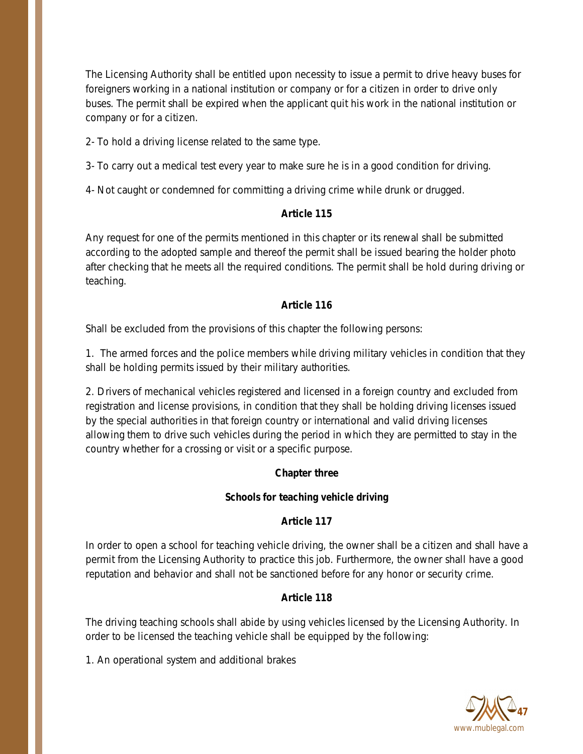The Licensing Authority shall be entitled upon necessity to issue a permit to drive heavy buses for foreigners working in a national institution or company or for a citizen in order to drive only buses. The permit shall be expired when the applicant quit his work in the national institution or company or for a citizen.

2- To hold a driving license related to the same type.

3- To carry out a medical test every year to make sure he is in a good condition for driving.

4- Not caught or condemned for committing a driving crime while drunk or drugged.

**Article 115**

Any request for one of the permits mentioned in this chapter or its renewal shall be submitted according to the adopted sample and thereof the permit shall be issued bearing the holder photo after checking that he meets all the required conditions. The permit shall be hold during driving or teaching.

**Article 116**

Shall be excluded from the provisions of this chapter the following persons:

1. The armed forces and the police members while driving military vehicles in condition that they shall be holding permits issued by their military authorities.

2. Drivers of mechanical vehicles registered and licensed in a foreign country and excluded from registration and license provisions, in condition that they shall be holding driving licenses issued by the special authorities in that foreign country or international and valid driving licenses allowing them to drive such vehicles during the period in which they are permitted to stay in the country whether for a crossing or visit or a specific purpose.

**Chapter three**

**Schools for teaching vehicle driving**

**Article 117**

In order to open a school for teaching vehicle driving, the owner shall be a citizen and shall have a permit from the Licensing Authority to practice this job. Furthermore, the owner shall have a good reputation and behavior and shall not be sanctioned before for any honor or security crime.

**Article 118**

The driving teaching schools shall abide by using vehicles licensed by the Licensing Authority. In order to be licensed the teaching vehicle shall be equipped by the following:

1. An operational system and additional brakes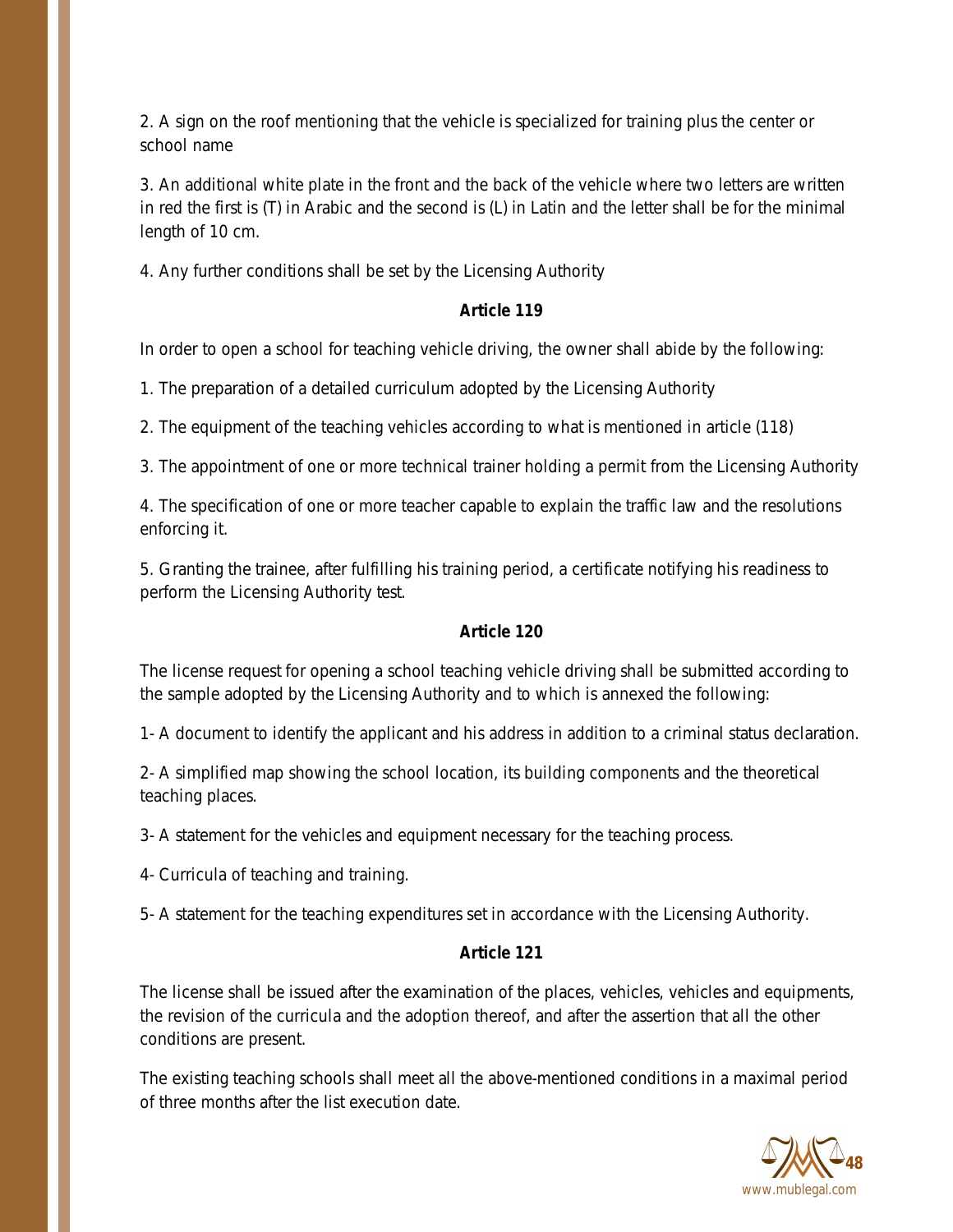2. A sign on the roof mentioning that the vehicle is specialized for training plus the center or school name

3. An additional white plate in the front and the back of the vehicle where two letters are written in red the first is (T) in Arabic and the second is (L) in Latin and the letter shall be for the minimal length of 10 cm.

4. Any further conditions shall be set by the Licensing Authority

**Article 119**

In order to open a school for teaching vehicle driving, the owner shall abide by the following:

1. The preparation of a detailed curriculum adopted by the Licensing Authority

2. The equipment of the teaching vehicles according to what is mentioned in article (118)

3. The appointment of one or more technical trainer holding a permit from the Licensing Authority

4. The specification of one or more teacher capable to explain the traffic law and the resolutions enforcing it.

5. Granting the trainee, after fulfilling his training period, a certificate notifying his readiness to perform the Licensing Authority test.

**Article 120**

The license request for opening a school teaching vehicle driving shall be submitted according to the sample adopted by the Licensing Authority and to which is annexed the following:

1- A document to identify the applicant and his address in addition to a criminal status declaration.

2- A simplified map showing the school location, its building components and the theoretical teaching places.

3- A statement for the vehicles and equipment necessary for the teaching process.

4- Curricula of teaching and training.

5- A statement for the teaching expenditures set in accordance with the Licensing Authority.

**Article 121**

The license shall be issued after the examination of the places, vehicles, vehicles and equipments, the revision of the curricula and the adoption thereof, and after the assertion that all the other conditions are present.

The existing teaching schools shall meet all the above-mentioned conditions in a maximal period of three months after the list execution date.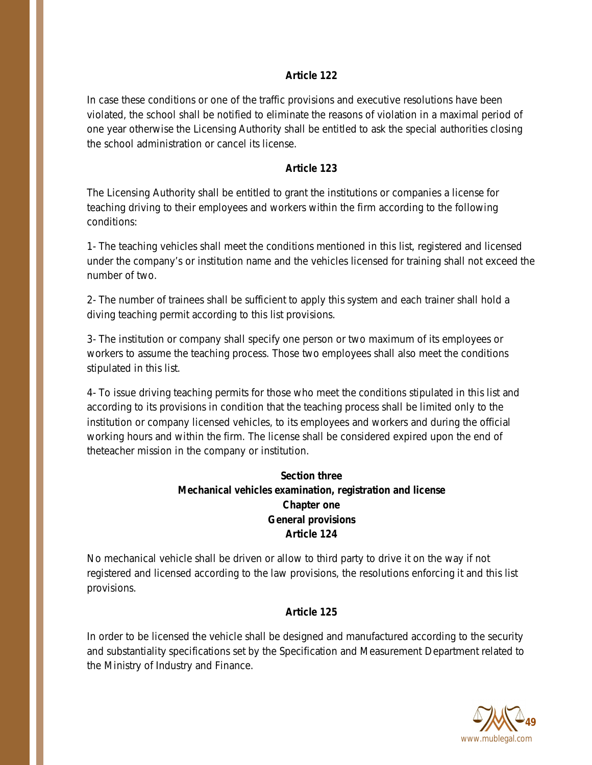**Article 122**

In case these conditions or one of the traffic provisions and executive resolutions have been violated, the school shall be notified to eliminate the reasons of violation in a maximal period of one year otherwise the Licensing Authority shall be entitled to ask the special authorities closing the school administration or cancel its license.

**Article 123**

The Licensing Authority shall be entitled to grant the institutions or companies a license for teaching driving to their employees and workers within the firm according to the following conditions:

1- The teaching vehicles shall meet the conditions mentioned in this list, registered and licensed under the company's or institution name and the vehicles licensed for training shall not exceed the number of two.

2- The number of trainees shall be sufficient to apply this system and each trainer shall hold a diving teaching permit according to this list provisions.

3- The institution or company shall specify one person or two maximum of its employees or workers to assume the teaching process. Those two employees shall also meet the conditions stipulated in this list.

4- To issue driving teaching permits for those who meet the conditions stipulated in this list and according to its provisions in condition that the teaching process shall be limited only to the institution or company licensed vehicles, to its employees and workers and during the official working hours and within the firm. The license shall be considered expired upon the end of theteacher mission in the company or institution.

## Section three
## Mechanical vehicles examination, registration and license
### Chapter one
### General provisions

**Article 124**

No mechanical vehicle shall be driven or allow to third party to drive it on the way if not registered and licensed according to the law provisions, the resolutions enforcing it and this list provisions.

**Article 125**

In order to be licensed the vehicle shall be designed and manufactured according to the security and substantiality specifications set by the Specification and Measurement Department related to the Ministry of Industry and Finance.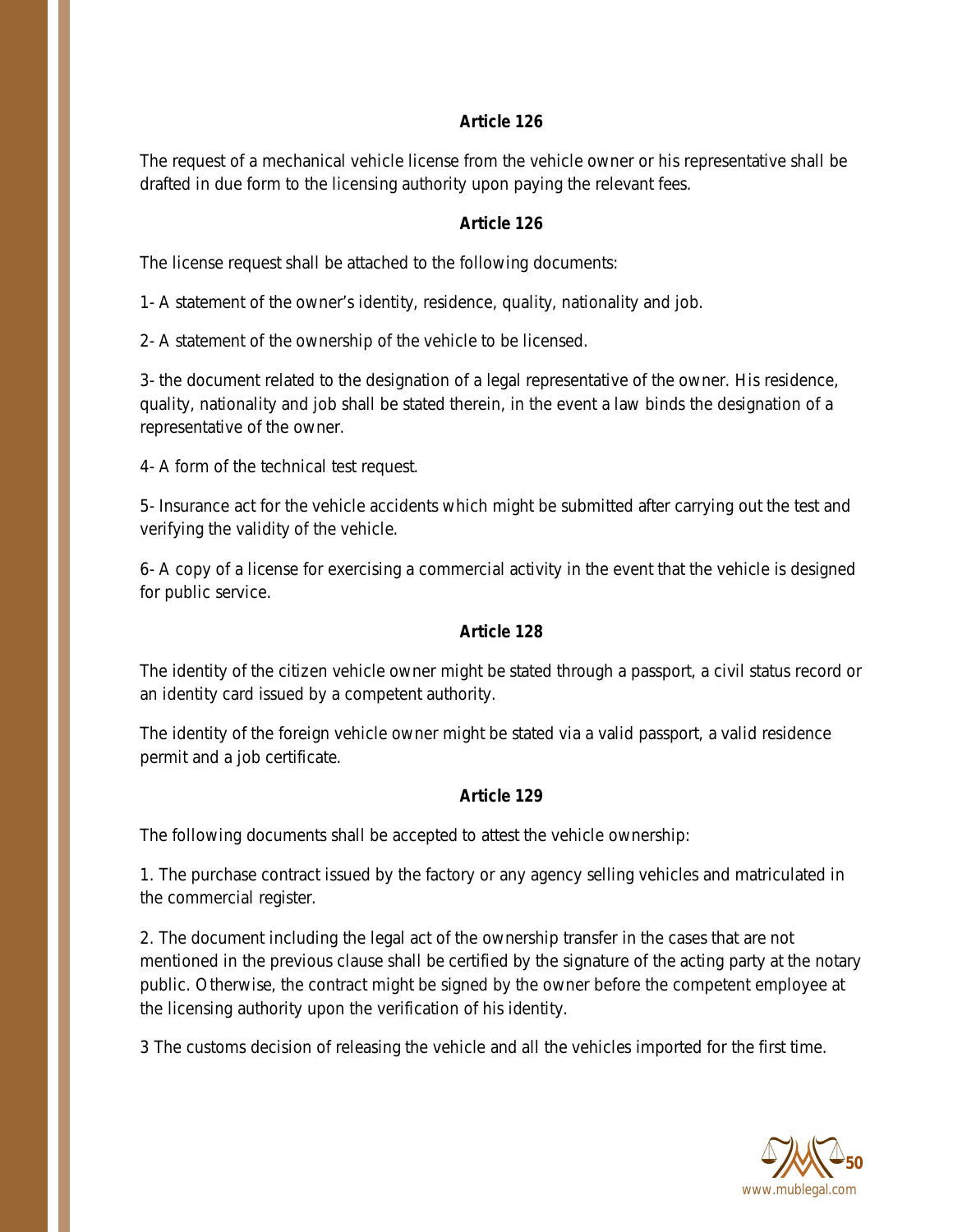**Article 126**

The request of a mechanical vehicle license from the vehicle owner or his representative shall be drafted in due form to the licensing authority upon paying the relevant fees.

**Article 126**

The license request shall be attached to the following documents:

1- A statement of the owner's identity, residence, quality, nationality and job.

2- A statement of the ownership of the vehicle to be licensed.

3- the document related to the designation of a legal representative of the owner. His residence, quality, nationality and job shall be stated therein, in the event a law binds the designation of a representative of the owner.

4- A form of the technical test request.

5- Insurance act for the vehicle accidents which might be submitted after carrying out the test and verifying the validity of the vehicle.

6- A copy of a license for exercising a commercial activity in the event that the vehicle is designed for public service.

**Article 128**

The identity of the citizen vehicle owner might be stated through a passport, a civil status record or an identity card issued by a competent authority.

The identity of the foreign vehicle owner might be stated via a valid passport, a valid residence permit and a job certificate.

**Article 129**

The following documents shall be accepted to attest the vehicle ownership:

1. The purchase contract issued by the factory or any agency selling vehicles and matriculated in the commercial register.

2. The document including the legal act of the ownership transfer in the cases that are not mentioned in the previous clause shall be certified by the signature of the acting party at the notary public. Otherwise, the contract might be signed by the owner before the competent employee at the licensing authority upon the verification of his identity.

3 The customs decision of releasing the vehicle and all the vehicles imported for the first time.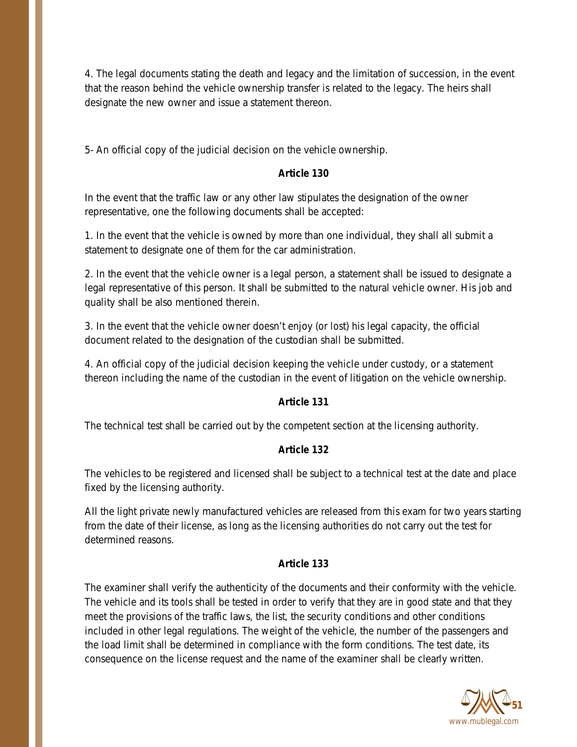4. The legal documents stating the death and legacy and the limitation of succession, in the event that the reason behind the vehicle ownership transfer is related to the legacy. The heirs shall designate the new owner and issue a statement thereon.

5- An official copy of the judicial decision on the vehicle ownership.

**Article 130**

In the event that the traffic law or any other law stipulates the designation of the owner representative, one the following documents shall be accepted:

1. In the event that the vehicle is owned by more than one individual, they shall all submit a statement to designate one of them for the car administration.

2. In the event that the vehicle owner is a legal person, a statement shall be issued to designate a legal representative of this person. It shall be submitted to the natural vehicle owner. His job and quality shall be also mentioned therein.

3. In the event that the vehicle owner doesn't enjoy (or lost) his legal capacity, the official document related to the designation of the custodian shall be submitted.

4. An official copy of the judicial decision keeping the vehicle under custody, or a statement thereon including the name of the custodian in the event of litigation on the vehicle ownership.

**Article 131**

The technical test shall be carried out by the competent section at the licensing authority.

**Article 132**

The vehicles to be registered and licensed shall be subject to a technical test at the date and place fixed by the licensing authority.

All the light private newly manufactured vehicles are released from this exam for two years starting from the date of their license, as long as the licensing authorities do not carry out the test for determined reasons.

**Article 133**

The examiner shall verify the authenticity of the documents and their conformity with the vehicle. The vehicle and its tools shall be tested in order to verify that they are in good state and that they meet the provisions of the traffic laws, the list, the security conditions and other conditions included in other legal regulations. The weight of the vehicle, the number of the passengers and the load limit shall be determined in compliance with the form conditions. The test date, its consequence on the license request and the name of the examiner shall be clearly written.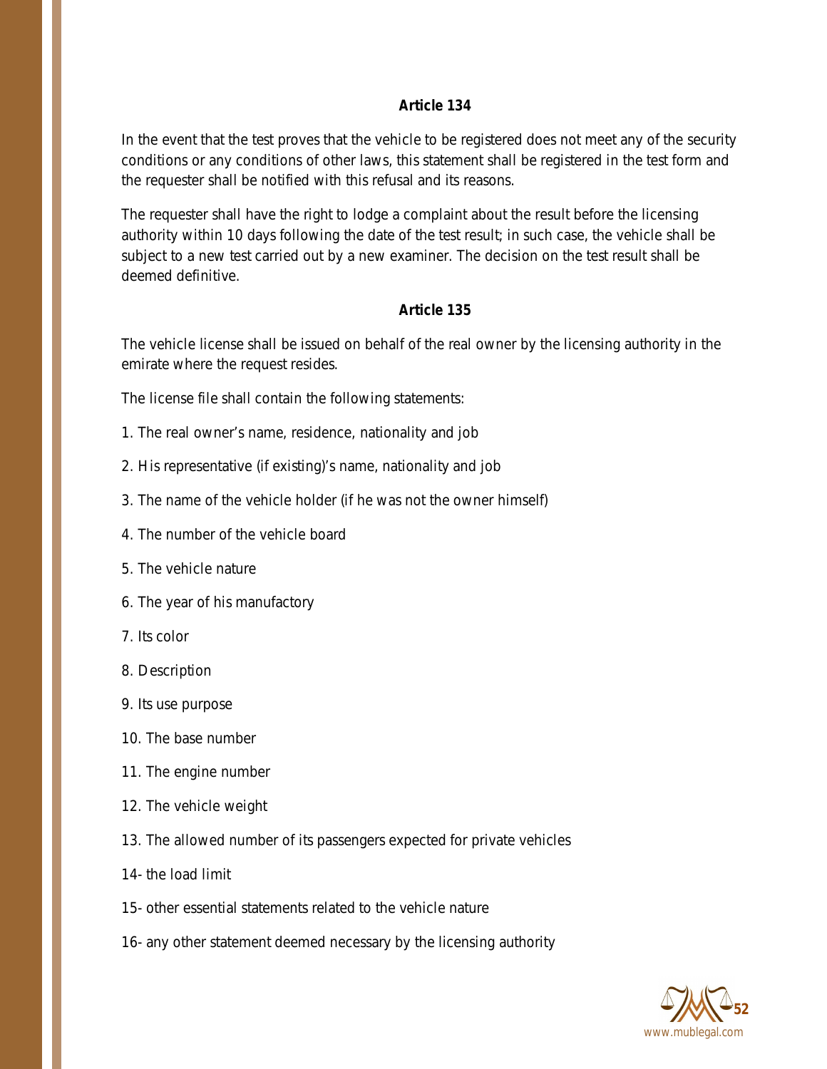## Article 134

In the event that the test proves that the vehicle to be registered does not meet any of the security conditions or any conditions of other laws, this statement shall be registered in the test form and the requester shall be notified with this refusal and its reasons.

The requester shall have the right to lodge a complaint about the result before the licensing authority within 10 days following the date of the test result; in such case, the vehicle shall be subject to a new test carried out by a new examiner. The decision on the test result shall be deemed definitive.

## Article 135

The vehicle license shall be issued on behalf of the real owner by the licensing authority in the emirate where the request resides.

The license file shall contain the following statements:

1. The real owner's name, residence, nationality and job
2. His representative (if existing)'s name, nationality and job
3. The name of the vehicle holder (if he was not the owner himself)
4. The number of the vehicle board
5. The vehicle nature
6. The year of his manufactory
7. Its color
8. Description
9. Its use purpose
10. The base number
11. The engine number
12. The vehicle weight
13. The allowed number of its passengers expected for private vehicles

14- the load limit

15- other essential statements related to the vehicle nature

16- any other statement deemed necessary by the licensing authority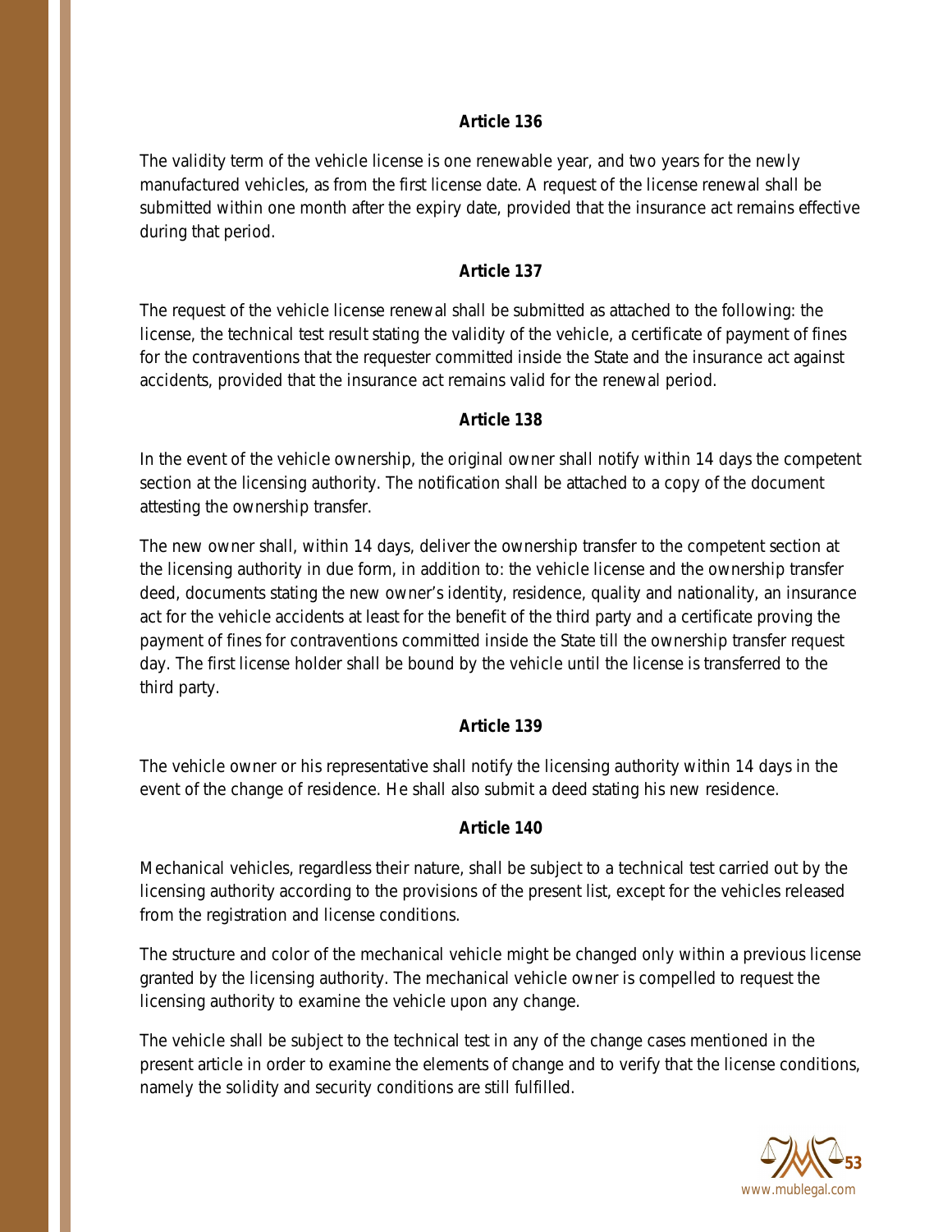### Article 136

The validity term of the vehicle license is one renewable year, and two years for the newly manufactured vehicles, as from the first license date. A request of the license renewal shall be submitted within one month after the expiry date, provided that the insurance act remains effective during that period.

### Article 137

The request of the vehicle license renewal shall be submitted as attached to the following: the license, the technical test result stating the validity of the vehicle, a certificate of payment of fines for the contraventions that the requester committed inside the State and the insurance act against accidents, provided that the insurance act remains valid for the renewal period.

### Article 138

In the event of the vehicle ownership, the original owner shall notify within 14 days the competent section at the licensing authority. The notification shall be attached to a copy of the document attesting the ownership transfer.

The new owner shall, within 14 days, deliver the ownership transfer to the competent section at the licensing authority in due form, in addition to: the vehicle license and the ownership transfer deed, documents stating the new owner's identity, residence, quality and nationality, an insurance act for the vehicle accidents at least for the benefit of the third party and a certificate proving the payment of fines for contraventions committed inside the State till the ownership transfer request day. The first license holder shall be bound by the vehicle until the license is transferred to the third party.

### Article 139

The vehicle owner or his representative shall notify the licensing authority within 14 days in the event of the change of residence. He shall also submit a deed stating his new residence.

### Article 140

Mechanical vehicles, regardless their nature, shall be subject to a technical test carried out by the licensing authority according to the provisions of the present list, except for the vehicles released from the registration and license conditions.

The structure and color of the mechanical vehicle might be changed only within a previous license granted by the licensing authority. The mechanical vehicle owner is compelled to request the licensing authority to examine the vehicle upon any change.

The vehicle shall be subject to the technical test in any of the change cases mentioned in the present article in order to examine the elements of change and to verify that the license conditions, namely the solidity and security conditions are still fulfilled.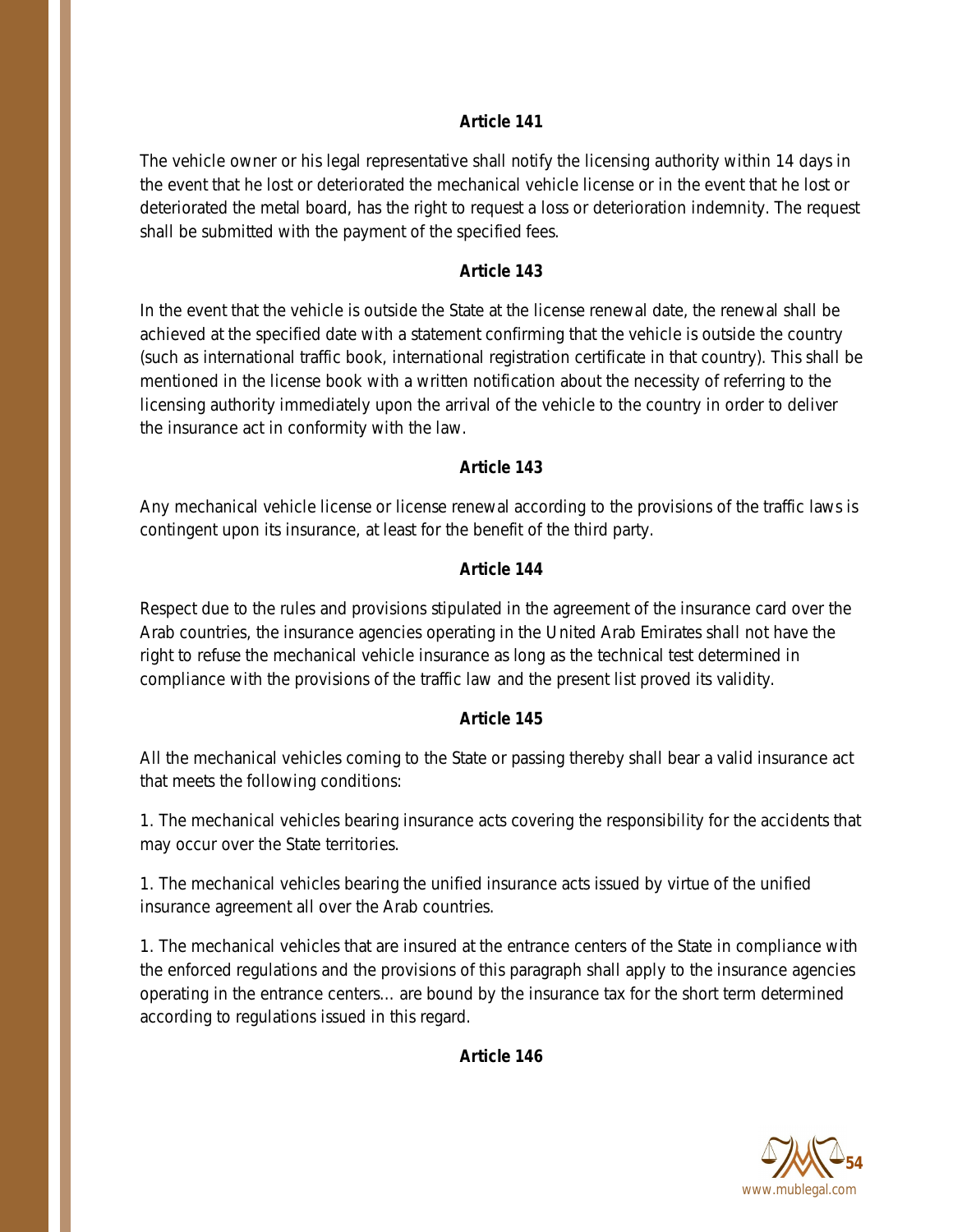**Article 141**

The vehicle owner or his legal representative shall notify the licensing authority within 14 days in the event that he lost or deteriorated the mechanical vehicle license or in the event that he lost or deteriorated the metal board, has the right to request a loss or deterioration indemnity. The request shall be submitted with the payment of the specified fees.

**Article 143**

In the event that the vehicle is outside the State at the license renewal date, the renewal shall be achieved at the specified date with a statement confirming that the vehicle is outside the country (such as international traffic book, international registration certificate in that country). This shall be mentioned in the license book with a written notification about the necessity of referring to the licensing authority immediately upon the arrival of the vehicle to the country in order to deliver the insurance act in conformity with the law.

**Article 143**

Any mechanical vehicle license or license renewal according to the provisions of the traffic laws is contingent upon its insurance, at least for the benefit of the third party.

**Article 144**

Respect due to the rules and provisions stipulated in the agreement of the insurance card over the Arab countries, the insurance agencies operating in the United Arab Emirates shall not have the right to refuse the mechanical vehicle insurance as long as the technical test determined in compliance with the provisions of the traffic law and the present list proved its validity.

**Article 145**

All the mechanical vehicles coming to the State or passing thereby shall bear a valid insurance act that meets the following conditions:

1. The mechanical vehicles bearing insurance acts covering the responsibility for the accidents that may occur over the State territories.

1. The mechanical vehicles bearing the unified insurance acts issued by virtue of the unified insurance agreement all over the Arab countries.

1. The mechanical vehicles that are insured at the entrance centers of the State in compliance with the enforced regulations and the provisions of this paragraph shall apply to the insurance agencies operating in the entrance centers... are bound by the insurance tax for the short term determined according to regulations issued in this regard.

**Article 146**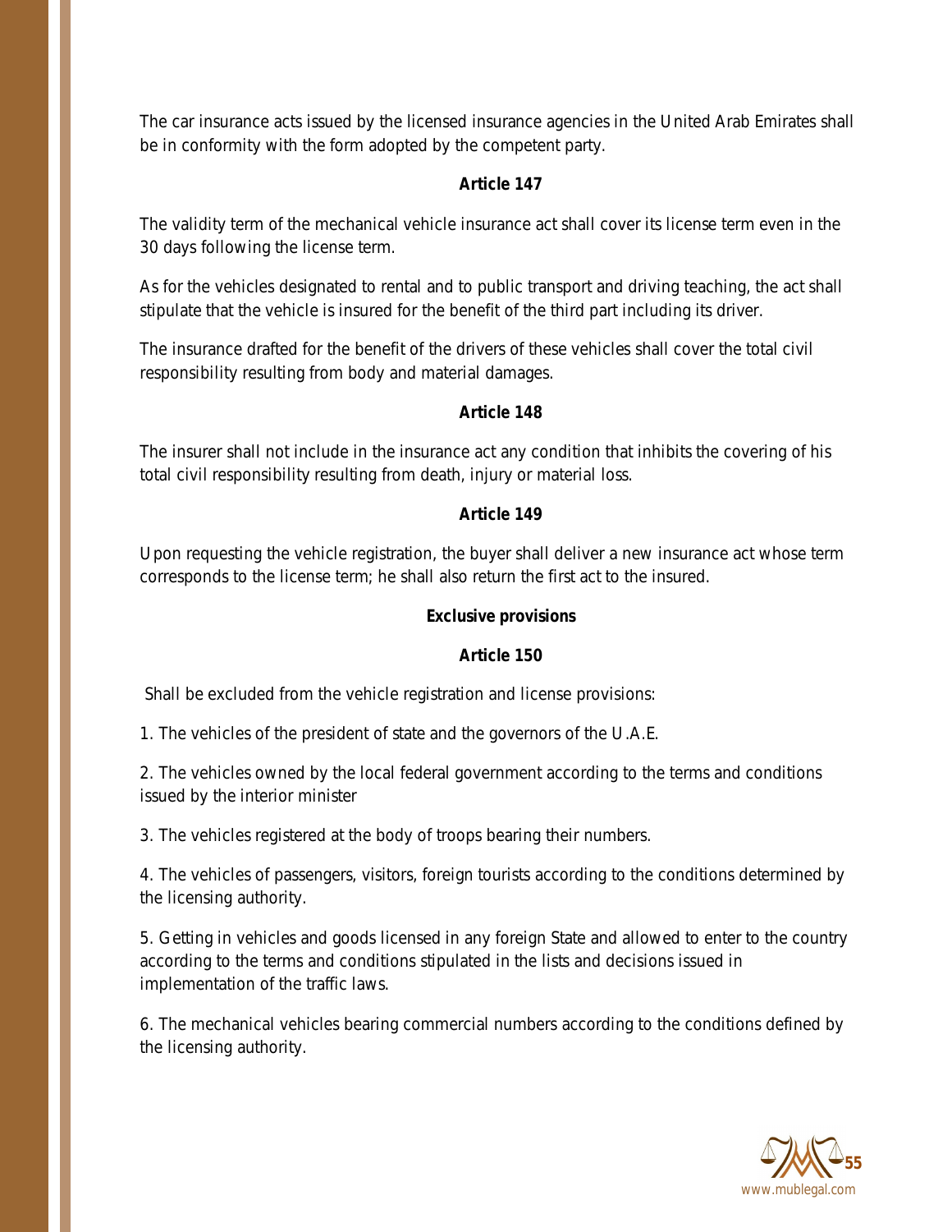The car insurance acts issued by the licensed insurance agencies in the United Arab Emirates shall be in conformity with the form adopted by the competent party.

**Article 147**

The validity term of the mechanical vehicle insurance act shall cover its license term even in the 30 days following the license term.

As for the vehicles designated to rental and to public transport and driving teaching, the act shall stipulate that the vehicle is insured for the benefit of the third part including its driver.

The insurance drafted for the benefit of the drivers of these vehicles shall cover the total civil responsibility resulting from body and material damages.

**Article 148**

The insurer shall not include in the insurance act any condition that inhibits the covering of his total civil responsibility resulting from death, injury or material loss.

**Article 149**

Upon requesting the vehicle registration, the buyer shall deliver a new insurance act whose term corresponds to the license term; he shall also return the first act to the insured.

**Exclusive provisions**

**Article 150**

Shall be excluded from the vehicle registration and license provisions:

1. The vehicles of the president of state and the governors of the U.A.E.

2. The vehicles owned by the local federal government according to the terms and conditions issued by the interior minister

3. The vehicles registered at the body of troops bearing their numbers.

4. The vehicles of passengers, visitors, foreign tourists according to the conditions determined by the licensing authority.

5. Getting in vehicles and goods licensed in any foreign State and allowed to enter to the country according to the terms and conditions stipulated in the lists and decisions issued in implementation of the traffic laws.

6. The mechanical vehicles bearing commercial numbers according to the conditions defined by the licensing authority.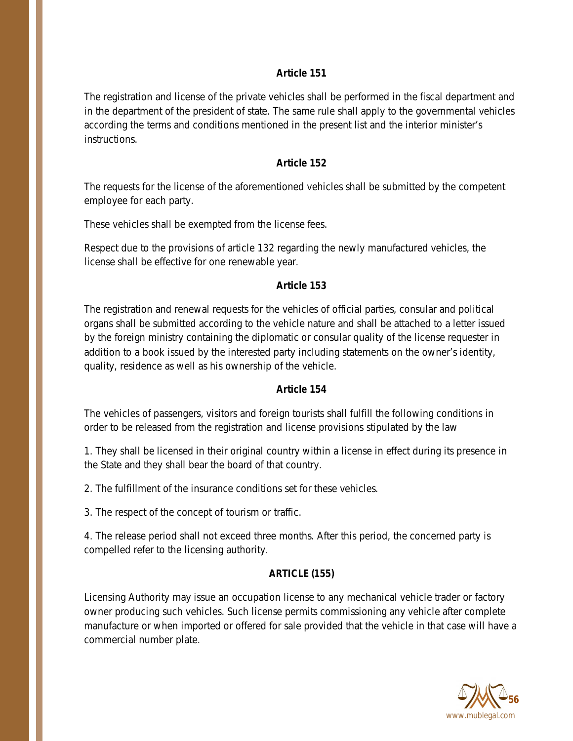**Article 151**

The registration and license of the private vehicles shall be performed in the fiscal department and in the department of the president of state. The same rule shall apply to the governmental vehicles according the terms and conditions mentioned in the present list and the interior minister's instructions.

**Article 152**

The requests for the license of the aforementioned vehicles shall be submitted by the competent employee for each party.

These vehicles shall be exempted from the license fees.

Respect due to the provisions of article 132 regarding the newly manufactured vehicles, the license shall be effective for one renewable year.

**Article 153**

The registration and renewal requests for the vehicles of official parties, consular and political organs shall be submitted according to the vehicle nature and shall be attached to a letter issued by the foreign ministry containing the diplomatic or consular quality of the license requester in addition to a book issued by the interested party including statements on the owner's identity, quality, residence as well as his ownership of the vehicle.

**Article 154**

The vehicles of passengers, visitors and foreign tourists shall fulfill the following conditions in order to be released from the registration and license provisions stipulated by the law

1. They shall be licensed in their original country within a license in effect during its presence in the State and they shall bear the board of that country.

2. The fulfillment of the insurance conditions set for these vehicles.

3. The respect of the concept of tourism or traffic.

4. The release period shall not exceed three months. After this period, the concerned party is compelled refer to the licensing authority.

**ARTICLE (155)**

Licensing Authority may issue an occupation license to any mechanical vehicle trader or factory owner producing such vehicles. Such license permits commissioning any vehicle after complete manufacture or when imported or offered for sale provided that the vehicle in that case will have a commercial number plate.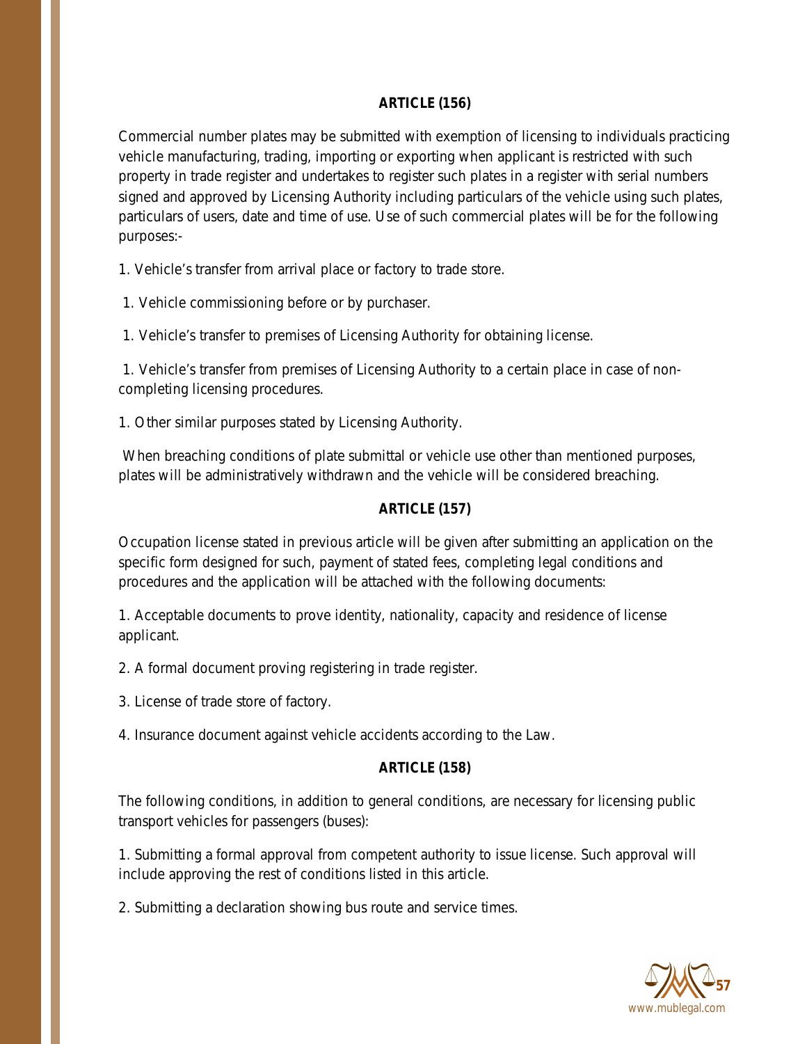**ARTICLE (156)**

Commercial number plates may be submitted with exemption of licensing to individuals practicing vehicle manufacturing, trading, importing or exporting when applicant is restricted with such property in trade register and undertakes to register such plates in a register with serial numbers signed and approved by Licensing Authority including particulars of the vehicle using such plates, particulars of users, date and time of use. Use of such commercial plates will be for the following purposes:-

1. Vehicle's transfer from arrival place or factory to trade store.

1. Vehicle commissioning before or by purchaser.

1. Vehicle's transfer to premises of Licensing Authority for obtaining license.

1. Vehicle's transfer from premises of Licensing Authority to a certain place in case of non-completing licensing procedures.

1. Other similar purposes stated by Licensing Authority.

When breaching conditions of plate submittal or vehicle use other than mentioned purposes, plates will be administratively withdrawn and the vehicle will be considered breaching.

**ARTICLE (157)**

Occupation license stated in previous article will be given after submitting an application on the specific form designed for such, payment of stated fees, completing legal conditions and procedures and the application will be attached with the following documents:

1. Acceptable documents to prove identity, nationality, capacity and residence of license applicant.

2. A formal document proving registering in trade register.

3. License of trade store of factory.

4. Insurance document against vehicle accidents according to the Law.

**ARTICLE (158)**

The following conditions, in addition to general conditions, are necessary for licensing public transport vehicles for passengers (buses):

1. Submitting a formal approval from competent authority to issue license. Such approval will include approving the rest of conditions listed in this article.

2. Submitting a declaration showing bus route and service times.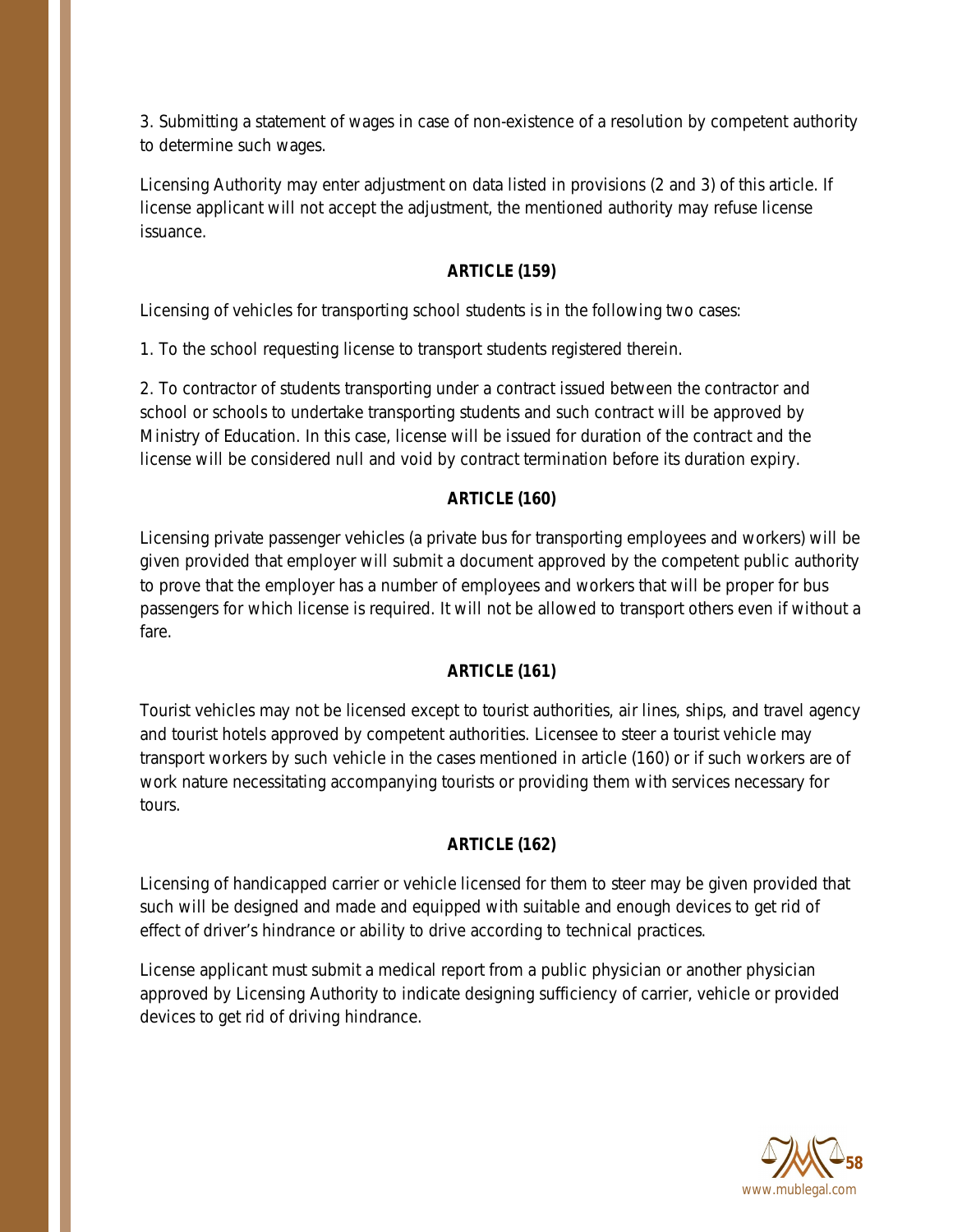3. Submitting a statement of wages in case of non-existence of a resolution by competent authority to determine such wages.

Licensing Authority may enter adjustment on data listed in provisions (2 and 3) of this article. If license applicant will not accept the adjustment, the mentioned authority may refuse license issuance.

**ARTICLE (159)**

Licensing of vehicles for transporting school students is in the following two cases:

1. To the school requesting license to transport students registered therein.

2. To contractor of students transporting under a contract issued between the contractor and school or schools to undertake transporting students and such contract will be approved by Ministry of Education. In this case, license will be issued for duration of the contract and the license will be considered null and void by contract termination before its duration expiry.

**ARTICLE (160)**

Licensing private passenger vehicles (a private bus for transporting employees and workers) will be given provided that employer will submit a document approved by the competent public authority to prove that the employer has a number of employees and workers that will be proper for bus passengers for which license is required. It will not be allowed to transport others even if without a fare.

**ARTICLE (161)**

Tourist vehicles may not be licensed except to tourist authorities, air lines, ships, and travel agency and tourist hotels approved by competent authorities. Licensee to steer a tourist vehicle may transport workers by such vehicle in the cases mentioned in article (160) or if such workers are of work nature necessitating accompanying tourists or providing them with services necessary for tours.

**ARTICLE (162)**

Licensing of handicapped carrier or vehicle licensed for them to steer may be given provided that such will be designed and made and equipped with suitable and enough devices to get rid of effect of driver's hindrance or ability to drive according to technical practices.

License applicant must submit a medical report from a public physician or another physician approved by Licensing Authority to indicate designing sufficiency of carrier, vehicle or provided devices to get rid of driving hindrance.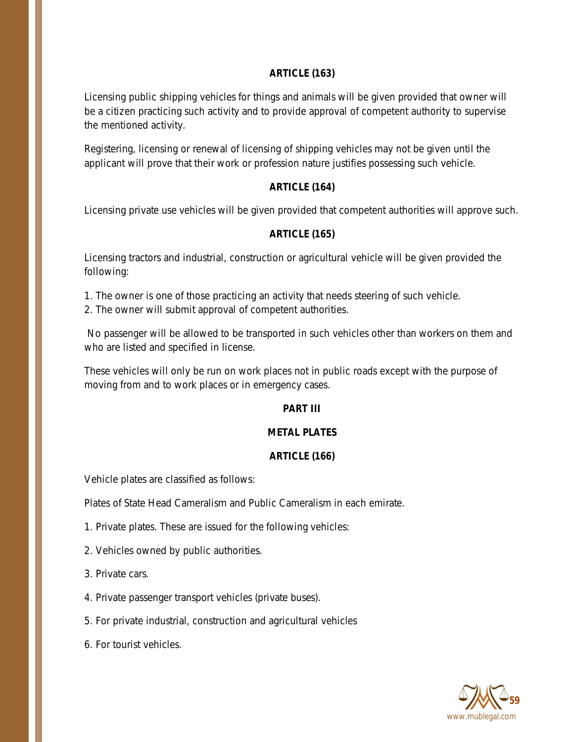**ARTICLE (163)**

Licensing public shipping vehicles for things and animals will be given provided that owner will be a citizen practicing such activity and to provide approval of competent authority to supervise the mentioned activity.

Registering, licensing or renewal of licensing of shipping vehicles may not be given until the applicant will prove that their work or profession nature justifies possessing such vehicle.

**ARTICLE (164)**

Licensing private use vehicles will be given provided that competent authorities will approve such.

**ARTICLE (165)**

Licensing tractors and industrial, construction or agricultural vehicle will be given provided the following:

1. The owner is one of those practicing an activity that needs steering of such vehicle.
2. The owner will submit approval of competent authorities.

No passenger will be allowed to be transported in such vehicles other than workers on them and who are listed and specified in license.

These vehicles will only be run on work places not in public roads except with the purpose of moving from and to work places or in emergency cases.

## PART III

## METAL PLATES

**ARTICLE (166)**

Vehicle plates are classified as follows:

Plates of State Head Cameralism and Public Cameralism in each emirate.

1. Private plates. These are issued for the following vehicles:

2. Vehicles owned by public authorities.

3. Private cars.

4. Private passenger transport vehicles (private buses).

5. For private industrial, construction and agricultural vehicles

6. For tourist vehicles.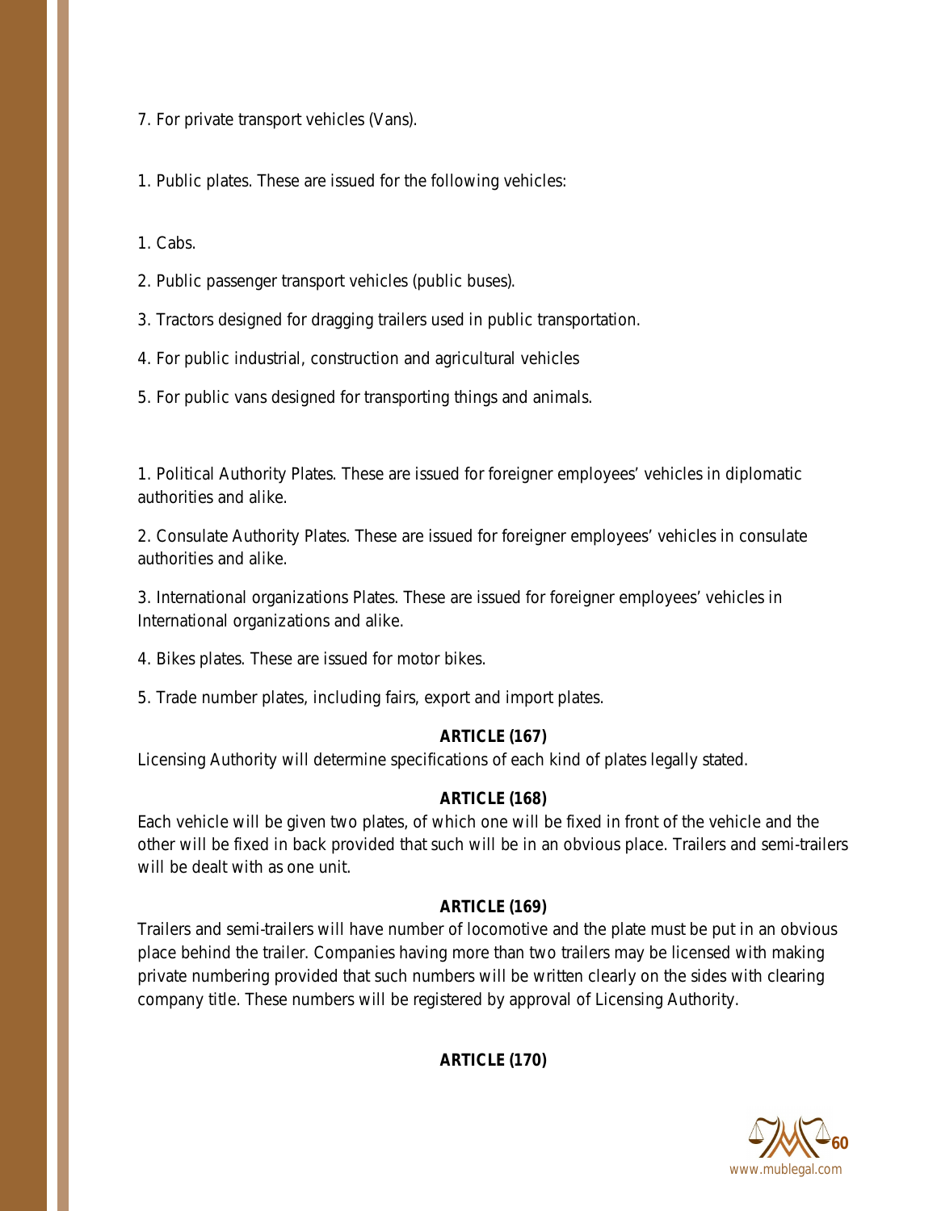7. For private transport vehicles (Vans).

1. Public plates. These are issued for the following vehicles:

1. Cabs.

2. Public passenger transport vehicles (public buses).

3. Tractors designed for dragging trailers used in public transportation.

4. For public industrial, construction and agricultural vehicles

5. For public vans designed for transporting things and animals.

1. Political Authority Plates. These are issued for foreigner employees' vehicles in diplomatic authorities and alike.

2. Consulate Authority Plates. These are issued for foreigner employees' vehicles in consulate authorities and alike.

3. International organizations Plates. These are issued for foreigner employees' vehicles in International organizations and alike.

4. Bikes plates. These are issued for motor bikes.

5. Trade number plates, including fairs, export and import plates.

**ARTICLE (167)**

Licensing Authority will determine specifications of each kind of plates legally stated.

**ARTICLE (168)**

Each vehicle will be given two plates, of which one will be fixed in front of the vehicle and the other will be fixed in back provided that such will be in an obvious place. Trailers and semi-trailers will be dealt with as one unit.

**ARTICLE (169)**

Trailers and semi-trailers will have number of locomotive and the plate must be put in an obvious place behind the trailer. Companies having more than two trailers may be licensed with making private numbering provided that such numbers will be written clearly on the sides with clearing company title. These numbers will be registered by approval of Licensing Authority.

**ARTICLE (170)**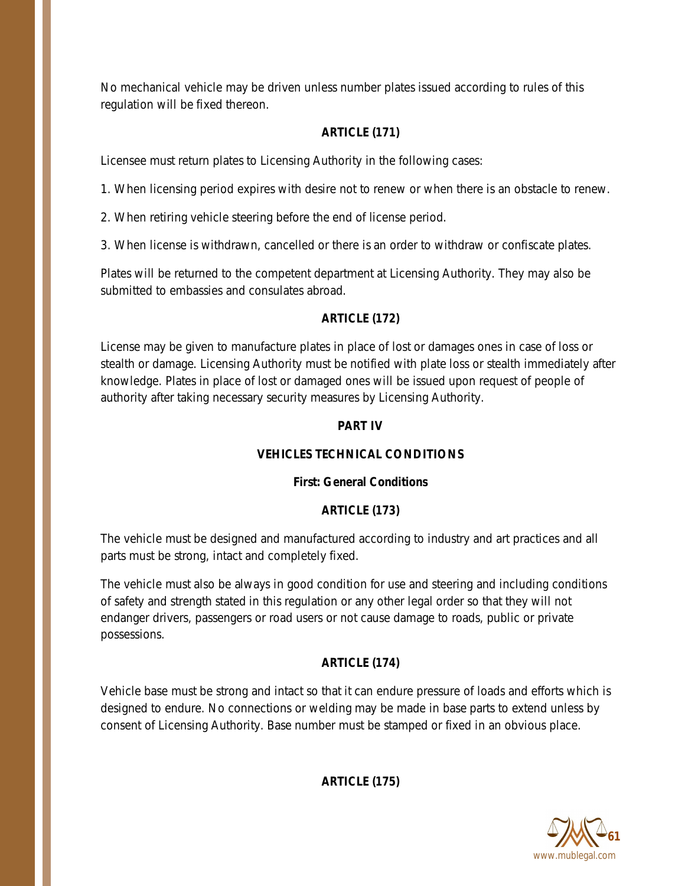No mechanical vehicle may be driven unless number plates issued according to rules of this regulation will be fixed thereon.

**ARTICLE (171)**

Licensee must return plates to Licensing Authority in the following cases:

1. When licensing period expires with desire not to renew or when there is an obstacle to renew.

2. When retiring vehicle steering before the end of license period.

3. When license is withdrawn, cancelled or there is an order to withdraw or confiscate plates.

Plates will be returned to the competent department at Licensing Authority. They may also be submitted to embassies and consulates abroad.

**ARTICLE (172)**

License may be given to manufacture plates in place of lost or damages ones in case of loss or stealth or damage. Licensing Authority must be notified with plate loss or stealth immediately after knowledge. Plates in place of lost or damaged ones will be issued upon request of people of authority after taking necessary security measures by Licensing Authority.

**PART IV**

**VEHICLES TECHNICAL CONDITIONS**

**First: General Conditions**

**ARTICLE (173)**

The vehicle must be designed and manufactured according to industry and art practices and all parts must be strong, intact and completely fixed.

The vehicle must also be always in good condition for use and steering and including conditions of safety and strength stated in this regulation or any other legal order so that they will not endanger drivers, passengers or road users or not cause damage to roads, public or private possessions.

**ARTICLE (174)**

Vehicle base must be strong and intact so that it can endure pressure of loads and efforts which is designed to endure. No connections or welding may be made in base parts to extend unless by consent of Licensing Authority. Base number must be stamped or fixed in an obvious place.

**ARTICLE (175)**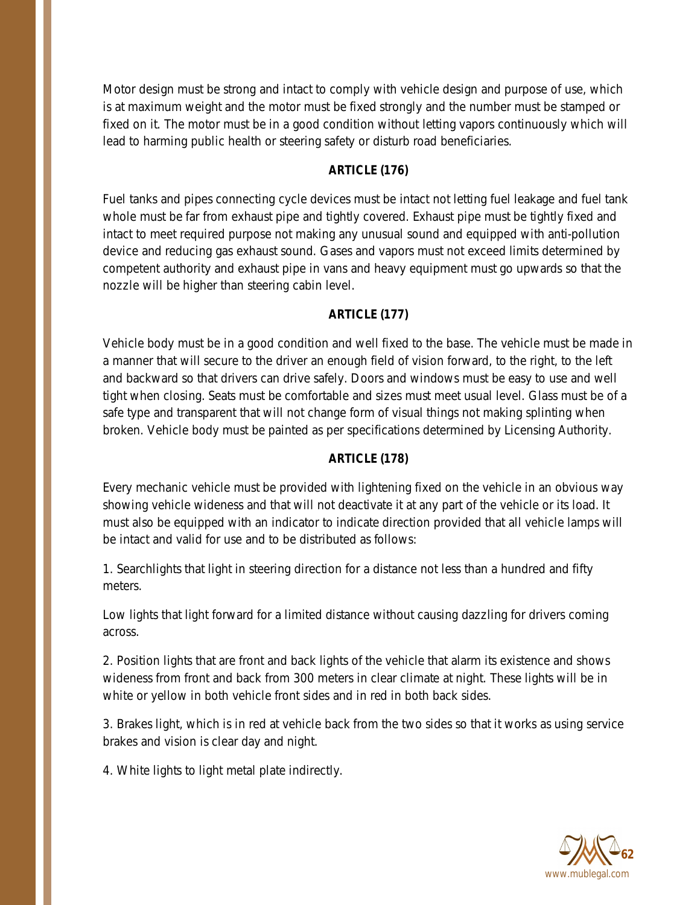Motor design must be strong and intact to comply with vehicle design and purpose of use, which is at maximum weight and the motor must be fixed strongly and the number must be stamped or fixed on it. The motor must be in a good condition without letting vapors continuously which will lead to harming public health or steering safety or disturb road beneficiaries.

### ARTICLE (176)

Fuel tanks and pipes connecting cycle devices must be intact not letting fuel leakage and fuel tank whole must be far from exhaust pipe and tightly covered. Exhaust pipe must be tightly fixed and intact to meet required purpose not making any unusual sound and equipped with anti-pollution device and reducing gas exhaust sound. Gases and vapors must not exceed limits determined by competent authority and exhaust pipe in vans and heavy equipment must go upwards so that the nozzle will be higher than steering cabin level.

### ARTICLE (177)

Vehicle body must be in a good condition and well fixed to the base. The vehicle must be made in a manner that will secure to the driver an enough field of vision forward, to the right, to the left and backward so that drivers can drive safely. Doors and windows must be easy to use and well tight when closing. Seats must be comfortable and sizes must meet usual level. Glass must be of a safe type and transparent that will not change form of visual things not making splinting when broken. Vehicle body must be painted as per specifications determined by Licensing Authority.

### ARTICLE (178)

Every mechanic vehicle must be provided with lightening fixed on the vehicle in an obvious way showing vehicle wideness and that will not deactivate it at any part of the vehicle or its load. It must also be equipped with an indicator to indicate direction provided that all vehicle lamps will be intact and valid for use and to be distributed as follows:

1. Searchlights that light in steering direction for a distance not less than a hundred and fifty meters.

Low lights that light forward for a limited distance without causing dazzling for drivers coming across.

2. Position lights that are front and back lights of the vehicle that alarm its existence and shows wideness from front and back from 300 meters in clear climate at night. These lights will be in white or yellow in both vehicle front sides and in red in both back sides.

3. Brakes light, which is in red at vehicle back from the two sides so that it works as using service brakes and vision is clear day and night.

4. White lights to light metal plate indirectly.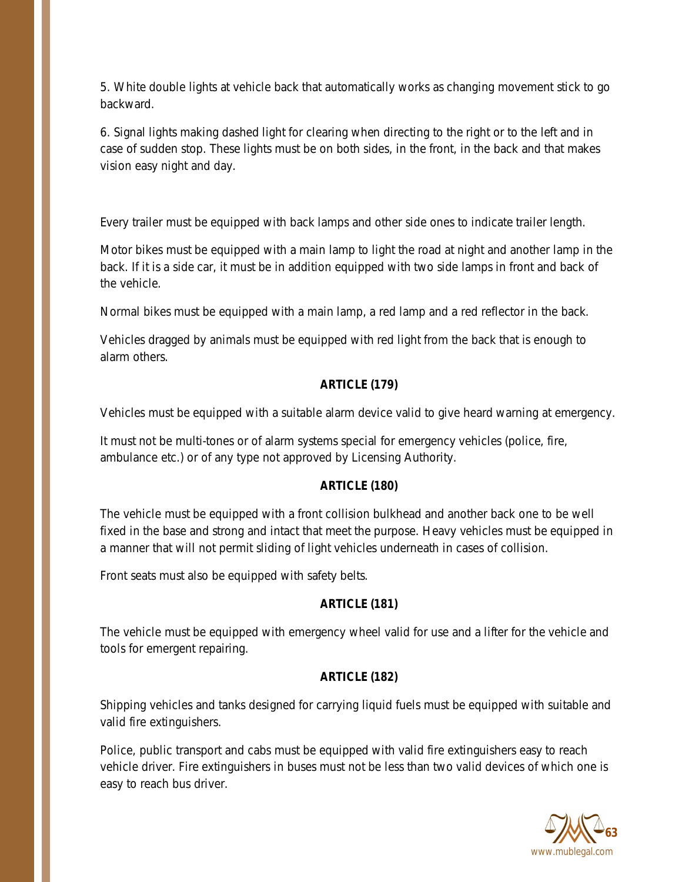5. White double lights at vehicle back that automatically works as changing movement stick to go backward.

6. Signal lights making dashed light for clearing when directing to the right or to the left and in case of sudden stop. These lights must be on both sides, in the front, in the back and that makes vision easy night and day.

Every trailer must be equipped with back lamps and other side ones to indicate trailer length.

Motor bikes must be equipped with a main lamp to light the road at night and another lamp in the back. If it is a side car, it must be in addition equipped with two side lamps in front and back of the vehicle.

Normal bikes must be equipped with a main lamp, a red lamp and a red reflector in the back.

Vehicles dragged by animals must be equipped with red light from the back that is enough to alarm others.

**ARTICLE (179)**

Vehicles must be equipped with a suitable alarm device valid to give heard warning at emergency.

It must not be multi-tones or of alarm systems special for emergency vehicles (police, fire, ambulance etc.) or of any type not approved by Licensing Authority.

**ARTICLE (180)**

The vehicle must be equipped with a front collision bulkhead and another back one to be well fixed in the base and strong and intact that meet the purpose. Heavy vehicles must be equipped in a manner that will not permit sliding of light vehicles underneath in cases of collision.

Front seats must also be equipped with safety belts.

**ARTICLE (181)**

The vehicle must be equipped with emergency wheel valid for use and a lifter for the vehicle and tools for emergent repairing.

**ARTICLE (182)**

Shipping vehicles and tanks designed for carrying liquid fuels must be equipped with suitable and valid fire extinguishers.

Police, public transport and cabs must be equipped with valid fire extinguishers easy to reach vehicle driver. Fire extinguishers in buses must not be less than two valid devices of which one is easy to reach bus driver.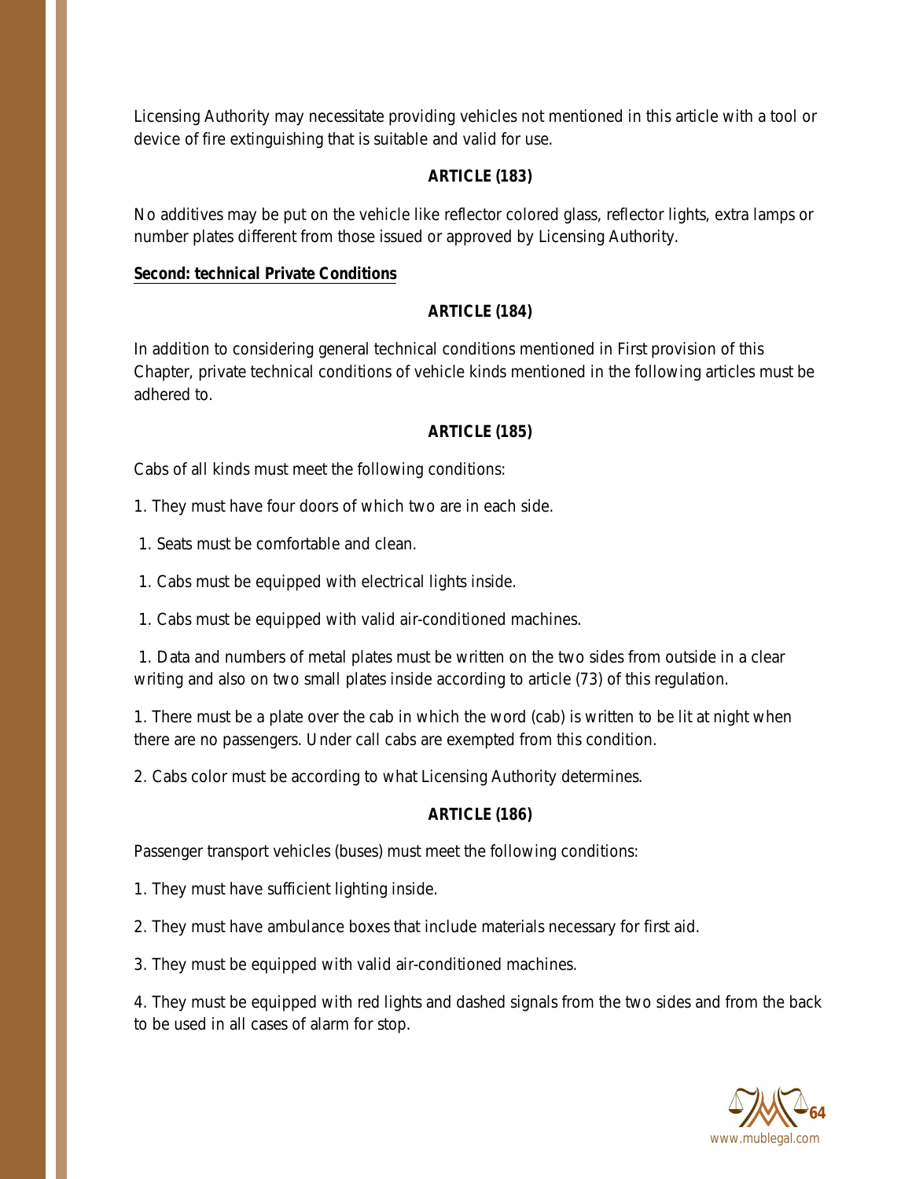Licensing Authority may necessitate providing vehicles not mentioned in this article with a tool or device of fire extinguishing that is suitable and valid for use.

**ARTICLE (183)**

No additives may be put on the vehicle like reflector colored glass, reflector lights, extra lamps or number plates different from those issued or approved by Licensing Authority.

**Second: technical Private Conditions**

**ARTICLE (184)**

In addition to considering general technical conditions mentioned in First provision of this Chapter, private technical conditions of vehicle kinds mentioned in the following articles must be adhered to.

**ARTICLE (185)**

Cabs of all kinds must meet the following conditions:

1. They must have four doors of which two are in each side.

1. Seats must be comfortable and clean.

1. Cabs must be equipped with electrical lights inside.

1. Cabs must be equipped with valid air-conditioned machines.

1. Data and numbers of metal plates must be written on the two sides from outside in a clear writing and also on two small plates inside according to article (73) of this regulation.

1. There must be a plate over the cab in which the word (cab) is written to be lit at night when there are no passengers. Under call cabs are exempted from this condition.

2. Cabs color must be according to what Licensing Authority determines.

**ARTICLE (186)**

Passenger transport vehicles (buses) must meet the following conditions:

1. They must have sufficient lighting inside.

2. They must have ambulance boxes that include materials necessary for first aid.

3. They must be equipped with valid air-conditioned machines.

4. They must be equipped with red lights and dashed signals from the two sides and from the back to be used in all cases of alarm for stop.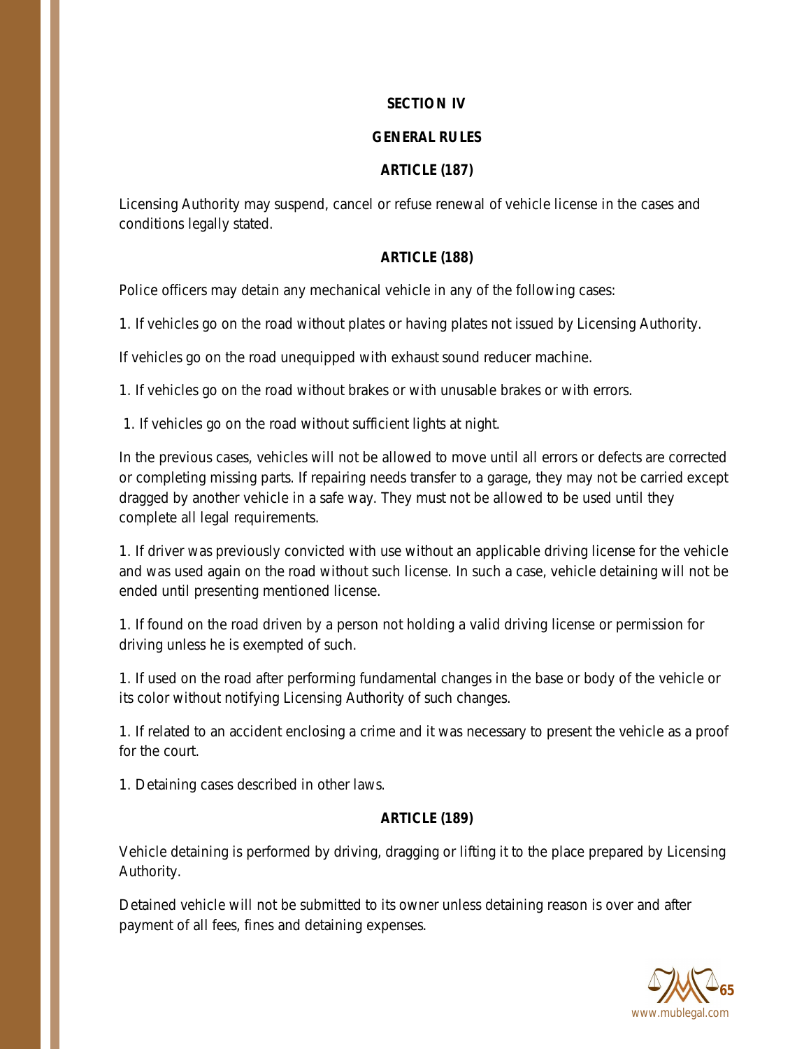**SECTION IV**

**GENERAL RULES**

**ARTICLE (187)**

Licensing Authority may suspend, cancel or refuse renewal of vehicle license in the cases and conditions legally stated.

**ARTICLE (188)**

Police officers may detain any mechanical vehicle in any of the following cases:

1. If vehicles go on the road without plates or having plates not issued by Licensing Authority.

If vehicles go on the road unequipped with exhaust sound reducer machine.

1. If vehicles go on the road without brakes or with unusable brakes or with errors.

1. If vehicles go on the road without sufficient lights at night.

In the previous cases, vehicles will not be allowed to move until all errors or defects are corrected or completing missing parts. If repairing needs transfer to a garage, they may not be carried except dragged by another vehicle in a safe way. They must not be allowed to be used until they complete all legal requirements.

1. If driver was previously convicted with use without an applicable driving license for the vehicle and was used again on the road without such license. In such a case, vehicle detaining will not be ended until presenting mentioned license.

1. If found on the road driven by a person not holding a valid driving license or permission for driving unless he is exempted of such.

1. If used on the road after performing fundamental changes in the base or body of the vehicle or its color without notifying Licensing Authority of such changes.

1. If related to an accident enclosing a crime and it was necessary to present the vehicle as a proof for the court.

1. Detaining cases described in other laws.

**ARTICLE (189)**

Vehicle detaining is performed by driving, dragging or lifting it to the place prepared by Licensing Authority.

Detained vehicle will not be submitted to its owner unless detaining reason is over and after payment of all fees, fines and detaining expenses.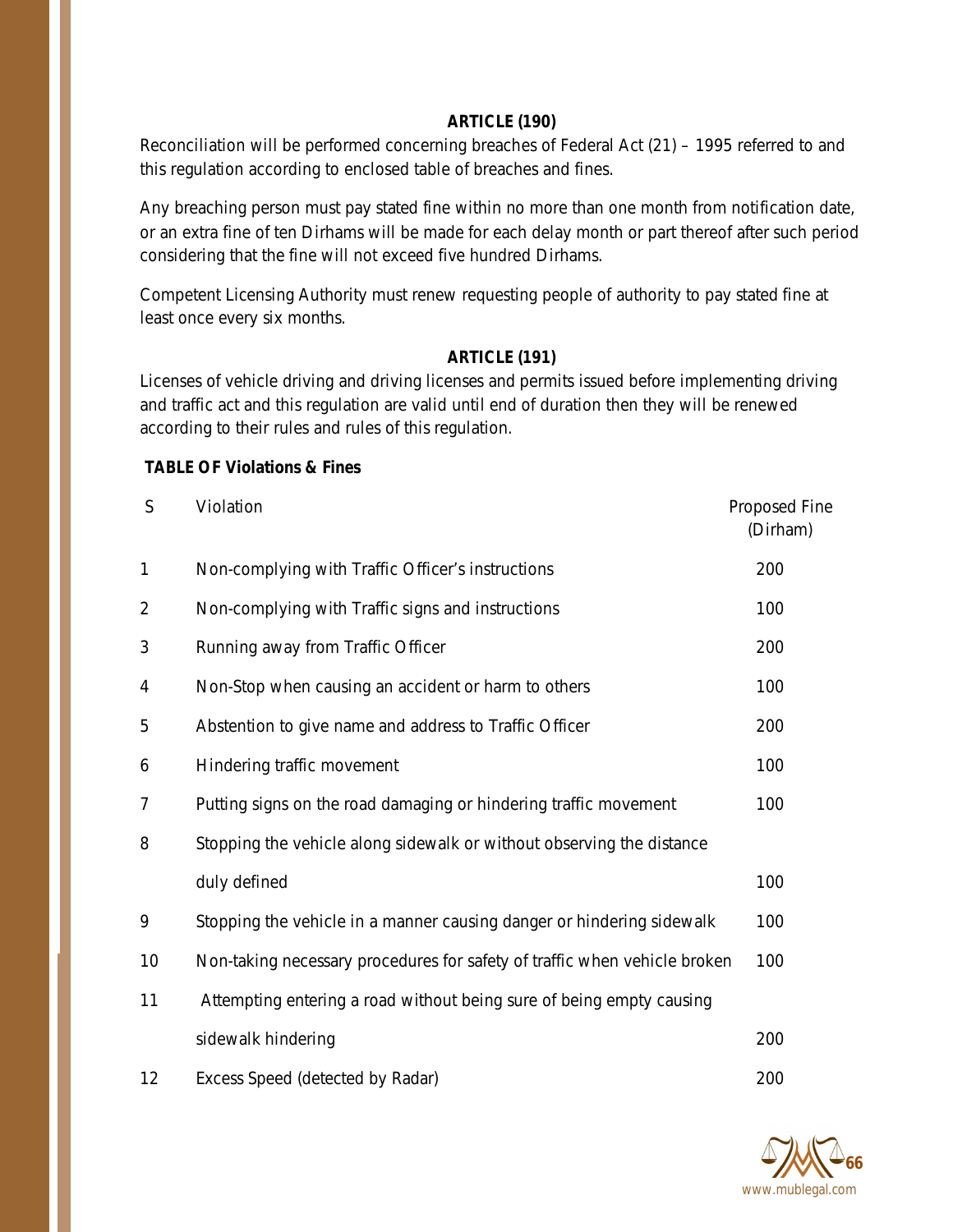**ARTICLE (190)**

Reconciliation will be performed concerning breaches of Federal Act (21) – 1995 referred to and this regulation according to enclosed table of breaches and fines.

Any breaching person must pay stated fine within no more than one month from notification date, or an extra fine of ten Dirhams will be made for each delay month or part thereof after such period considering that the fine will not exceed five hundred Dirhams.

Competent Licensing Authority must renew requesting people of authority to pay stated fine at least once every six months.

**ARTICLE (191)**

Licenses of vehicle driving and driving licenses and permits issued before implementing driving and traffic act and this regulation are valid until end of duration then they will be renewed according to their rules and rules of this regulation.

**TABLE OF Violations & Fines**

| S | Violation | Proposed Fine (Dirham) |
|---|---|---|
| 1 | Non-complying with Traffic Officer's instructions | 200 |
| 2 | Non-complying with Traffic signs and instructions | 100 |
| 3 | Running away from Traffic Officer | 200 |
| 4 | Non-Stop when causing an accident or harm to others | 100 |
| 5 | Abstention to give name and address to Traffic Officer | 200 |
| 6 | Hindering traffic movement | 100 |
| 7 | Putting signs on the road damaging or hindering traffic movement | 100 |
| 8 | Stopping the vehicle along sidewalk or without observing the distance duly defined | 100 |
| 9 | Stopping the vehicle in a manner causing danger or hindering sidewalk | 100 |
| 10 | Non-taking necessary procedures for safety of traffic when vehicle broken | 100 |
| 11 | Attempting entering a road without being sure of being empty causing sidewalk hindering | 200 |
| 12 | Excess Speed (detected by Radar) | 200 |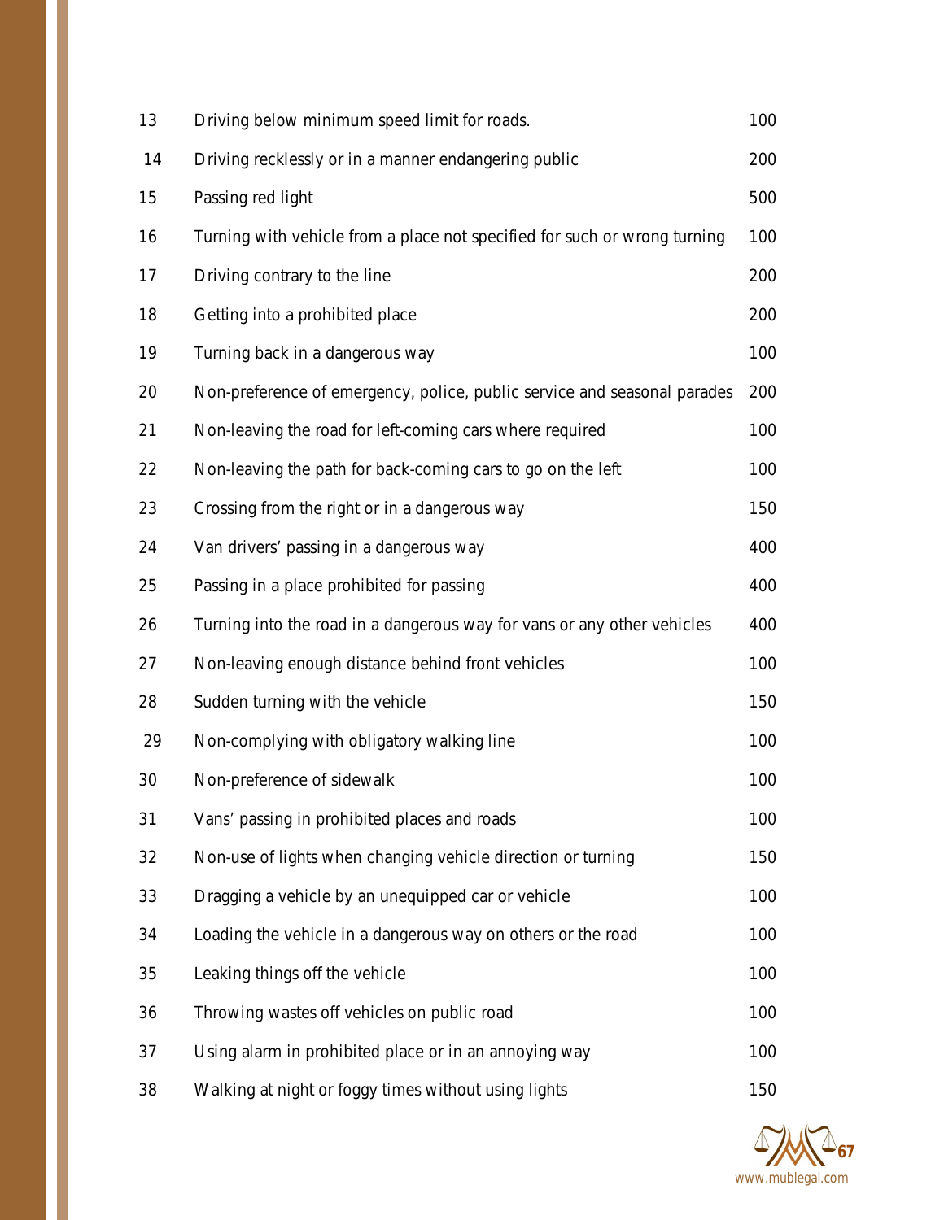| | | |
|---|---|---|
| 13 | Driving below minimum speed limit for roads. | 100 |
| 14 | Driving recklessly or in a manner endangering public | 200 |
| 15 | Passing red light | 500 |
| 16 | Turning with vehicle from a place not specified for such or wrong turning | 100 |
| 17 | Driving contrary to the line | 200 |
| 18 | Getting into a prohibited place | 200 |
| 19 | Turning back in a dangerous way | 100 |
| 20 | Non-preference of emergency, police, public service and seasonal parades | 200 |
| 21 | Non-leaving the road for left-coming cars where required | 100 |
| 22 | Non-leaving the path for back-coming cars to go on the left | 100 |
| 23 | Crossing from the right or in a dangerous way | 150 |
| 24 | Van drivers' passing in a dangerous way | 400 |
| 25 | Passing in a place prohibited for passing | 400 |
| 26 | Turning into the road in a dangerous way for vans or any other vehicles | 400 |
| 27 | Non-leaving enough distance behind front vehicles | 100 |
| 28 | Sudden turning with the vehicle | 150 |
| 29 | Non-complying with obligatory walking line | 100 |
| 30 | Non-preference of sidewalk | 100 |
| 31 | Vans' passing in prohibited places and roads | 100 |
| 32 | Non-use of lights when changing vehicle direction or turning | 150 |
| 33 | Dragging a vehicle by an unequipped car or vehicle | 100 |
| 34 | Loading the vehicle in a dangerous way on others or the road | 100 |
| 35 | Leaking things off the vehicle | 100 |
| 36 | Throwing wastes off vehicles on public road | 100 |
| 37 | Using alarm in prohibited place or in an annoying way | 100 |
| 38 | Walking at night or foggy times without using lights | 150 |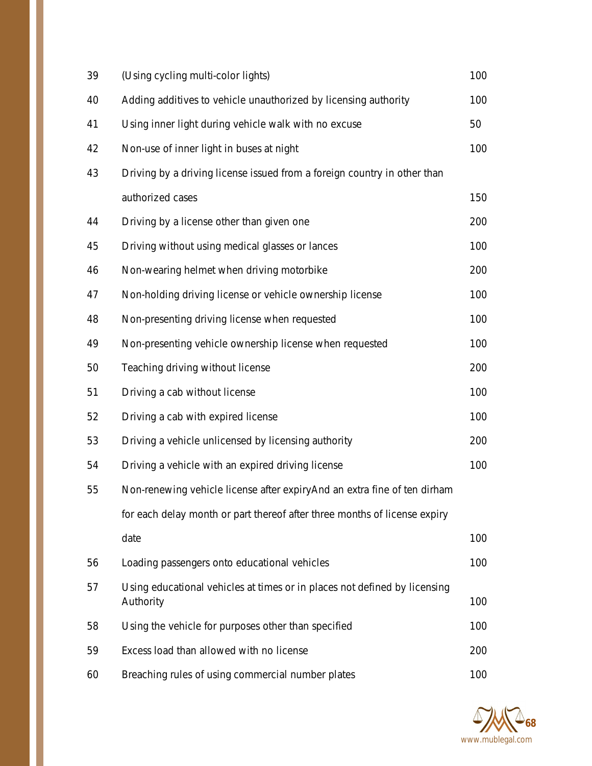| | | |
|---|---|---|
| 39 | (Using cycling multi-color lights) | 100 |
| 40 | Adding additives to vehicle unauthorized by licensing authority | 100 |
| 41 | Using inner light during vehicle walk with no excuse | 50 |
| 42 | Non-use of inner light in buses at night | 100 |
| 43 | Driving by a driving license issued from a foreign country in other than authorized cases | 150 |
| 44 | Driving by a license other than given one | 200 |
| 45 | Driving without using medical glasses or lances | 100 |
| 46 | Non-wearing helmet when driving motorbike | 200 |
| 47 | Non-holding driving license or vehicle ownership license | 100 |
| 48 | Non-presenting driving license when requested | 100 |
| 49 | Non-presenting vehicle ownership license when requested | 100 |
| 50 | Teaching driving without license | 200 |
| 51 | Driving a cab without license | 100 |
| 52 | Driving a cab with expired license | 100 |
| 53 | Driving a vehicle unlicensed by licensing authority | 200 |
| 54 | Driving a vehicle with an expired driving license | 100 |
| 55 | Non-renewing vehicle license after expiryAnd an extra fine of ten dirham for each delay month or part thereof after three months of license expiry date | 100 |
| 56 | Loading passengers onto educational vehicles | 100 |
| 57 | Using educational vehicles at times or in places not defined by licensing Authority | 100 |
| 58 | Using the vehicle for purposes other than specified | 100 |
| 59 | Excess load than allowed with no license | 200 |
| 60 | Breaching rules of using commercial number plates | 100 |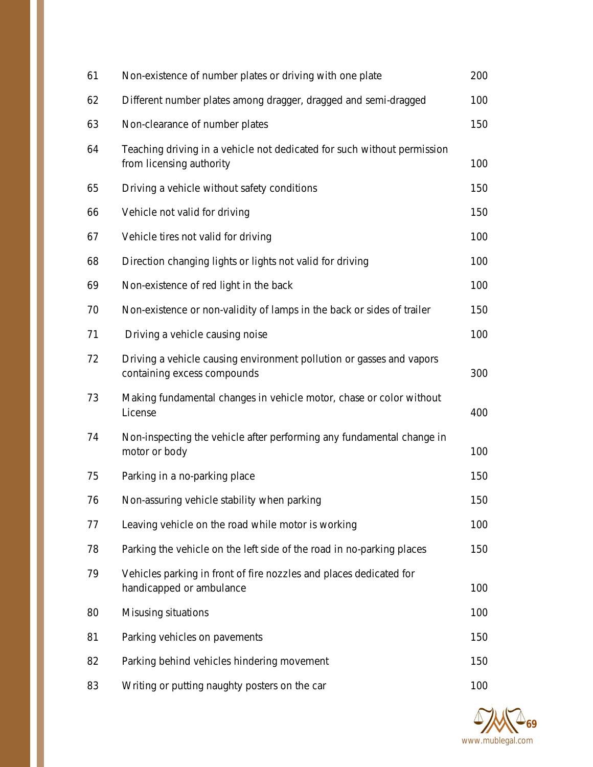| | | |
|---|---|---|
| 61 | Non-existence of number plates or driving with one plate | 200 |
| 62 | Different number plates among dragger, dragged and semi-dragged | 100 |
| 63 | Non-clearance of number plates | 150 |
| 64 | Teaching driving in a vehicle not dedicated for such without permission from licensing authority | 100 |
| 65 | Driving a vehicle without safety conditions | 150 |
| 66 | Vehicle not valid for driving | 150 |
| 67 | Vehicle tires not valid for driving | 100 |
| 68 | Direction changing lights or lights not valid for driving | 100 |
| 69 | Non-existence of red light in the back | 100 |
| 70 | Non-existence or non-validity of lamps in the back or sides of trailer | 150 |
| 71 | Driving a vehicle causing noise | 100 |
| 72 | Driving a vehicle causing environment pollution or gasses and vapors containing excess compounds | 300 |
| 73 | Making fundamental changes in vehicle motor, chase or color without License | 400 |
| 74 | Non-inspecting the vehicle after performing any fundamental change in motor or body | 100 |
| 75 | Parking in a no-parking place | 150 |
| 76 | Non-assuring vehicle stability when parking | 150 |
| 77 | Leaving vehicle on the road while motor is working | 100 |
| 78 | Parking the vehicle on the left side of the road in no-parking places | 150 |
| 79 | Vehicles parking in front of fire nozzles and places dedicated for handicapped or ambulance | 100 |
| 80 | Misusing situations | 100 |
| 81 | Parking vehicles on pavements | 150 |
| 82 | Parking behind vehicles hindering movement | 150 |
| 83 | Writing or putting naughty posters on the car | 100 |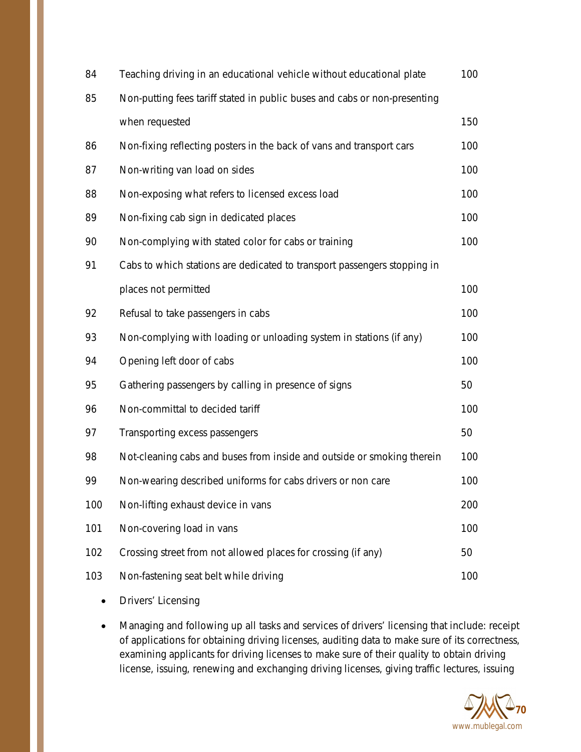| | | |
|---|---|---|
| 84 | Teaching driving in an educational vehicle without educational plate | 100 |
| 85 | Non-putting fees tariff stated in public buses and cabs or non-presenting when requested | 150 |
| 86 | Non-fixing reflecting posters in the back of vans and transport cars | 100 |
| 87 | Non-writing van load on sides | 100 |
| 88 | Non-exposing what refers to licensed excess load | 100 |
| 89 | Non-fixing cab sign in dedicated places | 100 |
| 90 | Non-complying with stated color for cabs or training | 100 |
| 91 | Cabs to which stations are dedicated to transport passengers stopping in places not permitted | 100 |
| 92 | Refusal to take passengers in cabs | 100 |
| 93 | Non-complying with loading or unloading system in stations (if any) | 100 |
| 94 | Opening left door of cabs | 100 |
| 95 | Gathering passengers by calling in presence of signs | 50 |
| 96 | Non-committal to decided tariff | 100 |
| 97 | Transporting excess passengers | 50 |
| 98 | Not-cleaning cabs and buses from inside and outside or smoking therein | 100 |
| 99 | Non-wearing described uniforms for cabs drivers or non care | 100 |
| 100 | Non-lifting exhaust device in vans | 200 |
| 101 | Non-covering load in vans | 100 |
| 102 | Crossing street from not allowed places for crossing (if any) | 50 |
| 103 | Non-fastening seat belt while driving | 100 |

- Drivers' Licensing
- Managing and following up all tasks and services of drivers' licensing that include: receipt of applications for obtaining driving licenses, auditing data to make sure of its correctness, examining applicants for driving licenses to make sure of their quality to obtain driving license, issuing, renewing and exchanging driving licenses, giving traffic lectures, issuing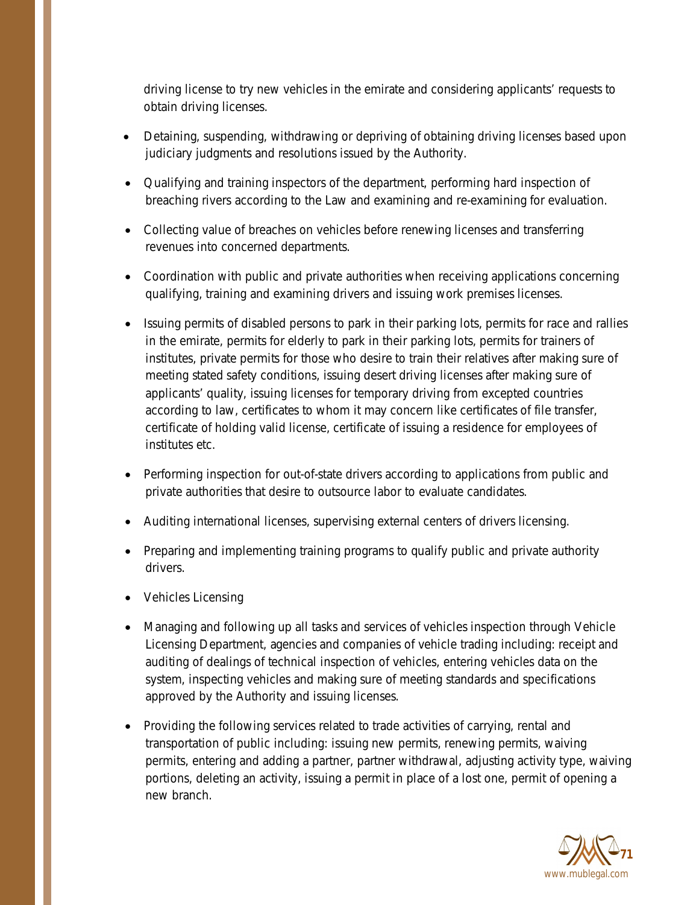driving license to try new vehicles in the emirate and considering applicants' requests to obtain driving licenses.

- Detaining, suspending, withdrawing or depriving of obtaining driving licenses based upon judiciary judgments and resolutions issued by the Authority.
- Qualifying and training inspectors of the department, performing hard inspection of breaching rivers according to the Law and examining and re-examining for evaluation.
- Collecting value of breaches on vehicles before renewing licenses and transferring revenues into concerned departments.
- Coordination with public and private authorities when receiving applications concerning qualifying, training and examining drivers and issuing work premises licenses.
- Issuing permits of disabled persons to park in their parking lots, permits for race and rallies in the emirate, permits for elderly to park in their parking lots, permits for trainers of institutes, private permits for those who desire to train their relatives after making sure of meeting stated safety conditions, issuing desert driving licenses after making sure of applicants' quality, issuing licenses for temporary driving from excepted countries according to law, certificates to whom it may concern like certificates of file transfer, certificate of holding valid license, certificate of issuing a residence for employees of institutes etc.
- Performing inspection for out-of-state drivers according to applications from public and private authorities that desire to outsource labor to evaluate candidates.
- Auditing international licenses, supervising external centers of drivers licensing.
- Preparing and implementing training programs to qualify public and private authority drivers.
- Vehicles Licensing
- Managing and following up all tasks and services of vehicles inspection through Vehicle Licensing Department, agencies and companies of vehicle trading including: receipt and auditing of dealings of technical inspection of vehicles, entering vehicles data on the system, inspecting vehicles and making sure of meeting standards and specifications approved by the Authority and issuing licenses.
- Providing the following services related to trade activities of carrying, rental and transportation of public including: issuing new permits, renewing permits, waiving permits, entering and adding a partner, partner withdrawal, adjusting activity type, waiving portions, deleting an activity, issuing a permit in place of a lost one, permit of opening a new branch.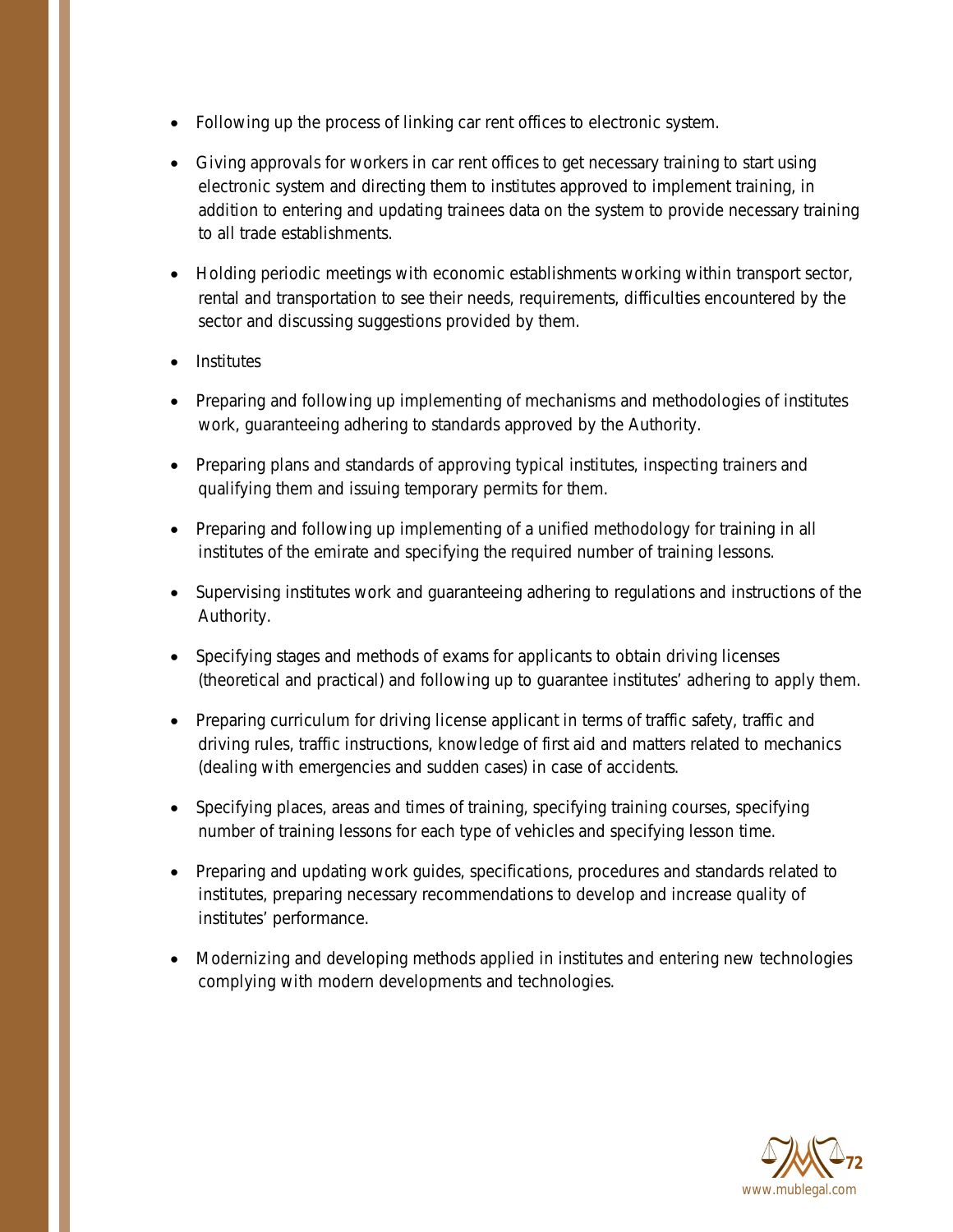- Following up the process of linking car rent offices to electronic system.
- Giving approvals for workers in car rent offices to get necessary training to start using electronic system and directing them to institutes approved to implement training, in addition to entering and updating trainees data on the system to provide necessary training to all trade establishments.
- Holding periodic meetings with economic establishments working within transport sector, rental and transportation to see their needs, requirements, difficulties encountered by the sector and discussing suggestions provided by them.
- Institutes
- Preparing and following up implementing of mechanisms and methodologies of institutes work, guaranteeing adhering to standards approved by the Authority.
- Preparing plans and standards of approving typical institutes, inspecting trainers and qualifying them and issuing temporary permits for them.
- Preparing and following up implementing of a unified methodology for training in all institutes of the emirate and specifying the required number of training lessons.
- Supervising institutes work and guaranteeing adhering to regulations and instructions of the Authority.
- Specifying stages and methods of exams for applicants to obtain driving licenses (theoretical and practical) and following up to guarantee institutes' adhering to apply them.
- Preparing curriculum for driving license applicant in terms of traffic safety, traffic and driving rules, traffic instructions, knowledge of first aid and matters related to mechanics (dealing with emergencies and sudden cases) in case of accidents.
- Specifying places, areas and times of training, specifying training courses, specifying number of training lessons for each type of vehicles and specifying lesson time.
- Preparing and updating work guides, specifications, procedures and standards related to institutes, preparing necessary recommendations to develop and increase quality of institutes' performance.
- Modernizing and developing methods applied in institutes and entering new technologies complying with modern developments and technologies.